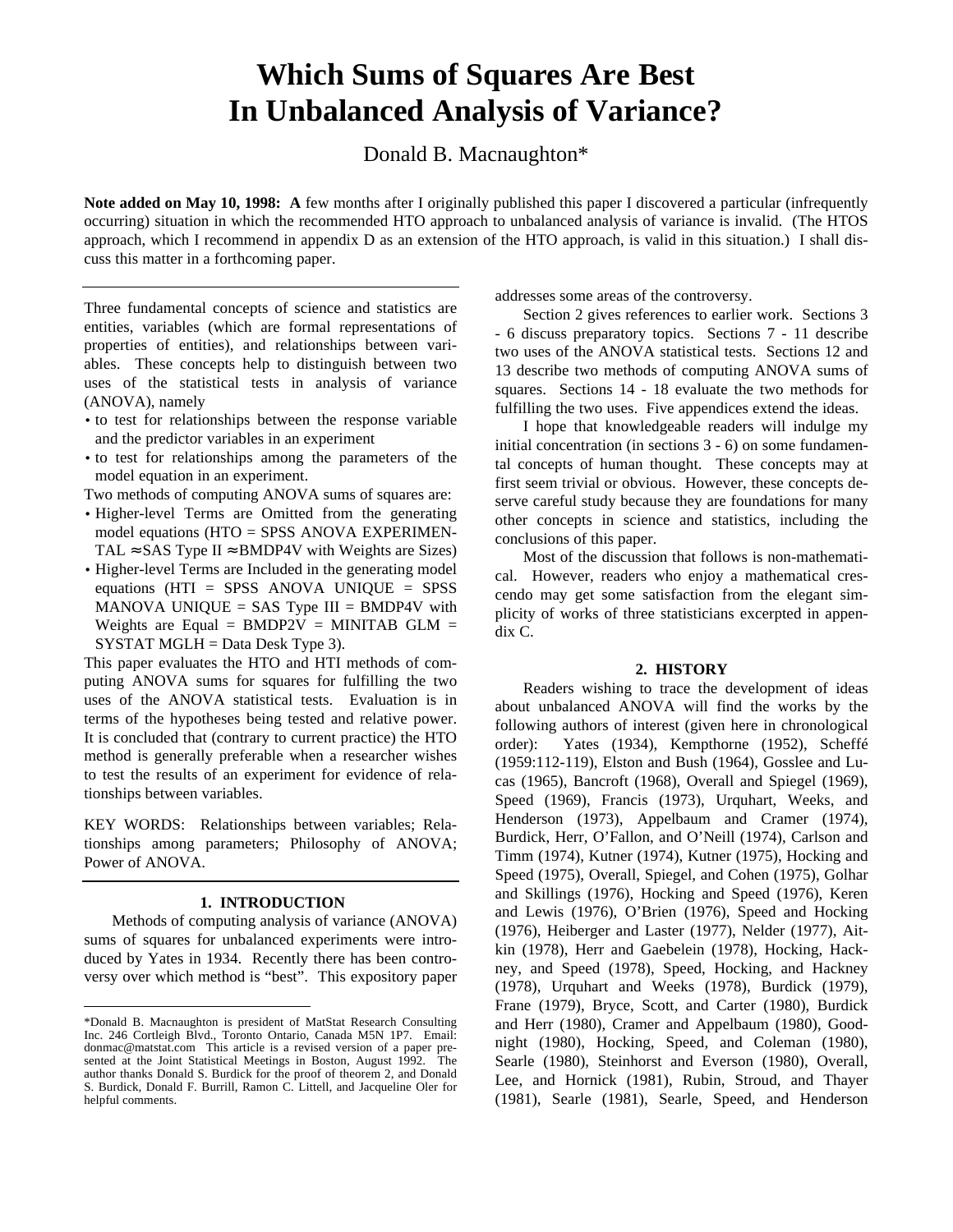# Which Sums of Squares Are Best In Unbalanced Analysis of Variance?

Donald B. Macnaughton*

**Note added on May 10, 1998: A** few months after I originally published this paper I discovered a particular (infrequently occurring) situation in which the recommended HTO approach to unbalanced analysis of variance is invalid. (The HTOS approach, which I recommend in appendix D as an extension of the HTO approach, is valid in this situation.) I shall discuss this matter in a forthcoming paper.

---

Three fundamental concepts of science and statistics are entities, variables (which are formal representations of properties of entities), and relationships between variables. These concepts help to distinguish between two uses of the statistical tests in analysis of variance (ANOVA), namely

- to test for relationships between the response variable and the predictor variables in an experiment
- to test for relationships among the parameters of the model equation in an experiment.

Two methods of computing ANOVA sums of squares are:

- Higher-level Terms are Omitted from the generating model equations (HTO = SPSS ANOVA EXPERIMENTAL ≈ SAS Type II ≈ BMDP4V with Weights are Sizes)
- Higher-level Terms are Included in the generating model equations (HTI = SPSS ANOVA UNIQUE = SPSS MANOVA UNIQUE = SAS Type III = BMDP4V with Weights are Equal = BMDP2V = MINITAB GLM = SYSTAT MGLH = Data Desk Type 3).

This paper evaluates the HTO and HTI methods of computing ANOVA sums for squares for fulfilling the two uses of the ANOVA statistical tests. Evaluation is in terms of the hypotheses being tested and relative power. It is concluded that (contrary to current practice) the HTO method is generally preferable when a researcher wishes to test the results of an experiment for evidence of relationships between variables.

KEY WORDS: Relationships between variables; Relationships among parameters; Philosophy of ANOVA; Power of ANOVA.

---

## 1. INTRODUCTION

Methods of computing analysis of variance (ANOVA) sums of squares for unbalanced experiments were introduced by Yates in 1934. Recently there has been controversy over which method is "best". This expository paper addresses some areas of the controversy.

Section 2 gives references to earlier work. Sections 3 - 6 discuss preparatory topics. Sections 7 - 11 describe two uses of the ANOVA statistical tests. Sections 12 and 13 describe two methods of computing ANOVA sums of squares. Sections 14 - 18 evaluate the two methods for fulfilling the two uses. Five appendices extend the ideas.

I hope that knowledgeable readers will indulge my initial concentration (in sections 3 - 6) on some fundamental concepts of human thought. These concepts may at first seem trivial or obvious. However, these concepts deserve careful study because they are foundations for many other concepts in science and statistics, including the conclusions of this paper.

Most of the discussion that follows is non-mathematical. However, readers who enjoy a mathematical crescendo may get some satisfaction from the elegant simplicity of works of three statisticians excerpted in appendix C.

## 2. HISTORY

Readers wishing to trace the development of ideas about unbalanced ANOVA will find the works by the following authors of interest (given here in chronological order): Yates (1934), Kempthorne (1952), Scheffé (1959:112-119), Elston and Bush (1964), Gosslee and Lucas (1965), Bancroft (1968), Overall and Spiegel (1969), Speed (1969), Francis (1973), Urquhart, Weeks, and Henderson (1973), Appelbaum and Cramer (1974), Burdick, Herr, O'Fallon, and O'Neill (1974), Carlson and Timm (1974), Kutner (1974), Kutner (1975), Hocking and Speed (1975), Overall, Spiegel, and Cohen (1975), Golhar and Skillings (1976), Hocking and Speed (1976), Keren and Lewis (1976), O'Brien (1976), Speed and Hocking (1976), Heiberger and Laster (1977), Nelder (1977), Aitkin (1978), Herr and Gaebelein (1978), Hocking, Hackney, and Speed (1978), Speed, Hocking, and Hackney (1978), Urquhart and Weeks (1978), Burdick (1979), Frane (1979), Bryce, Scott, and Carter (1980), Burdick and Herr (1980), Cramer and Appelbaum (1980), Goodnight (1980), Hocking, Speed, and Coleman (1980), Searle (1980), Steinhorst and Everson (1980), Overall, Lee, and Hornick (1981), Rubin, Stroud, and Thayer (1981), Searle (1981), Searle, Speed, and Henderson

---

*Donald B. Macnaughton is president of MatStat Research Consulting Inc. 246 Cortleigh Blvd., Toronto Ontario, Canada M5N 1P7. Email: donmac@matstat.com This article is a revised version of a paper presented at the Joint Statistical Meetings in Boston, August 1992. The author thanks Donald S. Burdick for the proof of theorem 2, and Donald S. Burdick, Donald F. Burrill, Ramon C. Littell, and Jacqueline Oler for helpful comments.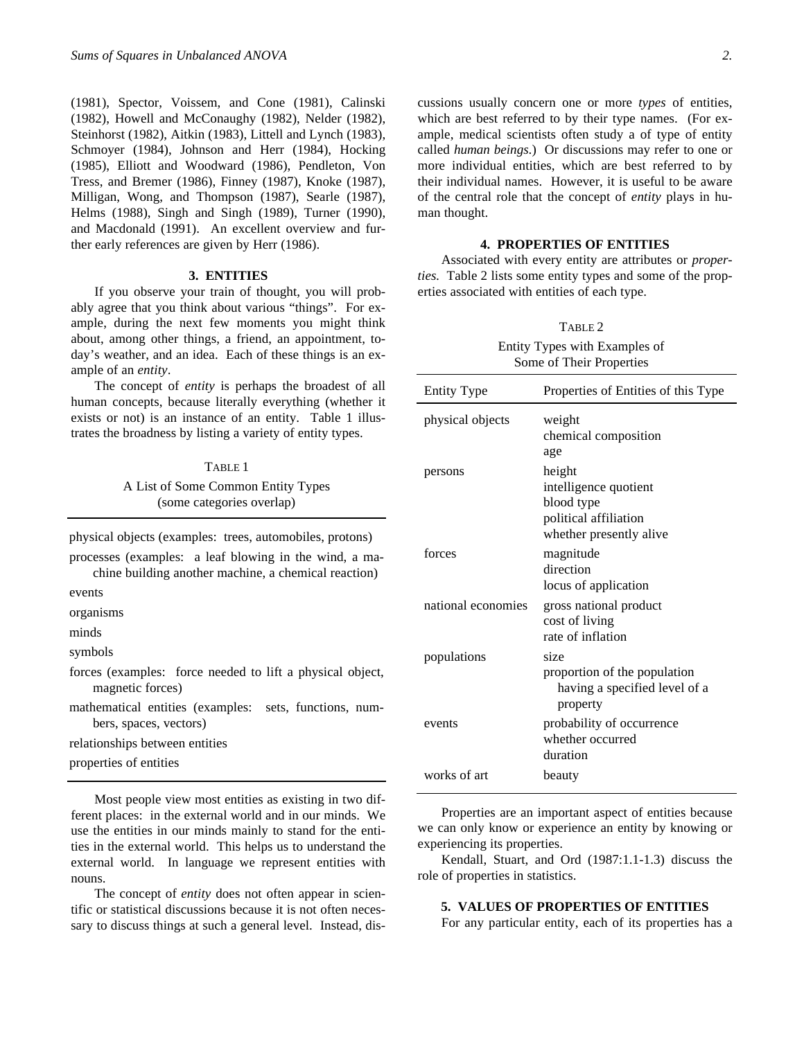(1981), Spector, Voissem, and Cone (1981), Calinski (1982), Howell and McConaughy (1982), Nelder (1982), Steinhorst (1982), Aitkin (1983), Littell and Lynch (1983), Schmoyer (1984), Johnson and Herr (1984), Hocking (1985), Elliott and Woodward (1986), Pendleton, Von Tress, and Bremer (1986), Finney (1987), Knoke (1987), Milligan, Wong, and Thompson (1987), Searle (1987), Helms (1988), Singh and Singh (1989), Turner (1990), and Macdonald (1991). An excellent overview and further early references are given by Herr (1986).

## 3. ENTITIES

If you observe your train of thought, you will probably agree that you think about various "things". For example, during the next few moments you might think about, among other things, a friend, an appointment, today's weather, and an idea. Each of these things is an example of an *entity*.

The concept of *entity* is perhaps the broadest of all human concepts, because literally everything (whether it exists or not) is an instance of an entity. Table 1 illustrates the broadness by listing a variety of entity types.

TABLE 1

A List of Some Common Entity Types (some categories overlap)

- physical objects (examples: trees, automobiles, protons)
- processes (examples: a leaf blowing in the wind, a machine building another machine, a chemical reaction)
- events
- organisms
- minds
- symbols
- forces (examples: force needed to lift a physical object, magnetic forces)
- mathematical entities (examples: sets, functions, numbers, spaces, vectors)
- relationships between entities
- properties of entities

Most people view most entities as existing in two different places: in the external world and in our minds. We use the entities in our minds mainly to stand for the entities in the external world. This helps us to understand the external world. In language we represent entities with nouns.

The concept of *entity* does not often appear in scientific or statistical discussions because it is not often necessary to discuss things at such a general level. Instead, discussions usually concern one or more *types* of entities, which are best referred to by their type names. (For example, medical scientists often study a of type of entity called *human beings.*) Or discussions may refer to one or more individual entities, which are best referred to by their individual names. However, it is useful to be aware of the central role that the concept of *entity* plays in human thought.

## 4. PROPERTIES OF ENTITIES

Associated with every entity are attributes or *properties.* Table 2 lists some entity types and some of the properties associated with entities of each type.

TABLE 2

Entity Types with Examples of Some of Their Properties

| Entity Type | Properties of Entities of this Type |
|---|---|
| physical objects | weight<br>chemical composition<br>age |
| persons | height<br>intelligence quotient<br>blood type<br>political affiliation<br>whether presently alive |
| forces | magnitude<br>direction<br>locus of application |
| national economies | gross national product<br>cost of living<br>rate of inflation |
| populations | size<br>proportion of the population having a specified level of a property |
| events | probability of occurrence<br>whether occurred<br>duration |
| works of art | beauty |

Properties are an important aspect of entities because we can only know or experience an entity by knowing or experiencing its properties.

Kendall, Stuart, and Ord (1987:1.1-1.3) discuss the role of properties in statistics.

## 5. VALUES OF PROPERTIES OF ENTITIES

For any particular entity, each of its properties has a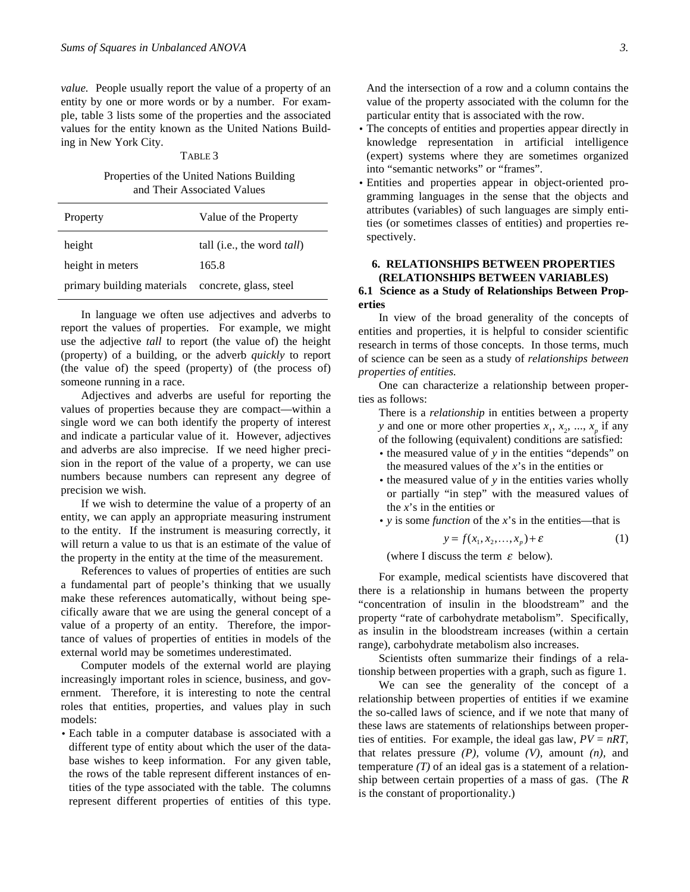*value.* People usually report the value of a property of an entity by one or more words or by a number. For example, table 3 lists some of the properties and the associated values for the entity known as the United Nations Building in New York City.

TABLE 3

Properties of the United Nations Building and Their Associated Values

| Property | Value of the Property |
|---|---|
| height | tall (i.e., the word *tall*) |
| height in meters | 165.8 |
| primary building materials | concrete, glass, steel |

In language we often use adjectives and adverbs to report the values of properties. For example, we might use the adjective *tall* to report (the value of) the height (property) of a building, or the adverb *quickly* to report (the value of) the speed (property) of (the process of) someone running in a race.

Adjectives and adverbs are useful for reporting the values of properties because they are compact—within a single word we can both identify the property of interest and indicate a particular value of it. However, adjectives and adverbs are also imprecise. If we need higher precision in the report of the value of a property, we can use numbers because numbers can represent any degree of precision we wish.

If we wish to determine the value of a property of an entity, we can apply an appropriate measuring instrument to the entity. If the instrument is measuring correctly, it will return a value to us that is an estimate of the value of the property in the entity at the time of the measurement.

References to values of properties of entities are such a fundamental part of people's thinking that we usually make these references automatically, without being specifically aware that we are using the general concept of a value of a property of an entity. Therefore, the importance of values of properties of entities in models of the external world may be sometimes underestimated.

Computer models of the external world are playing increasingly important roles in science, business, and government. Therefore, it is interesting to note the central roles that entities, properties, and values play in such models:

- Each table in a computer database is associated with a different type of entity about which the user of the database wishes to keep information. For any given table, the rows of the table represent different instances of entities of the type associated with the table. The columns represent different properties of entities of this type. And the intersection of a row and a column contains the value of the property associated with the column for the particular entity that is associated with the row.
- The concepts of entities and properties appear directly in knowledge representation in artificial intelligence (expert) systems where they are sometimes organized into "semantic networks" or "frames".
- Entities and properties appear in object-oriented programming languages in the sense that the objects and attributes (variables) of such languages are simply entities (or sometimes classes of entities) and properties respectively.

## 6. RELATIONSHIPS BETWEEN PROPERTIES (RELATIONSHIPS BETWEEN VARIABLES)

### 6.1 Science as a Study of Relationships Between Properties

In view of the broad generality of the concepts of entities and properties, it is helpful to consider scientific research in terms of those concepts. In those terms, much of science can be seen as a study of *relationships between properties of entities.*

One can characterize a relationship between properties as follows:

There is a *relationship* in entities between a property $y$ and one or more other properties $x_1, x_2, ..., x_p$ if any of the following (equivalent) conditions are satisfied:

- the measured value of $y$ in the entities "depends" on the measured values of the $x$'s in the entities or
- the measured value of $y$ in the entities varies wholly or partially "in step" with the measured values of the $x$'s in the entities or
- $y$ is some *function* of the $x$'s in the entities—that is

$$y = f(x_1, x_2, \ldots, x_p) + \varepsilon \qquad (1)$$

(where I discuss the term $\varepsilon$ below).

For example, medical scientists have discovered that there is a relationship in humans between the property "concentration of insulin in the bloodstream" and the property "rate of carbohydrate metabolism". Specifically, as insulin in the bloodstream increases (within a certain range), carbohydrate metabolism also increases.

Scientists often summarize their findings of a relationship between properties with a graph, such as figure 1.

We can see the generality of the concept of a relationship between properties of entities if we examine the so-called laws of science, and if we note that many of these laws are statements of relationships between properties of entities. For example, the ideal gas law, $PV = nRT$, that relates pressure $(P)$, volume $(V)$, amount $(n)$, and temperature $(T)$ of an ideal gas is a statement of a relationship between certain properties of a mass of gas. (The $R$ is the constant of proportionality.)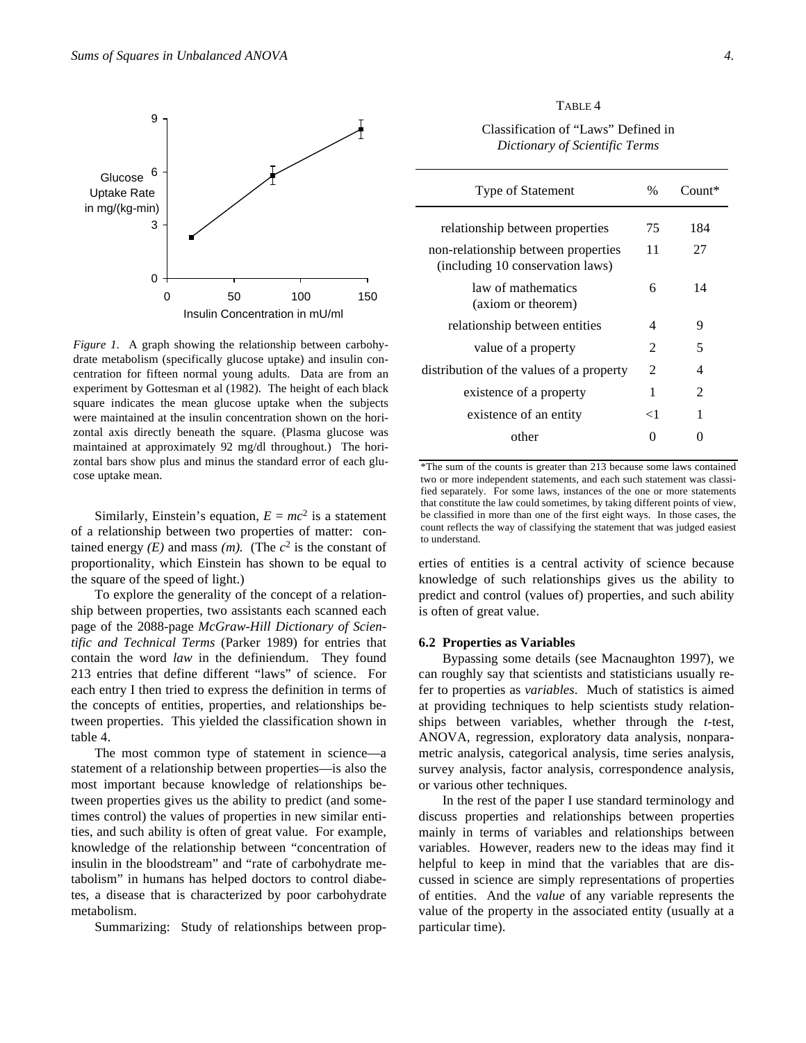*Figure 1.* A graph showing the relationship between carbohydrate metabolism (specifically glucose uptake) and insulin concentration for fifteen normal young adults. Data are from an experiment by Gottesman et al (1982). The height of each black square indicates the mean glucose uptake when the subjects were maintained at the insulin concentration shown on the horizontal axis directly beneath the square. (Plasma glucose was maintained at approximately 92 mg/dl throughout.) The horizontal bars show plus and minus the standard error of each glucose uptake mean.

Similarly, Einstein's equation, $E = mc^2$ is a statement of a relationship between two properties of matter: contained energy *(E)* and mass *(m)*. (The $c^2$ is the constant of proportionality, which Einstein has shown to be equal to the square of the speed of light.)

To explore the generality of the concept of a relationship between properties, two assistants each scanned each page of the 2088-page *McGraw-Hill Dictionary of Scientific and Technical Terms* (Parker 1989) for entries that contain the word *law* in the definiendum. They found 213 entries that define different "laws" of science. For each entry I then tried to express the definition in terms of the concepts of entities, properties, and relationships between properties. This yielded the classification shown in table 4.

The most common type of statement in science—a statement of a relationship between properties—is also the most important because knowledge of relationships between properties gives us the ability to predict (and sometimes control) the values of properties in new similar entities, and such ability is often of great value. For example, knowledge of the relationship between "concentration of insulin in the bloodstream" and "rate of carbohydrate metabolism" in humans has helped doctors to control diabetes, a disease that is characterized by poor carbohydrate metabolism.

Summarizing: Study of relationships between properties of entities is a central activity of science because knowledge of such relationships gives us the ability to predict and control (values of) properties, and such ability is often of great value.

TABLE 4

Classification of "Laws" Defined in *Dictionary of Scientific Terms*

| Type of Statement | % | Count* |
|---|---|---|
| relationship between properties | 75 | 184 |
| non-relationship between properties (including 10 conservation laws) | 11 | 27 |
| law of mathematics (axiom or theorem) | 6 | 14 |
| relationship between entities | 4 | 9 |
| value of a property | 2 | 5 |
| distribution of the values of a property | 2 | 4 |
| existence of a property | 1 | 2 |
| existence of an entity | <1 | 1 |
| other | 0 | 0 |

*The sum of the counts is greater than 213 because some laws contained two or more independent statements, and each such statement was classified separately. For some laws, instances of the one or more statements that constitute the law could sometimes, by taking different points of view, be classified in more than one of the first eight ways. In those cases, the count reflects the way of classifying the statement that was judged easiest to understand.

### 6.2 Properties as Variables

Bypassing some details (see Macnaughton 1997), we can roughly say that scientists and statisticians usually refer to properties as *variables*. Much of statistics is aimed at providing techniques to help scientists study relationships between variables, whether through the *t*-test, ANOVA, regression, exploratory data analysis, nonparametric analysis, categorical analysis, time series analysis, survey analysis, factor analysis, correspondence analysis, or various other techniques.

In the rest of the paper I use standard terminology and discuss properties and relationships between properties mainly in terms of variables and relationships between variables. However, readers new to the ideas may find it helpful to keep in mind that the variables that are discussed in science are simply representations of properties of entities. And the *value* of any variable represents the value of the property in the associated entity (usually at a particular time).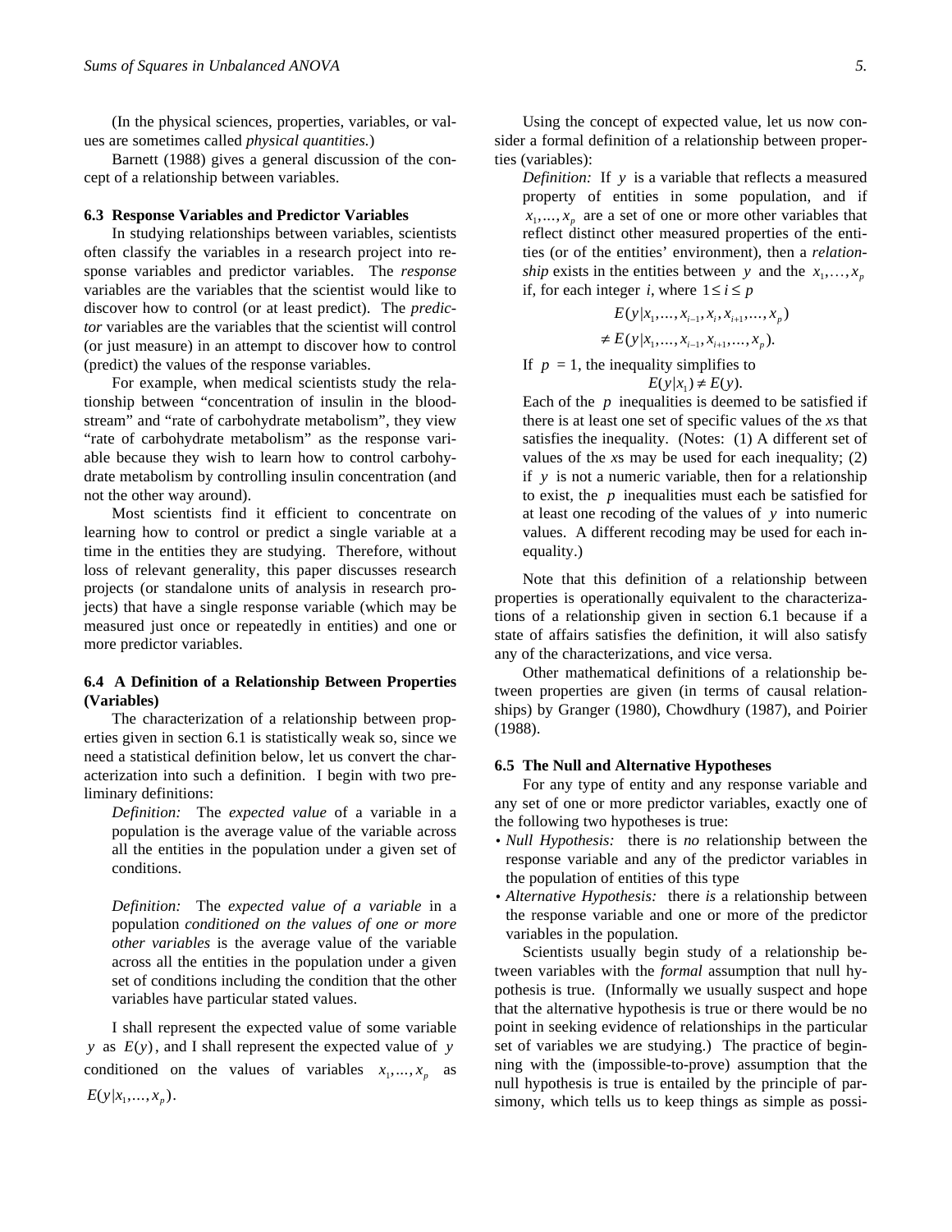(In the physical sciences, properties, variables, or values are sometimes called *physical quantities.*)

Barnett (1988) gives a general discussion of the concept of a relationship between variables.

### 6.3 Response Variables and Predictor Variables

In studying relationships between variables, scientists often classify the variables in a research project into response variables and predictor variables. The *response* variables are the variables that the scientist would like to discover how to control (or at least predict). The *predictor* variables are the variables that the scientist will control (or just measure) in an attempt to discover how to control (predict) the values of the response variables.

For example, when medical scientists study the relationship between "concentration of insulin in the bloodstream" and "rate of carbohydrate metabolism", they view "rate of carbohydrate metabolism" as the response variable because they wish to learn how to control carbohydrate metabolism by controlling insulin concentration (and not the other way around).

Most scientists find it efficient to concentrate on learning how to control or predict a single variable at a time in the entities they are studying. Therefore, without loss of relevant generality, this paper discusses research projects (or standalone units of analysis in research projects) that have a single response variable (which may be measured just once or repeatedly in entities) and one or more predictor variables.

### 6.4 A Definition of a Relationship Between Properties (Variables)

The characterization of a relationship between properties given in section 6.1 is statistically weak so, since we need a statistical definition below, let us convert the characterization into such a definition. I begin with two preliminary definitions:

> *Definition:* The *expected value* of a variable in a population is the average value of the variable across all the entities in the population under a given set of conditions.

> *Definition:* The *expected value of a variable* in a population *conditioned on the values of one or more other variables* is the average value of the variable across all the entities in the population under a given set of conditions including the condition that the other variables have particular stated values.

I shall represent the expected value of some variable $y$ as $E(y)$, and I shall represent the expected value of $y$ conditioned on the values of variables $x_1,\ldots,x_p$ as $E(y|x_1,\ldots,x_p)$.

Using the concept of expected value, let us now consider a formal definition of a relationship between properties (variables):

> *Definition:* If $y$ is a variable that reflects a measured property of entities in some population, and if $x_1,\ldots,x_p$ are a set of one or more other variables that reflect distinct other measured properties of the entities (or of the entities' environment), then a *relationship* exists in the entities between $y$ and the $x_1,\ldots,x_p$ if, for each integer $i$, where $1 \le i \le p$
>
> $$E(y|x_1,\ldots,x_{i-1},x_i,x_{i+1},\ldots,x_p)$$
> $$\neq E(y|x_1,\ldots,x_{i-1},x_{i+1},\ldots,x_p).$$
>
> If $p = 1$, the inequality simplifies to
>
> $$E(y|x_1) \neq E(y).$$
>
> Each of the $p$ inequalities is deemed to be satisfied if there is at least one set of specific values of the *x*s that satisfies the inequality. (Notes: (1) A different set of values of the *x*s may be used for each inequality; (2) if $y$ is not a numeric variable, then for a relationship to exist, the $p$ inequalities must each be satisfied for at least one recoding of the values of $y$ into numeric values. A different recoding may be used for each inequality.)

Note that this definition of a relationship between properties is operationally equivalent to the characterizations of a relationship given in section 6.1 because if a state of affairs satisfies the definition, it will also satisfy any of the characterizations, and vice versa.

Other mathematical definitions of a relationship between properties are given (in terms of causal relationships) by Granger (1980), Chowdhury (1987), and Poirier (1988).

### 6.5 The Null and Alternative Hypotheses

For any type of entity and any response variable and any set of one or more predictor variables, exactly one of the following two hypotheses is true:

- *Null Hypothesis:* there is *no* relationship between the response variable and any of the predictor variables in the population of entities of this type
- *Alternative Hypothesis:* there *is* a relationship between the response variable and one or more of the predictor variables in the population.

Scientists usually begin study of a relationship between variables with the *formal* assumption that null hypothesis is true. (Informally we usually suspect and hope that the alternative hypothesis is true or there would be no point in seeking evidence of relationships in the particular set of variables we are studying.) The practice of beginning with the (impossible-to-prove) assumption that the null hypothesis is true is entailed by the principle of parsimony, which tells us to keep things as simple as possi-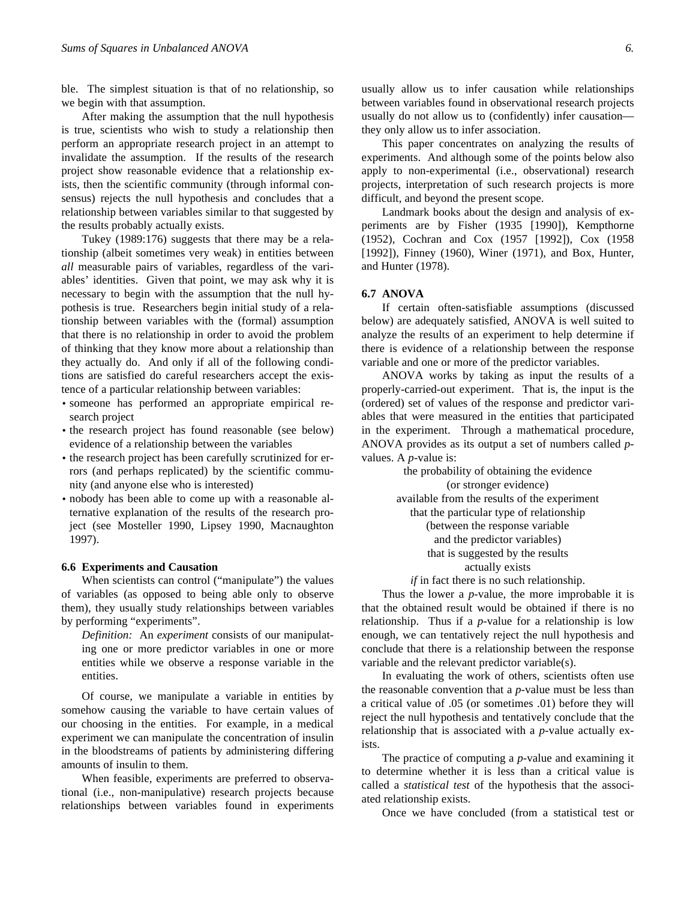ble. The simplest situation is that of no relationship, so we begin with that assumption.

After making the assumption that the null hypothesis is true, scientists who wish to study a relationship then perform an appropriate research project in an attempt to invalidate the assumption. If the results of the research project show reasonable evidence that a relationship exists, then the scientific community (through informal consensus) rejects the null hypothesis and concludes that a relationship between variables similar to that suggested by the results probably actually exists.

Tukey (1989:176) suggests that there may be a relationship (albeit sometimes very weak) in entities between *all* measurable pairs of variables, regardless of the variables' identities. Given that point, we may ask why it is necessary to begin with the assumption that the null hypothesis is true. Researchers begin initial study of a relationship between variables with the (formal) assumption that there is no relationship in order to avoid the problem of thinking that they know more about a relationship than they actually do. And only if all of the following conditions are satisfied do careful researchers accept the existence of a particular relationship between variables:

- someone has performed an appropriate empirical research project
- the research project has found reasonable (see below) evidence of a relationship between the variables
- the research project has been carefully scrutinized for errors (and perhaps replicated) by the scientific community (and anyone else who is interested)
- nobody has been able to come up with a reasonable alternative explanation of the results of the research project (see Mosteller 1990, Lipsey 1990, Macnaughton 1997).

### 6.6 Experiments and Causation

When scientists can control ("manipulate") the values of variables (as opposed to being able only to observe them), they usually study relationships between variables by performing "experiments".

> *Definition:* An *experiment* consists of our manipulating one or more predictor variables in one or more entities while we observe a response variable in the entities.

Of course, we manipulate a variable in entities by somehow causing the variable to have certain values of our choosing in the entities. For example, in a medical experiment we can manipulate the concentration of insulin in the bloodstreams of patients by administering differing amounts of insulin to them.

When feasible, experiments are preferred to observational (i.e., non-manipulative) research projects because relationships between variables found in experiments usually allow us to infer causation while relationships between variables found in observational research projects usually do not allow us to (confidently) infer causation—they only allow us to infer association.

This paper concentrates on analyzing the results of experiments. And although some of the points below also apply to non-experimental (i.e., observational) research projects, interpretation of such research projects is more difficult, and beyond the present scope.

Landmark books about the design and analysis of experiments are by Fisher (1935 [1990]), Kempthorne (1952), Cochran and Cox (1957 [1992]), Cox (1958 [1992]), Finney (1960), Winer (1971), and Box, Hunter, and Hunter (1978).

### 6.7 ANOVA

If certain often-satisfiable assumptions (discussed below) are adequately satisfied, ANOVA is well suited to analyze the results of an experiment to help determine if there is evidence of a relationship between the response variable and one or more of the predictor variables.

ANOVA works by taking as input the results of a properly-carried-out experiment. That is, the input is the (ordered) set of values of the response and predictor variables that were measured in the entities that participated in the experiment. Through a mathematical procedure, ANOVA provides as its output a set of numbers called *p*-values. A *p*-value is:

> the probability of obtaining the evidence
> (or stronger evidence)
> available from the results of the experiment
> that the particular type of relationship
> (between the response variable
> and the predictor variables)
> that is suggested by the results
> actually exists
> *if* in fact there is no such relationship.

Thus the lower a *p*-value, the more improbable it is that the obtained result would be obtained if there is no relationship. Thus if a *p*-value for a relationship is low enough, we can tentatively reject the null hypothesis and conclude that there is a relationship between the response variable and the relevant predictor variable(s).

In evaluating the work of others, scientists often use the reasonable convention that a *p*-value must be less than a critical value of .05 (or sometimes .01) before they will reject the null hypothesis and tentatively conclude that the relationship that is associated with a *p*-value actually exists.

The practice of computing a *p*-value and examining it to determine whether it is less than a critical value is called a *statistical test* of the hypothesis that the associated relationship exists.

Once we have concluded (from a statistical test or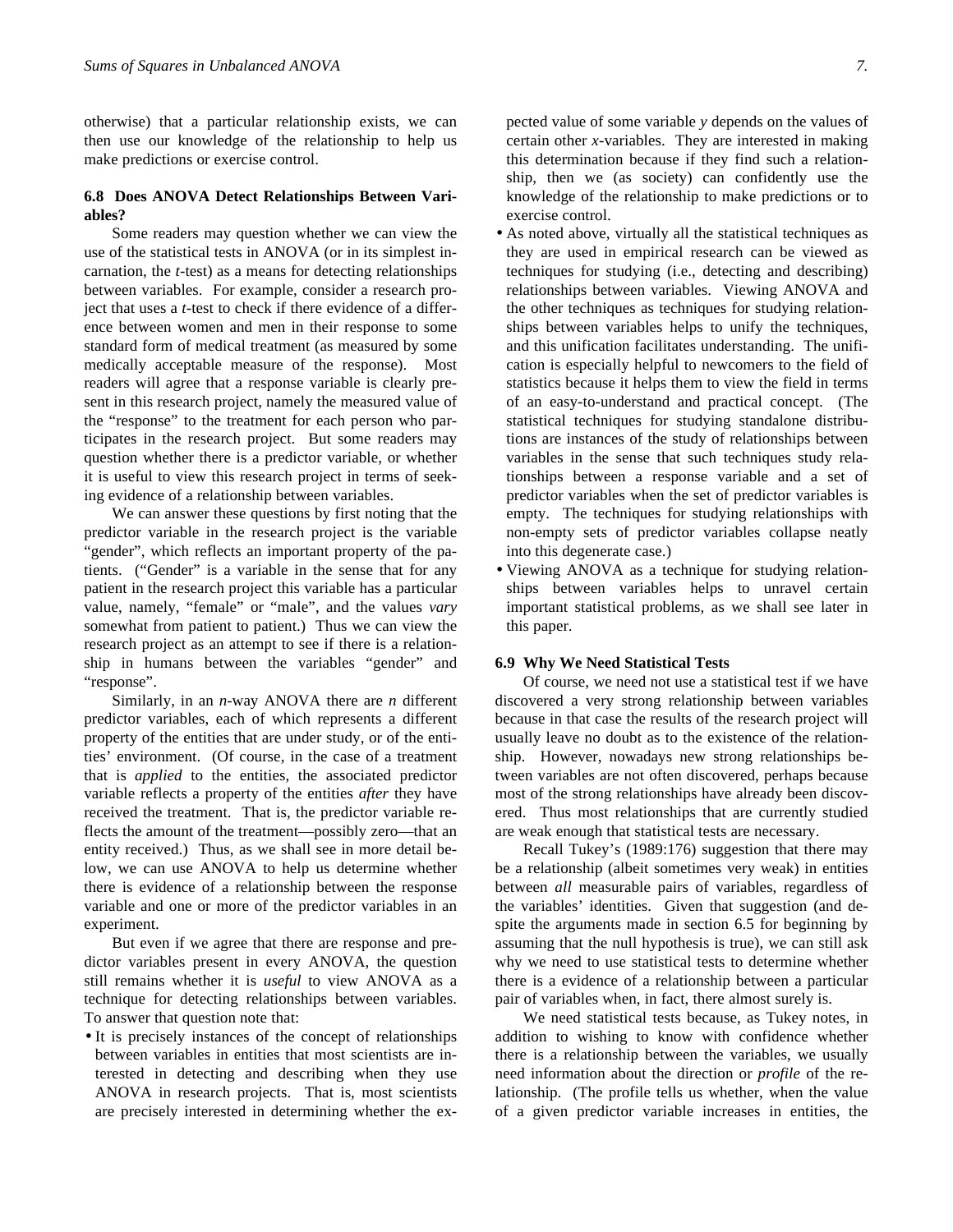otherwise) that a particular relationship exists, we can then use our knowledge of the relationship to help us make predictions or exercise control.

### 6.8 Does ANOVA Detect Relationships Between Variables?

Some readers may question whether we can view the use of the statistical tests in ANOVA (or in its simplest incarnation, the *t*-test) as a means for detecting relationships between variables. For example, consider a research project that uses a *t*-test to check if there evidence of a difference between women and men in their response to some standard form of medical treatment (as measured by some medically acceptable measure of the response). Most readers will agree that a response variable is clearly present in this research project, namely the measured value of the "response" to the treatment for each person who participates in the research project. But some readers may question whether there is a predictor variable, or whether it is useful to view this research project in terms of seeking evidence of a relationship between variables.

We can answer these questions by first noting that the predictor variable in the research project is the variable "gender", which reflects an important property of the patients. ("Gender" is a variable in the sense that for any patient in the research project this variable has a particular value, namely, "female" or "male", and the values *vary* somewhat from patient to patient.) Thus we can view the research project as an attempt to see if there is a relationship in humans between the variables "gender" and "response".

Similarly, in an *n*-way ANOVA there are *n* different predictor variables, each of which represents a different property of the entities that are under study, or of the entities' environment. (Of course, in the case of a treatment that is *applied* to the entities, the associated predictor variable reflects a property of the entities *after* they have received the treatment. That is, the predictor variable reflects the amount of the treatment—possibly zero—that an entity received.) Thus, as we shall see in more detail below, we can use ANOVA to help us determine whether there is evidence of a relationship between the response variable and one or more of the predictor variables in an experiment.

But even if we agree that there are response and predictor variables present in every ANOVA, the question still remains whether it is *useful* to view ANOVA as a technique for detecting relationships between variables. To answer that question note that:

- It is precisely instances of the concept of relationships between variables in entities that most scientists are interested in detecting and describing when they use ANOVA in research projects. That is, most scientists are precisely interested in determining whether the expected value of some variable *y* depends on the values of certain other *x*-variables. They are interested in making this determination because if they find such a relationship, then we (as society) can confidently use the knowledge of the relationship to make predictions or to exercise control.
- As noted above, virtually all the statistical techniques as they are used in empirical research can be viewed as techniques for studying (i.e., detecting and describing) relationships between variables. Viewing ANOVA and the other techniques as techniques for studying relationships between variables helps to unify the techniques, and this unification facilitates understanding. The unification is especially helpful to newcomers to the field of statistics because it helps them to view the field in terms of an easy-to-understand and practical concept. (The statistical techniques for studying standalone distributions are instances of the study of relationships between variables in the sense that such techniques study relationships between a response variable and a set of predictor variables when the set of predictor variables is empty. The techniques for studying relationships with non-empty sets of predictor variables collapse neatly into this degenerate case.)
- Viewing ANOVA as a technique for studying relationships between variables helps to unravel certain important statistical problems, as we shall see later in this paper.

### 6.9 Why We Need Statistical Tests

Of course, we need not use a statistical test if we have discovered a very strong relationship between variables because in that case the results of the research project will usually leave no doubt as to the existence of the relationship. However, nowadays new strong relationships between variables are not often discovered, perhaps because most of the strong relationships have already been discovered. Thus most relationships that are currently studied are weak enough that statistical tests are necessary.

Recall Tukey's (1989:176) suggestion that there may be a relationship (albeit sometimes very weak) in entities between *all* measurable pairs of variables, regardless of the variables' identities. Given that suggestion (and despite the arguments made in section 6.5 for beginning by assuming that the null hypothesis is true), we can still ask why we need to use statistical tests to determine whether there is a evidence of a relationship between a particular pair of variables when, in fact, there almost surely is.

We need statistical tests because, as Tukey notes, in addition to wishing to know with confidence whether there is a relationship between the variables, we usually need information about the direction or *profile* of the relationship. (The profile tells us whether, when the value of a given predictor variable increases in entities, the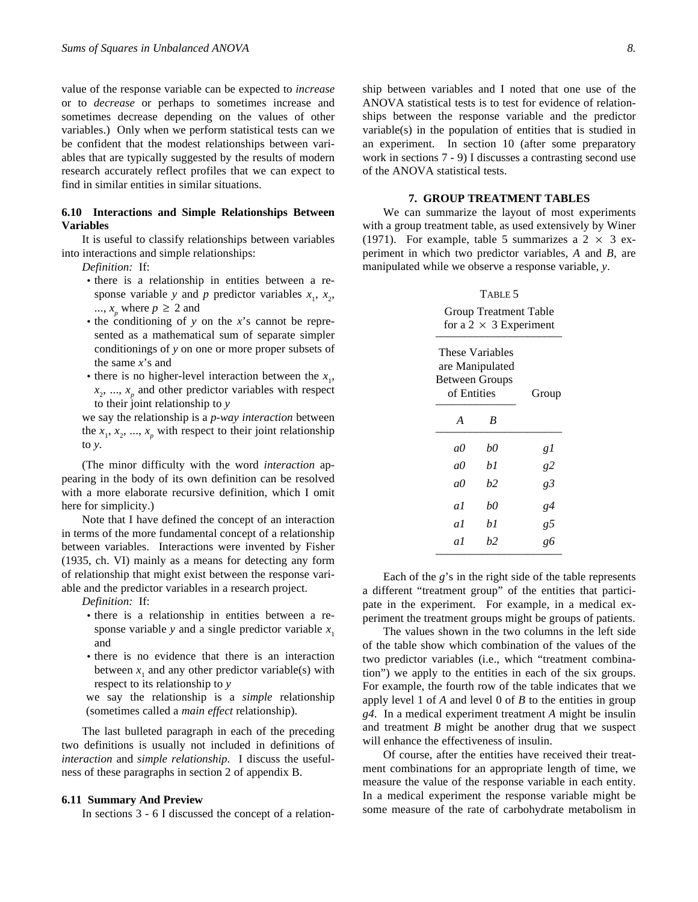value of the response variable can be expected to *increase* or to *decrease* or perhaps to sometimes increase and sometimes decrease depending on the values of other variables.) Only when we perform statistical tests can we be confident that the modest relationships between variables that are typically suggested by the results of modern research accurately reflect profiles that we can expect to find in similar entities in similar situations.

### 6.10 Interactions and Simple Relationships Between Variables

It is useful to classify relationships between variables into interactions and simple relationships:

*Definition:* If:

- there is a relationship in entities between a response variable $y$ and $p$ predictor variables $x_1$, $x_2$, ..., $x_p$ where $p \geq 2$ and
- the conditioning of $y$ on the $x$'s cannot be represented as a mathematical sum of separate simpler conditionings of $y$ on one or more proper subsets of the same $x$'s and
- there is no higher-level interaction between the $x_1$, $x_2$, ..., $x_p$ and other predictor variables with respect to their joint relationship to $y$

we say the relationship is a *p-way interaction* between the $x_1$, $x_2$, ..., $x_p$ with respect to their joint relationship to $y$.

(The minor difficulty with the word *interaction* appearing in the body of its own definition can be resolved with a more elaborate recursive definition, which I omit here for simplicity.)

Note that I have defined the concept of an interaction in terms of the more fundamental concept of a relationship between variables. Interactions were invented by Fisher (1935, ch. VI) mainly as a means for detecting any form of relationship that might exist between the response variable and the predictor variables in a research project.

*Definition:* If:

- there is a relationship in entities between a response variable $y$ and a single predictor variable $x_1$ and
- there is no evidence that there is an interaction between $x_1$ and any other predictor variable(s) with respect to its relationship to $y$

we say the relationship is a *simple* relationship (sometimes called a *main effect* relationship).

The last bulleted paragraph in each of the preceding two definitions is usually not included in definitions of *interaction* and *simple relationship*. I discuss the usefulness of these paragraphs in section 2 of appendix B.

### 6.11 Summary And Preview

In sections 3 - 6 I discussed the concept of a relationship between variables and I noted that one use of the ANOVA statistical tests is to test for evidence of relationships between the response variable and the predictor variable(s) in the population of entities that is studied in an experiment. In section 10 (after some preparatory work in sections 7 - 9) I discusses a contrasting second use of the ANOVA statistical tests.

## 7. GROUP TREATMENT TABLES

We can summarize the layout of most experiments with a group treatment table, as used extensively by Winer (1971). For example, table 5 summarizes a 2 × 3 experiment in which two predictor variables, *A* and *B*, are manipulated while we observe a response variable, *y*.

TABLE 5

Group Treatment Table for a 2 × 3 Experiment

| These Variables are Manipulated Between Groups of Entities | | Group |
|---|---|---|
| *A* | *B* | |
| *a0* | *b0* | *g1* |
| *a0* | *b1* | *g2* |
| *a0* | *b2* | *g3* |
| *a1* | *b0* | *g4* |
| *a1* | *b1* | *g5* |
| *a1* | *b2* | *g6* |

Each of the *g*'s in the right side of the table represents a different "treatment group" of the entities that participate in the experiment. For example, in a medical experiment the treatment groups might be groups of patients.

The values shown in the two columns in the left side of the table show which combination of the values of the two predictor variables (i.e., which "treatment combination") we apply to the entities in each of the six groups. For example, the fourth row of the table indicates that we apply level 1 of *A* and level 0 of *B* to the entities in group *g4*. In a medical experiment treatment *A* might be insulin and treatment *B* might be another drug that we suspect will enhance the effectiveness of insulin.

Of course, after the entities have received their treatment combinations for an appropriate length of time, we measure the value of the response variable in each entity. In a medical experiment the response variable might be some measure of the rate of carbohydrate metabolism in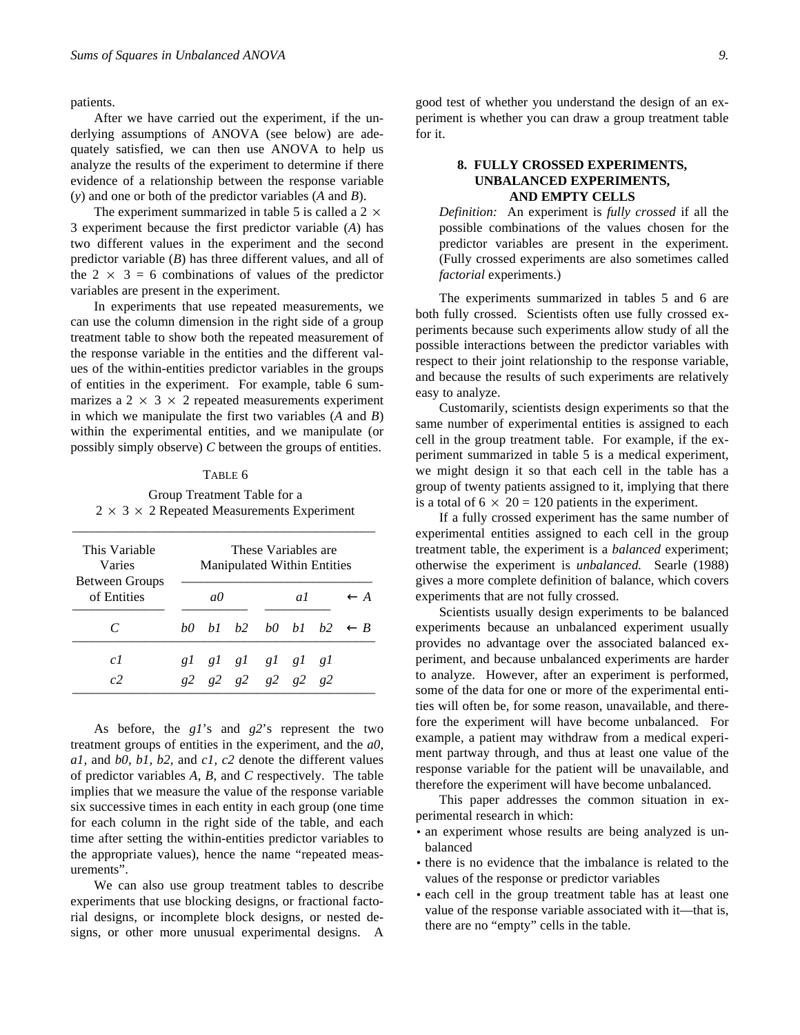patients.

After we have carried out the experiment, if the underlying assumptions of ANOVA (see below) are adequately satisfied, we can then use ANOVA to help us analyze the results of the experiment to determine if there evidence of a relationship between the response variable (*y*) and one or both of the predictor variables (*A* and *B*).

The experiment summarized in table 5 is called a 2 × 3 experiment because the first predictor variable (*A*) has two different values in the experiment and the second predictor variable (*B*) has three different values, and all of the 2 × 3 = 6 combinations of values of the predictor variables are present in the experiment.

In experiments that use repeated measurements, we can use the column dimension in the right side of a group treatment table to show both the repeated measurement of the response variable in the entities and the different values of the within-entities predictor variables in the groups of entities in the experiment. For example, table 6 summarizes a 2 × 3 × 2 repeated measurements experiment in which we manipulate the first two variables (*A* and *B*) within the experimental entities, and we manipulate (or possibly simply observe) *C* between the groups of entities.

TABLE 6

Group Treatment Table for a 2 × 3 × 2 Repeated Measurements Experiment

| This Variable Varies Between Groups of Entities | These Variables are Manipulated Within Entities | | | | | | |
|---|---|---|---|---|---|---|---|
| | *a0* | | | *a1* | | | ← *A* |
| *C* | *b0* | *b1* | *b2* | *b0* | *b1* | *b2* | ← *B* |
| *c1* | *g1* | *g1* | *g1* | *g1* | *g1* | *g1* | |
| *c2* | *g2* | *g2* | *g2* | *g2* | *g2* | *g2* | |

As before, the *g1*'s and *g2*'s represent the two treatment groups of entities in the experiment, and the *a0, a1*, and *b0, b1, b2*, and *c1, c2* denote the different values of predictor variables *A*, *B*, and *C* respectively. The table implies that we measure the value of the response variable six successive times in each entity in each group (one time for each column in the right side of the table, and each time after setting the within-entities predictor variables to the appropriate values), hence the name "repeated measurements".

We can also use group treatment tables to describe experiments that use blocking designs, or fractional factorial designs, or incomplete block designs, or nested designs, or other more unusual experimental designs. A good test of whether you understand the design of an experiment is whether you can draw a group treatment table for it.

## 8. FULLY CROSSED EXPERIMENTS, UNBALANCED EXPERIMENTS, AND EMPTY CELLS

*Definition:* An experiment is *fully crossed* if all the possible combinations of the values chosen for the predictor variables are present in the experiment. (Fully crossed experiments are also sometimes called *factorial* experiments.)

The experiments summarized in tables 5 and 6 are both fully crossed. Scientists often use fully crossed experiments because such experiments allow study of all the possible interactions between the predictor variables with respect to their joint relationship to the response variable, and because the results of such experiments are relatively easy to analyze.

Customarily, scientists design experiments so that the same number of experimental entities is assigned to each cell in the group treatment table. For example, if the experiment summarized in table 5 is a medical experiment, we might design it so that each cell in the table has a group of twenty patients assigned to it, implying that there is a total of 6 × 20 = 120 patients in the experiment.

If a fully crossed experiment has the same number of experimental entities assigned to each cell in the group treatment table, the experiment is a *balanced* experiment; otherwise the experiment is *unbalanced.* Searle (1988) gives a more complete definition of balance, which covers experiments that are not fully crossed.

Scientists usually design experiments to be balanced experiments because an unbalanced experiment usually provides no advantage over the associated balanced experiment, and because unbalanced experiments are harder to analyze. However, after an experiment is performed, some of the data for one or more of the experimental entities will often be, for some reason, unavailable, and therefore the experiment will have become unbalanced. For example, a patient may withdraw from a medical experiment partway through, and thus at least one value of the response variable for the patient will be unavailable, and therefore the experiment will have become unbalanced.

This paper addresses the common situation in experimental research in which:

- an experiment whose results are being analyzed is unbalanced
- there is no evidence that the imbalance is related to the values of the response or predictor variables
- each cell in the group treatment table has at least one value of the response variable associated with it—that is, there are no "empty" cells in the table.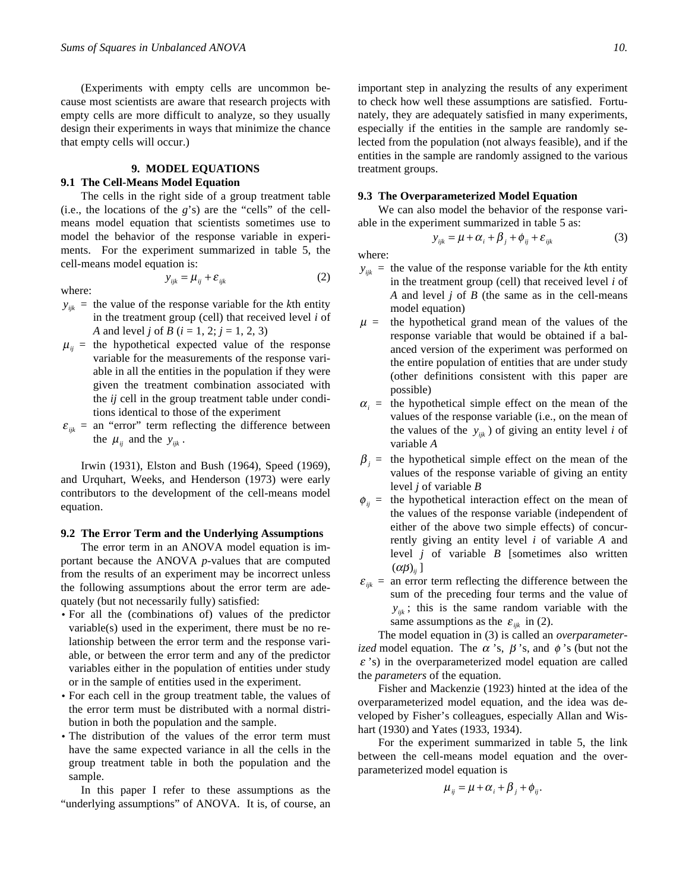(Experiments with empty cells are uncommon because most scientists are aware that research projects with empty cells are more difficult to analyze, so they usually design their experiments in ways that minimize the chance that empty cells will occur.)

## 9. MODEL EQUATIONS

### 9.1 The Cell-Means Model Equation

The cells in the right side of a group treatment table (i.e., the locations of the *g*'s) are the "cells" of the cell-means model equation that scientists sometimes use to model the behavior of the response variable in experiments. For the experiment summarized in table 5, the cell-means model equation is:

$$y_{ijk} = \mu_{ij} + \varepsilon_{ijk} \tag{2}$$

where:

- $y_{ijk}$ = the value of the response variable for the *k*th entity in the treatment group (cell) that received level *i* of *A* and level *j* of *B* ($i$ = 1, 2; $j$ = 1, 2, 3)
- $\mu_{ij}$ = the hypothetical expected value of the response variable for the measurements of the response variable in all the entities in the population if they were given the treatment combination associated with the *ij* cell in the group treatment table under conditions identical to those of the experiment
- $\varepsilon_{ijk}$ = an "error" term reflecting the difference between the $\mu_{ij}$ and the $y_{ijk}$.

Irwin (1931), Elston and Bush (1964), Speed (1969), and Urquhart, Weeks, and Henderson (1973) were early contributors to the development of the cell-means model equation.

### 9.2 The Error Term and the Underlying Assumptions

The error term in an ANOVA model equation is important because the ANOVA *p*-values that are computed from the results of an experiment may be incorrect unless the following assumptions about the error term are adequately (but not necessarily fully) satisfied:

- For all the (combinations of) values of the predictor variable(s) used in the experiment, there must be no relationship between the error term and the response variable, or between the error term and any of the predictor variables either in the population of entities under study or in the sample of entities used in the experiment.
- For each cell in the group treatment table, the values of the error term must be distributed with a normal distribution in both the population and the sample.
- The distribution of the values of the error term must have the same expected variance in all the cells in the group treatment table in both the population and the sample.

In this paper I refer to these assumptions as the "underlying assumptions" of ANOVA. It is, of course, an important step in analyzing the results of any experiment to check how well these assumptions are satisfied. Fortunately, they are adequately satisfied in many experiments, especially if the entities in the sample are randomly selected from the population (not always feasible), and if the entities in the sample are randomly assigned to the various treatment groups.

### 9.3 The Overparameterized Model Equation

We can also model the behavior of the response variable in the experiment summarized in table 5 as:

$$y_{ijk} = \mu + \alpha_i + \beta_j + \phi_{ij} + \varepsilon_{ijk} \tag{3}$$

where:

- $y_{ijk}$ = the value of the response variable for the *k*th entity in the treatment group (cell) that received level *i* of *A* and level *j* of *B* (the same as in the cell-means model equation)
- $\mu$ = the hypothetical grand mean of the values of the response variable that would be obtained if a balanced version of the experiment was performed on the entire population of entities that are under study (other definitions consistent with this paper are possible)
- $\alpha_i$ = the hypothetical simple effect on the mean of the values of the response variable (i.e., on the mean of the values of the $y_{ijk}$) of giving an entity level *i* of variable *A*
- $\beta_j$ = the hypothetical simple effect on the mean of the values of the response variable of giving an entity level *j* of variable *B*
- $\phi_{ij}$ = the hypothetical interaction effect on the mean of the values of the response variable (independent of either of the above two simple effects) of concurrently giving an entity level *i* of variable *A* and level *j* of variable *B* [sometimes also written $(\alpha\beta)_{ij}$ ]
- $\varepsilon_{ijk}$ = an error term reflecting the difference between the sum of the preceding four terms and the value of $y_{ijk}$; this is the same random variable with the same assumptions as the $\varepsilon_{ijk}$ in (2).

The model equation in (3) is called an *overparameterized* model equation. The $\alpha$'s, $\beta$'s, and $\phi$'s (but not the $\varepsilon$'s) in the overparameterized model equation are called the *parameters* of the equation.

Fisher and Mackenzie (1923) hinted at the idea of the overparameterized model equation, and the idea was developed by Fisher's colleagues, especially Allan and Wishart (1930) and Yates (1933, 1934).

For the experiment summarized in table 5, the link between the cell-means model equation and the overparameterized model equation is

$$\mu_{ij} = \mu + \alpha_i + \beta_j + \phi_{ij}.$$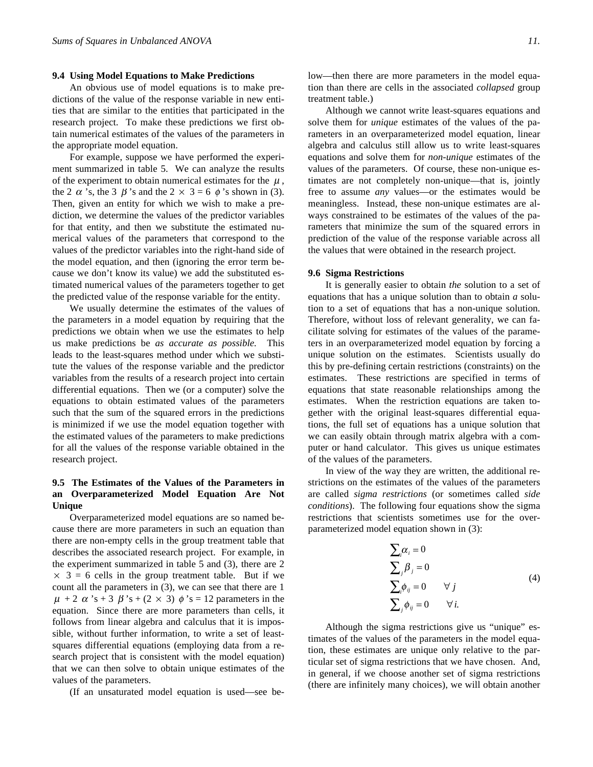### 9.4 Using Model Equations to Make Predictions

An obvious use of model equations is to make predictions of the value of the response variable in new entities that are similar to the entities that participated in the research project. To make these predictions we first obtain numerical estimates of the values of the parameters in the appropriate model equation.

For example, suppose we have performed the experiment summarized in table 5. We can analyze the results of the experiment to obtain numerical estimates for the $\mu$, the 2 $\alpha$'s, the 3 $\beta$'s and the $2 \times 3 = 6$ $\phi$'s shown in (3). Then, given an entity for which we wish to make a prediction, we determine the values of the predictor variables for that entity, and then we substitute the estimated numerical values of the parameters that correspond to the values of the predictor variables into the right-hand side of the model equation, and then (ignoring the error term because we don't know its value) we add the substituted estimated numerical values of the parameters together to get the predicted value of the response variable for the entity.

We usually determine the estimates of the values of the parameters in a model equation by requiring that the predictions we obtain when we use the estimates to help us make predictions be *as accurate as possible.* This leads to the least-squares method under which we substitute the values of the response variable and the predictor variables from the results of a research project into certain differential equations. Then we (or a computer) solve the equations to obtain estimated values of the parameters such that the sum of the squared errors in the predictions is minimized if we use the model equation together with the estimated values of the parameters to make predictions for all the values of the response variable obtained in the research project.

### 9.5 The Estimates of the Values of the Parameters in an Overparameterized Model Equation Are Not Unique

Overparameterized model equations are so named because there are more parameters in such an equation than there are non-empty cells in the group treatment table that describes the associated research project. For example, in the experiment summarized in table 5 and (3), there are $2 \times 3 = 6$ cells in the group treatment table. But if we count all the parameters in (3), we can see that there are 1 $\mu$ + 2 $\alpha$'s + 3 $\beta$'s + $(2 \times 3)$ $\phi$'s = 12 parameters in the equation. Since there are more parameters than cells, it follows from linear algebra and calculus that it is impossible, without further information, to write a set of least-squares differential equations (employing data from a research project that is consistent with the model equation) that we can then solve to obtain unique estimates of the values of the parameters.

(If an unsaturated model equation is used—see below—then there are more parameters in the model equation than there are cells in the associated *collapsed* group treatment table.)

Although we cannot write least-squares equations and solve them for *unique* estimates of the values of the parameters in an overparameterized model equation, linear algebra and calculus still allow us to write least-squares equations and solve them for *non-unique* estimates of the values of the parameters. Of course, these non-unique estimates are not completely non-unique—that is, jointly free to assume *any* values—or the estimates would be meaningless. Instead, these non-unique estimates are always constrained to be estimates of the values of the parameters that minimize the sum of the squared errors in prediction of the value of the response variable across all the values that were obtained in the research project.

### 9.6 Sigma Restrictions

It is generally easier to obtain *the* solution to a set of equations that has a unique solution than to obtain *a* solution to a set of equations that has a non-unique solution. Therefore, without loss of relevant generality, we can facilitate solving for estimates of the values of the parameters in an overparameterized model equation by forcing a unique solution on the estimates. Scientists usually do this by pre-defining certain restrictions (constraints) on the estimates. These restrictions are specified in terms of equations that state reasonable relationships among the estimates. When the restriction equations are taken together with the original least-squares differential equations, the full set of equations has a unique solution that we can easily obtain through matrix algebra with a computer or hand calculator. This gives us unique estimates of the values of the parameters.

In view of the way they are written, the additional restrictions on the estimates of the values of the parameters are called *sigma restrictions* (or sometimes called *side conditions*). The following four equations show the sigma restrictions that scientists sometimes use for the overparameterized model equation shown in (3):

$$
\begin{aligned}
&\sum_i \alpha_i = 0 \\
&\sum_j \beta_j = 0 \\
&\sum_i \phi_{ij} = 0 \qquad \forall\, j \\
&\sum_j \phi_{ij} = 0 \qquad \forall\, i.
\end{aligned}
\tag{4}
$$

Although the sigma restrictions give us "unique" estimates of the values of the parameters in the model equation, these estimates are unique only relative to the particular set of sigma restrictions that we have chosen. And, in general, if we choose another set of sigma restrictions (there are infinitely many choices), we will obtain another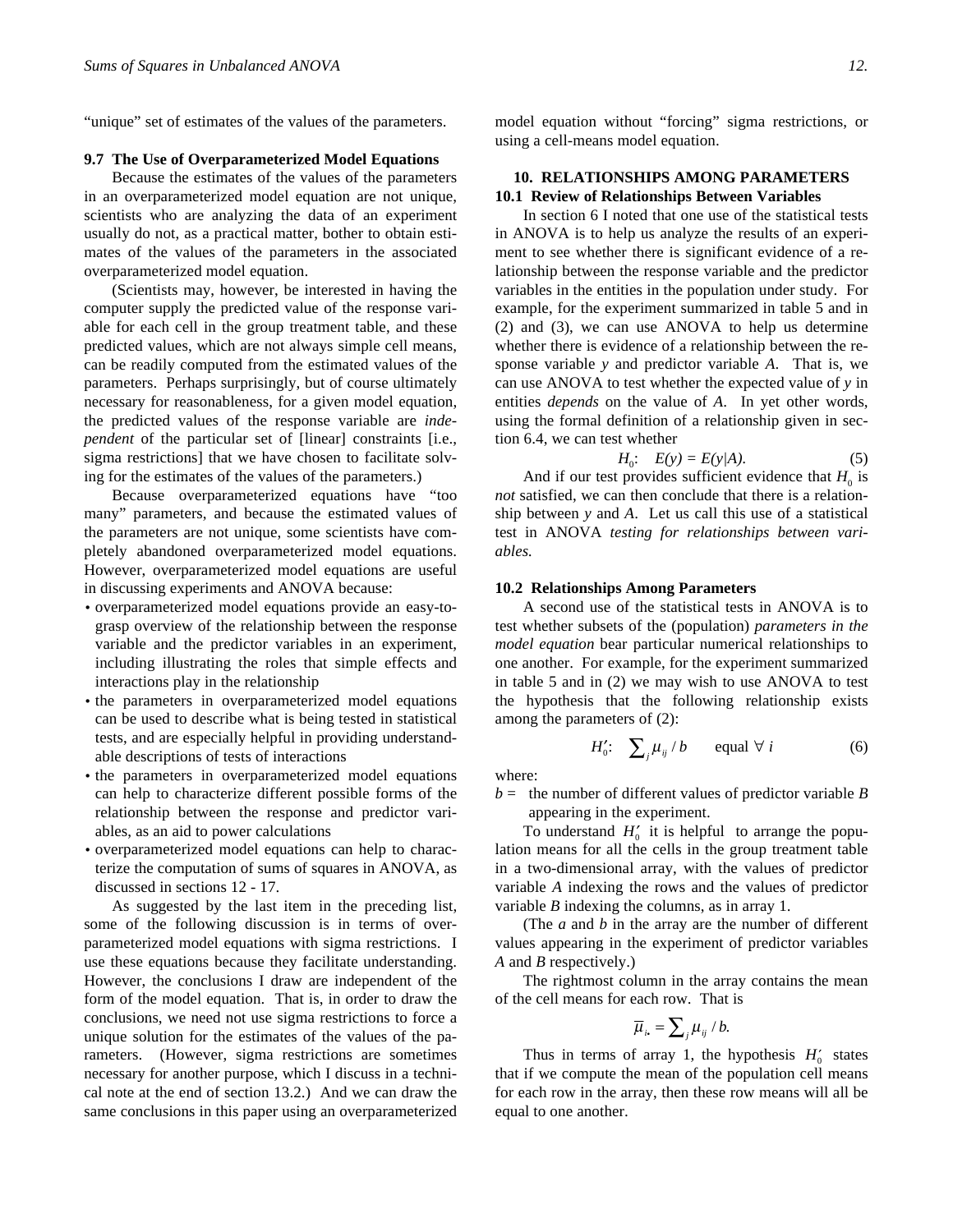"unique" set of estimates of the values of the parameters.

### 9.7 The Use of Overparameterized Model Equations

Because the estimates of the values of the parameters in an overparameterized model equation are not unique, scientists who are analyzing the data of an experiment usually do not, as a practical matter, bother to obtain estimates of the values of the parameters in the associated overparameterized model equation.

(Scientists may, however, be interested in having the computer supply the predicted value of the response variable for each cell in the group treatment table, and these predicted values, which are not always simple cell means, can be readily computed from the estimated values of the parameters. Perhaps surprisingly, but of course ultimately necessary for reasonableness, for a given model equation, the predicted values of the response variable are *independent* of the particular set of [linear] constraints [i.e., sigma restrictions] that we have chosen to facilitate solving for the estimates of the values of the parameters.)

Because overparameterized equations have "too many" parameters, and because the estimated values of the parameters are not unique, some scientists have completely abandoned overparameterized model equations. However, overparameterized model equations are useful in discussing experiments and ANOVA because:

- overparameterized model equations provide an easy-to-grasp overview of the relationship between the response variable and the predictor variables in an experiment, including illustrating the roles that simple effects and interactions play in the relationship
- the parameters in overparameterized model equations can be used to describe what is being tested in statistical tests, and are especially helpful in providing understandable descriptions of tests of interactions
- the parameters in overparameterized model equations can help to characterize different possible forms of the relationship between the response and predictor variables, as an aid to power calculations
- overparameterized model equations can help to characterize the computation of sums of squares in ANOVA, as discussed in sections 12 - 17.

As suggested by the last item in the preceding list, some of the following discussion is in terms of overparameterized model equations with sigma restrictions. I use these equations because they facilitate understanding. However, the conclusions I draw are independent of the form of the model equation. That is, in order to draw the conclusions, we need not use sigma restrictions to force a unique solution for the estimates of the values of the parameters. (However, sigma restrictions are sometimes necessary for another purpose, which I discuss in a technical note at the end of section 13.2.) And we can draw the same conclusions in this paper using an overparameterized model equation without "forcing" sigma restrictions, or using a cell-means model equation.

## 10. RELATIONSHIPS AMONG PARAMETERS

### 10.1 Review of Relationships Between Variables

In section 6 I noted that one use of the statistical tests in ANOVA is to help us analyze the results of an experiment to see whether there is significant evidence of a relationship between the response variable and the predictor variables in the entities in the population under study. For example, for the experiment summarized in table 5 and in (2) and (3), we can use ANOVA to help us determine whether there is evidence of a relationship between the response variable $y$ and predictor variable $A$. That is, we can use ANOVA to test whether the expected value of $y$ in entities *depends* on the value of $A$. In yet other words, using the formal definition of a relationship given in section 6.4, we can test whether

$$H_0: \quad E(y) = E(y|A). \tag{5}$$

And if our test provides sufficient evidence that $H_0$ is *not* satisfied, we can then conclude that there is a relationship between $y$ and $A$. Let us call this use of a statistical test in ANOVA *testing for relationships between variables.*

### 10.2 Relationships Among Parameters

A second use of the statistical tests in ANOVA is to test whether subsets of the (population) *parameters in the model equation* bear particular numerical relationships to one another. For example, for the experiment summarized in table 5 and in (2) we may wish to use ANOVA to test the hypothesis that the following relationship exists among the parameters of (2):

$$H_0': \quad \sum_j \mu_{ij} / b \qquad \text{equal } \forall \; i \tag{6}$$

where:

$b$ = the number of different values of predictor variable $B$ appearing in the experiment.

To understand $H_0'$ it is helpful to arrange the population means for all the cells in the group treatment table in a two-dimensional array, with the values of predictor variable $A$ indexing the rows and the values of predictor variable $B$ indexing the columns, as in array 1.

(The $a$ and $b$ in the array are the number of different values appearing in the experiment of predictor variables $A$ and $B$ respectively.)

The rightmost column in the array contains the mean of the cell means for each row. That is

$$\bar{\mu}_{i\bullet} = \sum_j \mu_{ij} / b.$$

Thus in terms of array 1, the hypothesis $H_0'$ states that if we compute the mean of the population cell means for each row in the array, then these row means will all be equal to one another.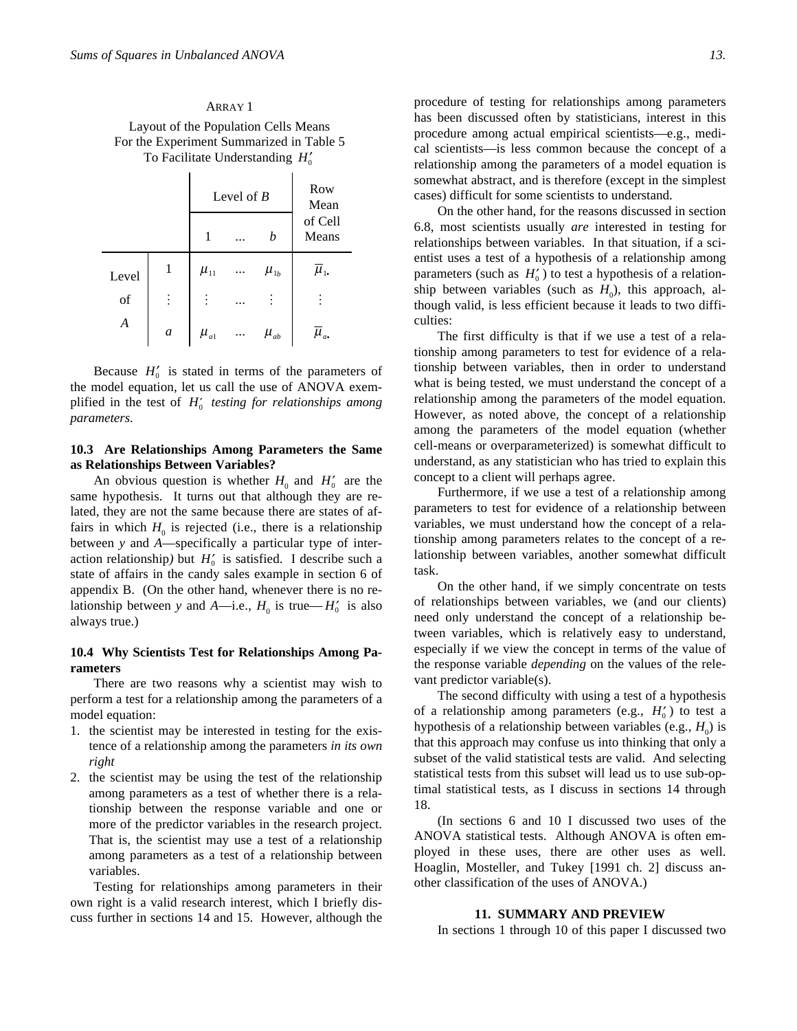ARRAY 1

Layout of the Population Cells Means For the Experiment Summarized in Table 5 To Facilitate Understanding $H_0'$

| | | Level of $B$ | | | Row Mean of Cell Means |
|---|---|---|---|---|---|
| | | 1 | ... | $b$ | |
| Level of $A$ | 1 | $\mu_{11}$ | ... | $\mu_{1b}$ | $\bar{\mu}_{1\bullet}$ |
| | $\vdots$ | $\vdots$ | ... | $\vdots$ | $\vdots$ |
| | $a$ | $\mu_{a1}$ | ... | $\mu_{ab}$ | $\bar{\mu}_{a\bullet}$ |

Because $H_0'$ is stated in terms of the parameters of the model equation, let us call the use of ANOVA exemplified in the test of $H_0'$ *testing for relationships among parameters.*

### 10.3 Are Relationships Among Parameters the Same as Relationships Between Variables?

An obvious question is whether $H_0$ and $H_0'$ are the same hypothesis. It turns out that although they are related, they are not the same because there are states of affairs in which $H_0$ is rejected (i.e., there is a relationship between $y$ and $A$—specifically a particular type of interaction relationship*)* but $H_0'$ is satisfied. I describe such a state of affairs in the candy sales example in section 6 of appendix B. (On the other hand, whenever there is no relationship between $y$ and $A$—i.e., $H_0$ is true—$H_0'$ is also always true.)

### 10.4 Why Scientists Test for Relationships Among Parameters

There are two reasons why a scientist may wish to perform a test for a relationship among the parameters of a model equation:

1. the scientist may be interested in testing for the existence of a relationship among the parameters *in its own right*
2. the scientist may be using the test of the relationship among parameters as a test of whether there is a relationship between the response variable and one or more of the predictor variables in the research project. That is, the scientist may use a test of a relationship among parameters as a test of a relationship between variables.

Testing for relationships among parameters in their own right is a valid research interest, which I briefly discuss further in sections 14 and 15. However, although the procedure of testing for relationships among parameters has been discussed often by statisticians, interest in this procedure among actual empirical scientists—e.g., medical scientists—is less common because the concept of a relationship among the parameters of a model equation is somewhat abstract, and is therefore (except in the simplest cases) difficult for some scientists to understand.

On the other hand, for the reasons discussed in section 6.8, most scientists usually *are* interested in testing for relationships between variables. In that situation, if a scientist uses a test of a hypothesis of a relationship among parameters (such as $H_0'$) to test a hypothesis of a relationship between variables (such as $H_0$), this approach, although valid, is less efficient because it leads to two difficulties:

The first difficulty is that if we use a test of a relationship among parameters to test for evidence of a relationship between variables, then in order to understand what is being tested, we must understand the concept of a relationship among the parameters of the model equation. However, as noted above, the concept of a relationship among the parameters of the model equation (whether cell-means or overparameterized) is somewhat difficult to understand, as any statistician who has tried to explain this concept to a client will perhaps agree.

Furthermore, if we use a test of a relationship among parameters to test for evidence of a relationship between variables, we must understand how the concept of a relationship among parameters relates to the concept of a relationship between variables, another somewhat difficult task.

On the other hand, if we simply concentrate on tests of relationships between variables, we (and our clients) need only understand the concept of a relationship between variables, which is relatively easy to understand, especially if we view the concept in terms of the value of the response variable *depending* on the values of the relevant predictor variable(s).

The second difficulty with using a test of a hypothesis of a relationship among parameters (e.g., $H_0'$) to test a hypothesis of a relationship between variables (e.g., $H_0$) is that this approach may confuse us into thinking that only a subset of the valid statistical tests are valid. And selecting statistical tests from this subset will lead us to use sub-optimal statistical tests, as I discuss in sections 14 through 18.

(In sections 6 and 10 I discussed two uses of the ANOVA statistical tests. Although ANOVA is often employed in these uses, there are other uses as well. Hoaglin, Mosteller, and Tukey [1991 ch. 2] discuss another classification of the uses of ANOVA.)

## 11. SUMMARY AND PREVIEW

In sections 1 through 10 of this paper I discussed two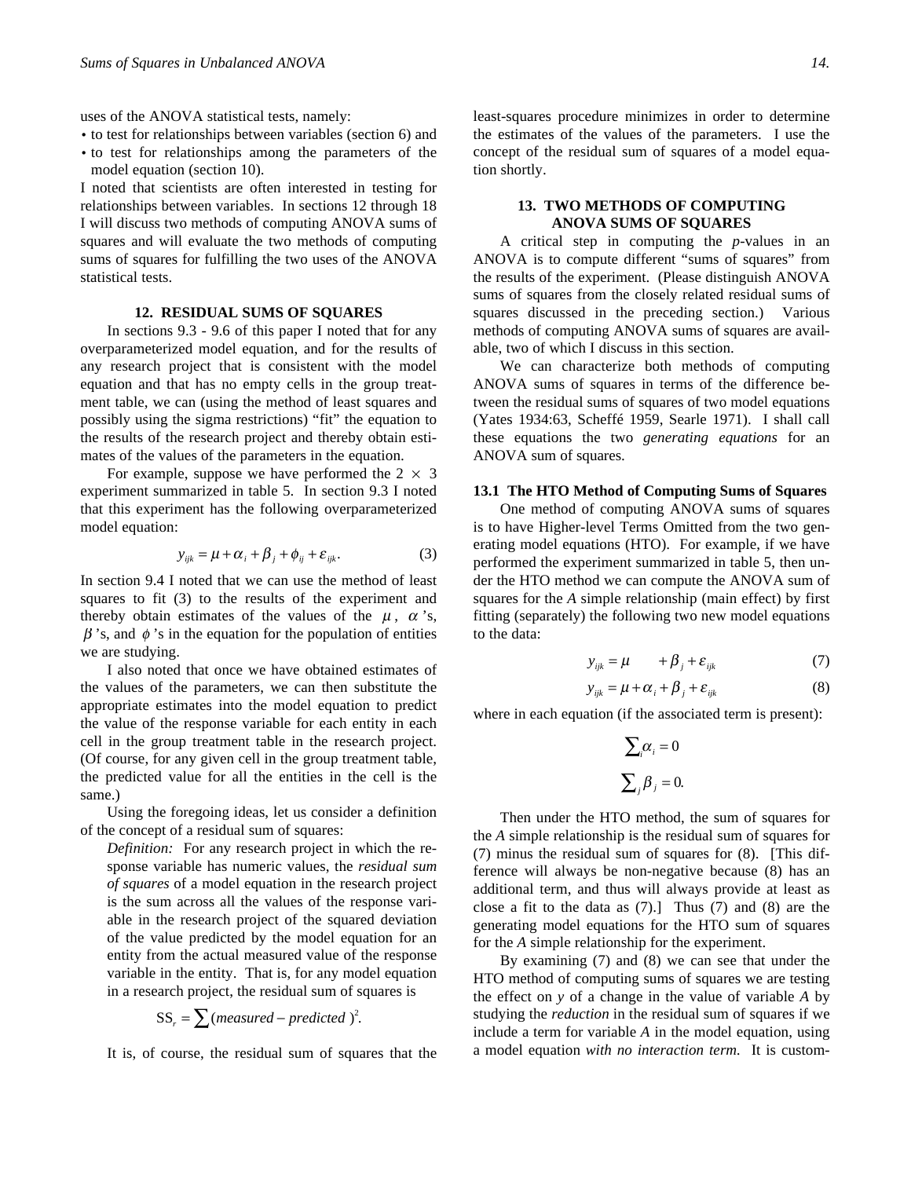uses of the ANOVA statistical tests, namely:

- to test for relationships between variables (section 6) and
- to test for relationships among the parameters of the model equation (section 10).

I noted that scientists are often interested in testing for relationships between variables. In sections 12 through 18 I will discuss two methods of computing ANOVA sums of squares and will evaluate the two methods of computing sums of squares for fulfilling the two uses of the ANOVA statistical tests.

## 12. RESIDUAL SUMS OF SQUARES

In sections 9.3 - 9.6 of this paper I noted that for any overparameterized model equation, and for the results of any research project that is consistent with the model equation and that has no empty cells in the group treatment table, we can (using the method of least squares and possibly using the sigma restrictions) "fit" the equation to the results of the research project and thereby obtain estimates of the values of the parameters in the equation.

For example, suppose we have performed the 2 × 3 experiment summarized in table 5. In section 9.3 I noted that this experiment has the following overparameterized model equation:

$$y_{ijk} = \mu + \alpha_i + \beta_j + \phi_{ij} + \varepsilon_{ijk}. \tag{3}$$

In section 9.4 I noted that we can use the method of least squares to fit (3) to the results of the experiment and thereby obtain estimates of the values of the $\mu$, $\alpha$'s, $\beta$'s, and $\phi$'s in the equation for the population of entities we are studying.

I also noted that once we have obtained estimates of the values of the parameters, we can then substitute the appropriate estimates into the model equation to predict the value of the response variable for each entity in each cell in the group treatment table in the research project. (Of course, for any given cell in the group treatment table, the predicted value for all the entities in the cell is the same.)

Using the foregoing ideas, let us consider a definition of the concept of a residual sum of squares:

> *Definition:* For any research project in which the response variable has numeric values, the *residual sum of squares* of a model equation in the research project is the sum across all the values of the response variable in the research project of the squared deviation of the value predicted by the model equation for an entity from the actual measured value of the response variable in the entity. That is, for any model equation in a research project, the residual sum of squares is
>
> $$\mathrm{SS}_r = \sum (measured - predicted\,)^2.$$

It is, of course, the residual sum of squares that the least-squares procedure minimizes in order to determine the estimates of the values of the parameters. I use the concept of the residual sum of squares of a model equation shortly.

## 13. TWO METHODS OF COMPUTING ANOVA SUMS OF SQUARES

A critical step in computing the *p*-values in an ANOVA is to compute different "sums of squares" from the results of the experiment. (Please distinguish ANOVA sums of squares from the closely related residual sums of squares discussed in the preceding section.) Various methods of computing ANOVA sums of squares are available, two of which I discuss in this section.

We can characterize both methods of computing ANOVA sums of squares in terms of the difference between the residual sums of squares of two model equations (Yates 1934:63, Scheffé 1959, Searle 1971). I shall call these equations the two *generating equations* for an ANOVA sum of squares.

### 13.1 The HTO Method of Computing Sums of Squares

One method of computing ANOVA sums of squares is to have Higher-level Terms Omitted from the two generating model equations (HTO). For example, if we have performed the experiment summarized in table 5, then under the HTO method we can compute the ANOVA sum of squares for the *A* simple relationship (main effect) by first fitting (separately) the following two new model equations to the data:

$$y_{ijk} = \mu \qquad + \beta_j + \varepsilon_{ijk} \tag{7}$$

$$y_{ijk} = \mu + \alpha_i + \beta_j + \varepsilon_{ijk} \tag{8}$$

where in each equation (if the associated term is present):

$$\sum_i \alpha_i = 0$$

$$\sum_j \beta_j = 0.$$

Then under the HTO method, the sum of squares for the *A* simple relationship is the residual sum of squares for (7) minus the residual sum of squares for (8). [This difference will always be non-negative because (8) has an additional term, and thus will always provide at least as close a fit to the data as (7).] Thus (7) and (8) are the generating model equations for the HTO sum of squares for the *A* simple relationship for the experiment.

By examining (7) and (8) we can see that under the HTO method of computing sums of squares we are testing the effect on *y* of a change in the value of variable *A* by studying the *reduction* in the residual sum of squares if we include a term for variable *A* in the model equation, using a model equation *with no interaction term.* It is custom-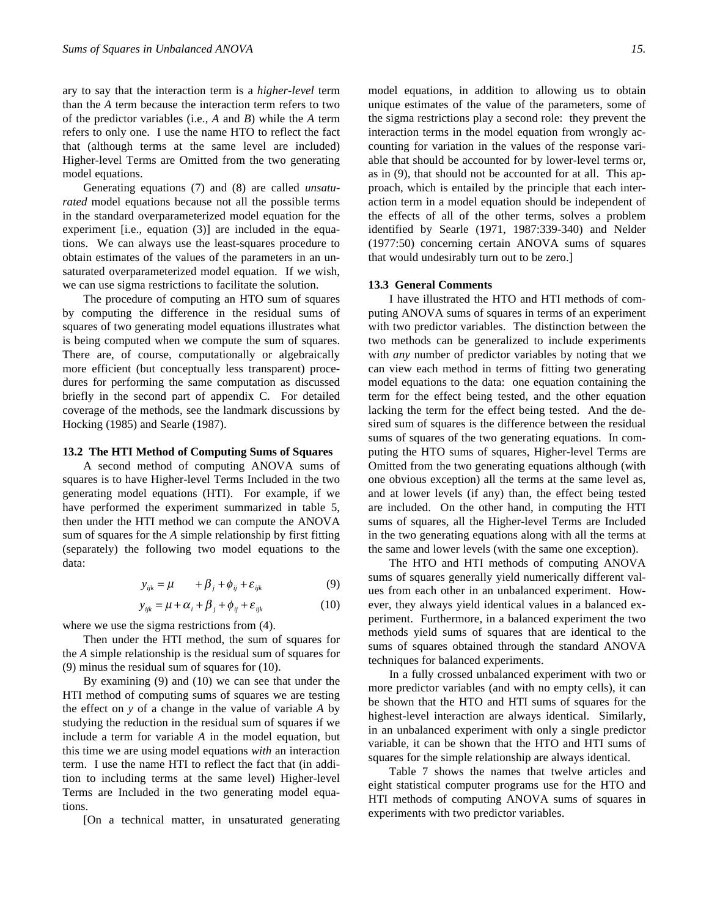ary to say that the interaction term is a *higher-level* term than the $A$ term because the interaction term refers to two of the predictor variables (i.e., $A$ and $B$) while the $A$ term refers to only one. I use the name HTO to reflect the fact that (although terms at the same level are included) Higher-level Terms are Omitted from the two generating model equations.

Generating equations (7) and (8) are called *unsaturated* model equations because not all the possible terms in the standard overparameterized model equation for the experiment [i.e., equation (3)] are included in the equations. We can always use the least-squares procedure to obtain estimates of the values of the parameters in an unsaturated overparameterized model equation. If we wish, we can use sigma restrictions to facilitate the solution.

The procedure of computing an HTO sum of squares by computing the difference in the residual sums of squares of two generating model equations illustrates what is being computed when we compute the sum of squares. There are, of course, computationally or algebraically more efficient (but conceptually less transparent) procedures for performing the same computation as discussed briefly in the second part of appendix C. For detailed coverage of the methods, see the landmark discussions by Hocking (1985) and Searle (1987).

### 13.2 The HTI Method of Computing Sums of Squares

A second method of computing ANOVA sums of squares is to have Higher-level Terms Included in the two generating model equations (HTI). For example, if we have performed the experiment summarized in table 5, then under the HTI method we can compute the ANOVA sum of squares for the $A$ simple relationship by first fitting (separately) the following two model equations to the data:

$$y_{ijk} = \mu \qquad + \beta_j + \phi_{ij} + \varepsilon_{ijk} \tag{9}$$

$$y_{ijk} = \mu + \alpha_i + \beta_j + \phi_{ij} + \varepsilon_{ijk} \tag{10}$$

where we use the sigma restrictions from (4).

Then under the HTI method, the sum of squares for the $A$ simple relationship is the residual sum of squares for (9) minus the residual sum of squares for (10).

By examining (9) and (10) we can see that under the HTI method of computing sums of squares we are testing the effect on $y$ of a change in the value of variable $A$ by studying the reduction in the residual sum of squares if we include a term for variable $A$ in the model equation, but this time we are using model equations *with* an interaction term. I use the name HTI to reflect the fact that (in addition to including terms at the same level) Higher-level Terms are Included in the two generating model equations.

[On a technical matter, in unsaturated generating model equations, in addition to allowing us to obtain unique estimates of the value of the parameters, some of the sigma restrictions play a second role: they prevent the interaction terms in the model equation from wrongly accounting for variation in the values of the response variable that should be accounted for by lower-level terms or, as in (9), that should not be accounted for at all. This approach, which is entailed by the principle that each interaction term in a model equation should be independent of the effects of all of the other terms, solves a problem identified by Searle (1971, 1987:339-340) and Nelder (1977:50) concerning certain ANOVA sums of squares that would undesirably turn out to be zero.]

### 13.3 General Comments

I have illustrated the HTO and HTI methods of computing ANOVA sums of squares in terms of an experiment with two predictor variables. The distinction between the two methods can be generalized to include experiments with *any* number of predictor variables by noting that we can view each method in terms of fitting two generating model equations to the data: one equation containing the term for the effect being tested, and the other equation lacking the term for the effect being tested. And the desired sum of squares is the difference between the residual sums of squares of the two generating equations. In computing the HTO sums of squares, Higher-level Terms are Omitted from the two generating equations although (with one obvious exception) all the terms at the same level as, and at lower levels (if any) than, the effect being tested are included. On the other hand, in computing the HTI sums of squares, all the Higher-level Terms are Included in the two generating equations along with all the terms at the same and lower levels (with the same one exception).

The HTO and HTI methods of computing ANOVA sums of squares generally yield numerically different values from each other in an unbalanced experiment. However, they always yield identical values in a balanced experiment. Furthermore, in a balanced experiment the two methods yield sums of squares that are identical to the sums of squares obtained through the standard ANOVA techniques for balanced experiments.

In a fully crossed unbalanced experiment with two or more predictor variables (and with no empty cells), it can be shown that the HTO and HTI sums of squares for the highest-level interaction are always identical. Similarly, in an unbalanced experiment with only a single predictor variable, it can be shown that the HTO and HTI sums of squares for the simple relationship are always identical.

Table 7 shows the names that twelve articles and eight statistical computer programs use for the HTO and HTI methods of computing ANOVA sums of squares in experiments with two predictor variables.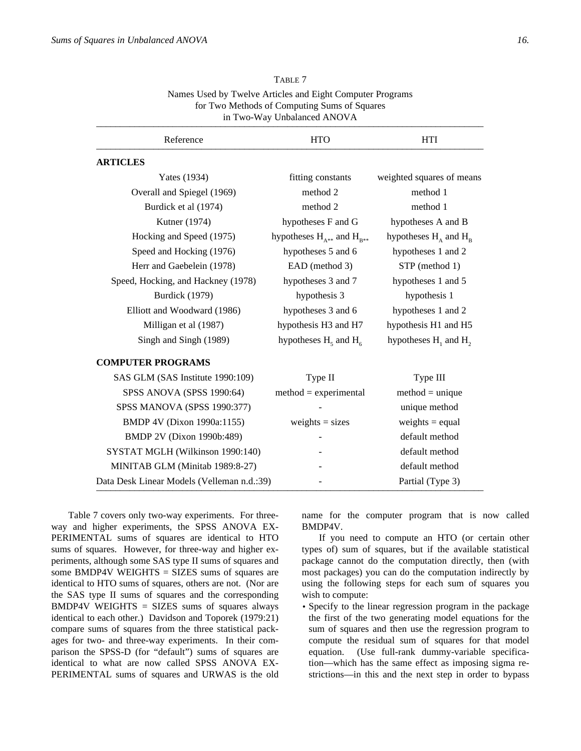TABLE 7

Names Used by Twelve Articles and Eight Computer Programs for Two Methods of Computing Sums of Squares in Two-Way Unbalanced ANOVA

| Reference | HTO | HTI |
|---|---|---|
| **ARTICLES** | | |
| Yates (1934) | fitting constants | weighted squares of means |
| Overall and Spiegel (1969) | method 2 | method 1 |
| Burdick et al (1974) | method 2 | method 1 |
| Kutner (1974) | hypotheses F and G | hypotheses A and B |
| Hocking and Speed (1975) | hypotheses $H_{A**}$ and $H_{B**}$ | hypotheses $H_A$ and $H_B$ |
| Speed and Hocking (1976) | hypotheses 5 and 6 | hypotheses 1 and 2 |
| Herr and Gaebelein (1978) | EAD (method 3) | STP (method 1) |
| Speed, Hocking, and Hackney (1978) | hypotheses 3 and 7 | hypotheses 1 and 5 |
| Burdick (1979) | hypothesis 3 | hypothesis 1 |
| Elliott and Woodward (1986) | hypotheses 3 and 6 | hypotheses 1 and 2 |
| Milligan et al (1987) | hypothesis H3 and H7 | hypothesis H1 and H5 |
| Singh and Singh (1989) | hypotheses $H_5$ and $H_6$ | hypotheses $H_1$ and $H_2$ |
| **COMPUTER PROGRAMS** | | |
| SAS GLM (SAS Institute 1990:109) | Type II | Type III |
| SPSS ANOVA (SPSS 1990:64) | method = experimental | method = unique |
| SPSS MANOVA (SPSS 1990:377) | - | unique method |
| BMDP 4V (Dixon 1990a:1155) | weights = sizes | weights = equal |
| BMDP 2V (Dixon 1990b:489) | - | default method |
| SYSTAT MGLH (Wilkinson 1990:140) | - | default method |
| MINITAB GLM (Minitab 1989:8-27) | - | default method |
| Data Desk Linear Models (Velleman n.d.:39) | - | Partial (Type 3) |

Table 7 covers only two-way experiments. For three-way and higher experiments, the SPSS ANOVA EXPERIMENTAL sums of squares are identical to HTO sums of squares. However, for three-way and higher experiments, although some SAS type II sums of squares and some BMDP4V WEIGHTS = SIZES sums of squares are identical to HTO sums of squares, others are not. (Nor are the SAS type II sums of squares and the corresponding BMDP4V WEIGHTS = SIZES sums of squares always identical to each other.) Davidson and Toporek (1979:21) compare sums of squares from the three statistical packages for two- and three-way experiments. In their comparison the SPSS-D (for "default") sums of squares are identical to what are now called SPSS ANOVA EXPERIMENTAL sums of squares and URWAS is the old name for the computer program that is now called BMDP4V.

If you need to compute an HTO (or certain other types of) sum of squares, but if the available statistical package cannot do the computation directly, then (with most packages) you can do the computation indirectly by using the following steps for each sum of squares you wish to compute:

- Specify to the linear regression program in the package the first of the two generating model equations for the sum of squares and then use the regression program to compute the residual sum of squares for that model equation. (Use full-rank dummy-variable specification—which has the same effect as imposing sigma restrictions—in this and the next step in order to bypass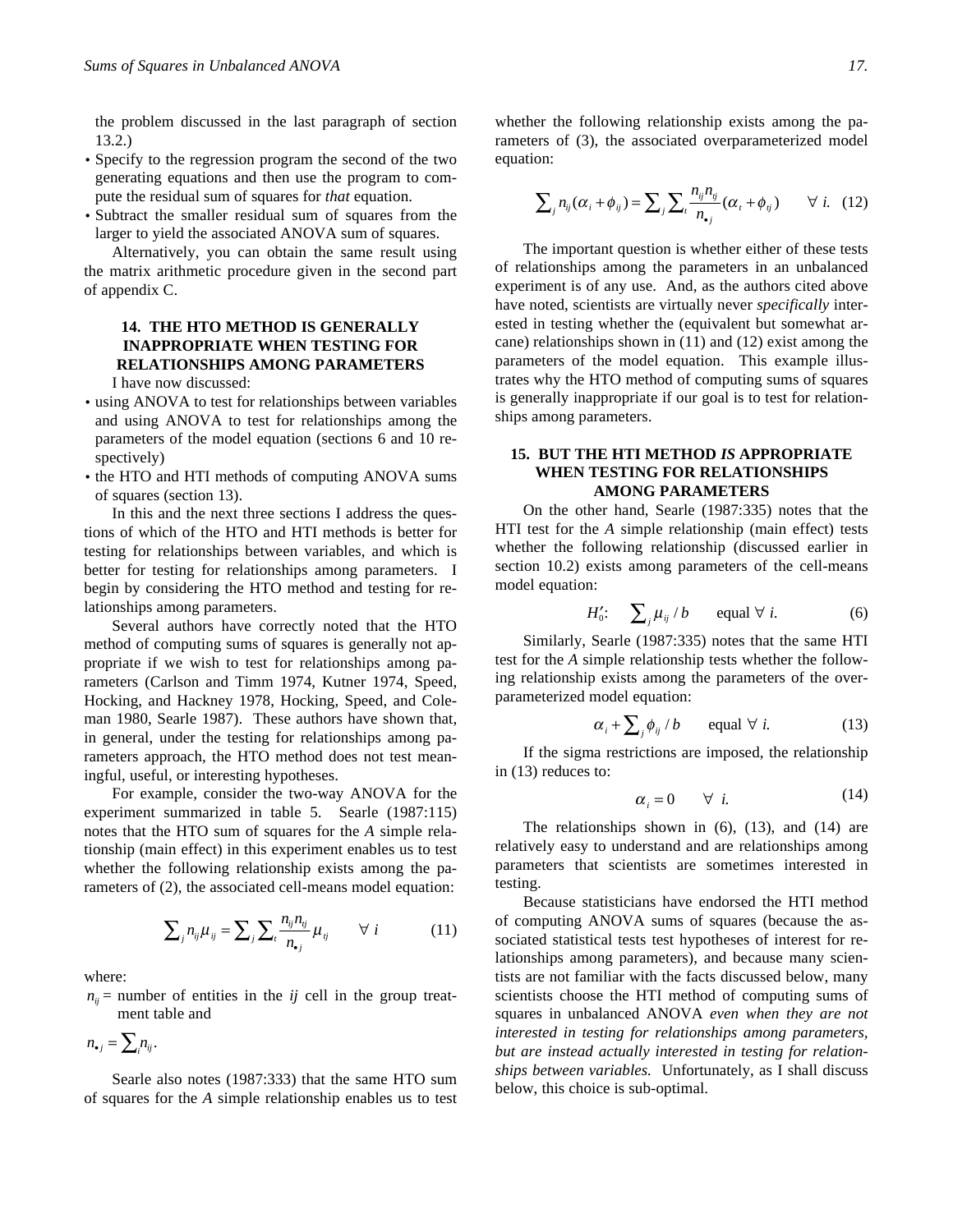the problem discussed in the last paragraph of section 13.2.)

- Specify to the regression program the second of the two generating equations and then use the program to compute the residual sum of squares for *that* equation.
- Subtract the smaller residual sum of squares from the larger to yield the associated ANOVA sum of squares.

Alternatively, you can obtain the same result using the matrix arithmetic procedure given in the second part of appendix C.

## 14. THE HTO METHOD IS GENERALLY INAPPROPRIATE WHEN TESTING FOR RELATIONSHIPS AMONG PARAMETERS

I have now discussed:

- using ANOVA to test for relationships between variables and using ANOVA to test for relationships among the parameters of the model equation (sections 6 and 10 respectively)
- the HTO and HTI methods of computing ANOVA sums of squares (section 13).

In this and the next three sections I address the questions of which of the HTO and HTI methods is better for testing for relationships between variables, and which is better for testing for relationships among parameters. I begin by considering the HTO method and testing for relationships among parameters.

Several authors have correctly noted that the HTO method of computing sums of squares is generally not appropriate if we wish to test for relationships among parameters (Carlson and Timm 1974, Kutner 1974, Speed, Hocking, and Hackney 1978, Hocking, Speed, and Coleman 1980, Searle 1987). These authors have shown that, in general, under the testing for relationships among parameters approach, the HTO method does not test meaningful, useful, or interesting hypotheses.

For example, consider the two-way ANOVA for the experiment summarized in table 5. Searle (1987:115) notes that the HTO sum of squares for the *A* simple relationship (main effect) in this experiment enables us to test whether the following relationship exists among the parameters of (2), the associated cell-means model equation:

$$\sum_j n_{ij}\mu_{ij} = \sum_j \sum_t \frac{n_{ij}n_{tj}}{n_{\bullet j}}\mu_{tj} \qquad \forall\ i \qquad (11)$$

where:

$n_{ij}$ = number of entities in the *ij* cell in the group treatment table and

$n_{\bullet j} = \sum_i n_{ij}$.

Searle also notes (1987:333) that the same HTO sum of squares for the *A* simple relationship enables us to test whether the following relationship exists among the parameters of (3), the associated overparameterized model equation:

$$\sum_j n_{ij}(\alpha_i + \phi_{ij}) = \sum_j \sum_t \frac{n_{ij}n_{tj}}{n_{\bullet j}}(\alpha_t + \phi_{tj}) \qquad \forall\ i. \quad (12)$$

The important question is whether either of these tests of relationships among the parameters in an unbalanced experiment is of any use. And, as the authors cited above have noted, scientists are virtually never *specifically* interested in testing whether the (equivalent but somewhat arcane) relationships shown in (11) and (12) exist among the parameters of the model equation. This example illustrates why the HTO method of computing sums of squares is generally inappropriate if our goal is to test for relationships among parameters.

## 15. BUT THE HTI METHOD *IS* APPROPRIATE WHEN TESTING FOR RELATIONSHIPS AMONG PARAMETERS

On the other hand, Searle (1987:335) notes that the HTI test for the *A* simple relationship (main effect) tests whether the following relationship (discussed earlier in section 10.2) exists among parameters of the cell-means model equation:

$$H_0'\text{:} \quad \sum_j \mu_{ij} / b \qquad \text{equal } \forall\ i. \qquad (6)$$

Similarly, Searle (1987:335) notes that the same HTI test for the *A* simple relationship tests whether the following relationship exists among the parameters of the overparameterized model equation:

$$\alpha_i + \sum_j \phi_{ij} / b \qquad \text{equal } \forall\ i. \qquad (13)$$

If the sigma restrictions are imposed, the relationship in (13) reduces to:

$$\alpha_i = 0 \qquad \forall\ i. \qquad (14)$$

The relationships shown in (6), (13), and (14) are relatively easy to understand and are relationships among parameters that scientists are sometimes interested in testing.

Because statisticians have endorsed the HTI method of computing ANOVA sums of squares (because the associated statistical tests test hypotheses of interest for relationships among parameters), and because many scientists are not familiar with the facts discussed below, many scientists choose the HTI method of computing sums of squares in unbalanced ANOVA *even when they are not interested in testing for relationships among parameters, but are instead actually interested in testing for relationships between variables.* Unfortunately, as I shall discuss below, this choice is sub-optimal.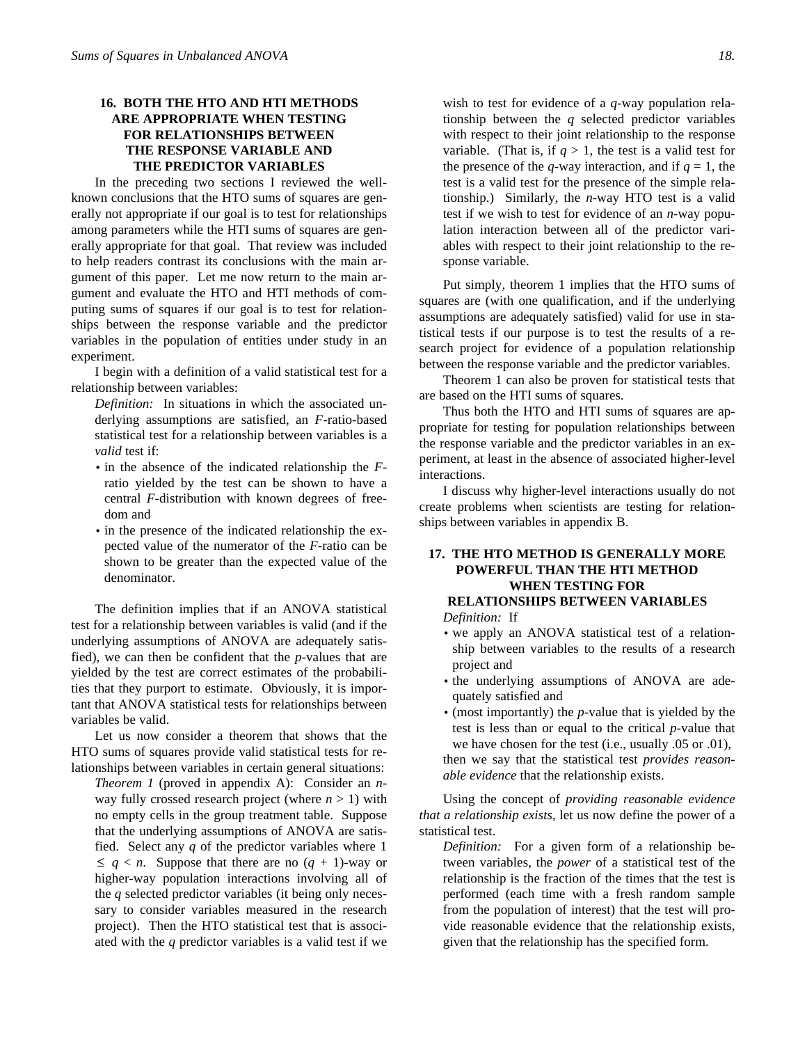## 16. BOTH THE HTO AND HTI METHODS ARE APPROPRIATE WHEN TESTING FOR RELATIONSHIPS BETWEEN THE RESPONSE VARIABLE AND THE PREDICTOR VARIABLES

In the preceding two sections I reviewed the well-known conclusions that the HTO sums of squares are generally not appropriate if our goal is to test for relationships among parameters while the HTI sums of squares are generally appropriate for that goal. That review was included to help readers contrast its conclusions with the main argument of this paper. Let me now return to the main argument and evaluate the HTO and HTI methods of computing sums of squares if our goal is to test for relationships between the response variable and the predictor variables in the population of entities under study in an experiment.

I begin with a definition of a valid statistical test for a relationship between variables:

> *Definition:* In situations in which the associated underlying assumptions are satisfied, an *F*-ratio-based statistical test for a relationship between variables is a *valid* test if:
>
> - in the absence of the indicated relationship the *F*-ratio yielded by the test can be shown to have a central *F*-distribution with known degrees of freedom and
> - in the presence of the indicated relationship the expected value of the numerator of the *F*-ratio can be shown to be greater than the expected value of the denominator.

The definition implies that if an ANOVA statistical test for a relationship between variables is valid (and if the underlying assumptions of ANOVA are adequately satisfied), we can then be confident that the *p*-values that are yielded by the test are correct estimates of the probabilities that they purport to estimate. Obviously, it is important that ANOVA statistical tests for relationships between variables be valid.

Let us now consider a theorem that shows that the HTO sums of squares provide valid statistical tests for relationships between variables in certain general situations:

> *Theorem 1* (proved in appendix A): Consider an $n$-way fully crossed research project (where $n > 1$) with no empty cells in the group treatment table. Suppose that the underlying assumptions of ANOVA are satisfied. Select any $q$ of the predictor variables where $1 \leq q < n$. Suppose that there are no $(q + 1)$-way or higher-way population interactions involving all of the $q$ selected predictor variables (it being only necessary to consider variables measured in the research project). Then the HTO statistical test that is associated with the $q$ predictor variables is a valid test if we wish to test for evidence of a $q$-way population relationship between the $q$ selected predictor variables with respect to their joint relationship to the response variable. (That is, if $q > 1$, the test is a valid test for the presence of the $q$-way interaction, and if $q = 1$, the test is a valid test for the presence of the simple relationship.) Similarly, the $n$-way HTO test is a valid test if we wish to test for evidence of an $n$-way population interaction between all of the predictor variables with respect to their joint relationship to the response variable.

Put simply, theorem 1 implies that the HTO sums of squares are (with one qualification, and if the underlying assumptions are adequately satisfied) valid for use in statistical tests if our purpose is to test the results of a research project for evidence of a population relationship between the response variable and the predictor variables.

Theorem 1 can also be proven for statistical tests that are based on the HTI sums of squares.

Thus both the HTO and HTI sums of squares are appropriate for testing for population relationships between the response variable and the predictor variables in an experiment, at least in the absence of associated higher-level interactions.

I discuss why higher-level interactions usually do not create problems when scientists are testing for relationships between variables in appendix B.

## 17. THE HTO METHOD IS GENERALLY MORE POWERFUL THAN THE HTI METHOD WHEN TESTING FOR RELATIONSHIPS BETWEEN VARIABLES

> *Definition:* If
>
> - we apply an ANOVA statistical test of a relationship between variables to the results of a research project and
> - the underlying assumptions of ANOVA are adequately satisfied and
> - (most importantly) the *p*-value that is yielded by the test is less than or equal to the critical *p*-value that we have chosen for the test (i.e., usually .05 or .01),
>
> then we say that the statistical test *provides reasonable evidence* that the relationship exists.

Using the concept of *providing reasonable evidence that a relationship exists*, let us now define the power of a statistical test.

> *Definition:* For a given form of a relationship between variables, the *power* of a statistical test of the relationship is the fraction of the times that the test is performed (each time with a fresh random sample from the population of interest) that the test will provide reasonable evidence that the relationship exists, given that the relationship has the specified form.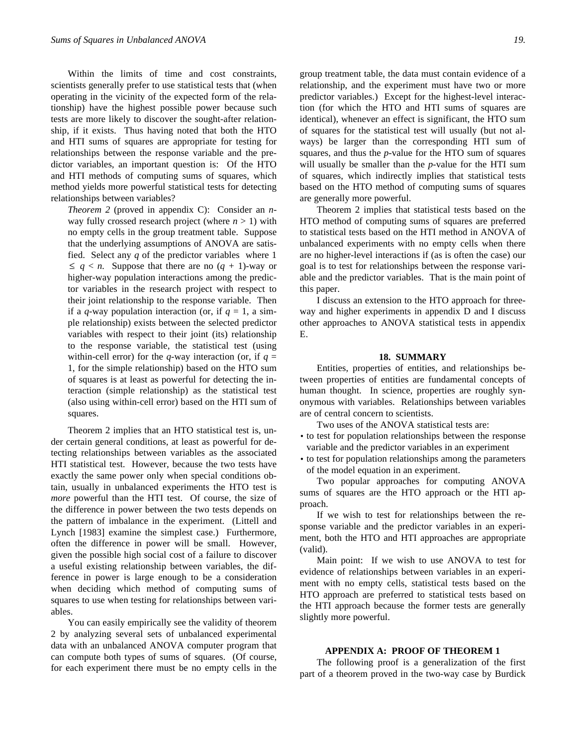Within the limits of time and cost constraints, scientists generally prefer to use statistical tests that (when operating in the vicinity of the expected form of the relationship) have the highest possible power because such tests are more likely to discover the sought-after relationship, if it exists. Thus having noted that both the HTO and HTI sums of squares are appropriate for testing for relationships between the response variable and the predictor variables, an important question is: Of the HTO and HTI methods of computing sums of squares, which method yields more powerful statistical tests for detecting relationships between variables?

> *Theorem 2* (proved in appendix C): Consider an $n$-way fully crossed research project (where $n > 1$) with no empty cells in the group treatment table. Suppose that the underlying assumptions of ANOVA are satisfied. Select any $q$ of the predictor variables where $1 \leq q < n$. Suppose that there are no $(q + 1)$-way or higher-way population interactions among the predictor variables in the research project with respect to their joint relationship to the response variable. Then if a $q$-way population interaction (or, if $q = 1$, a simple relationship) exists between the selected predictor variables with respect to their joint (its) relationship to the response variable, the statistical test (using within-cell error) for the $q$-way interaction (or, if $q = 1$, for the simple relationship) based on the HTO sum of squares is at least as powerful for detecting the interaction (simple relationship) as the statistical test (also using within-cell error) based on the HTI sum of squares.

Theorem 2 implies that an HTO statistical test is, under certain general conditions, at least as powerful for detecting relationships between variables as the associated HTI statistical test. However, because the two tests have exactly the same power only when special conditions obtain, usually in unbalanced experiments the HTO test is *more* powerful than the HTI test. Of course, the size of the difference in power between the two tests depends on the pattern of imbalance in the experiment. (Littell and Lynch [1983] examine the simplest case.) Furthermore, often the difference in power will be small. However, given the possible high social cost of a failure to discover a useful existing relationship between variables, the difference in power is large enough to be a consideration when deciding which method of computing sums of squares to use when testing for relationships between variables.

You can easily empirically see the validity of theorem 2 by analyzing several sets of unbalanced experimental data with an unbalanced ANOVA computer program that can compute both types of sums of squares. (Of course, for each experiment there must be no empty cells in the group treatment table, the data must contain evidence of a relationship, and the experiment must have two or more predictor variables.) Except for the highest-level interaction (for which the HTO and HTI sums of squares are identical), whenever an effect is significant, the HTO sum of squares for the statistical test will usually (but not always) be larger than the corresponding HTI sum of squares, and thus the $p$-value for the HTO sum of squares will usually be smaller than the $p$-value for the HTI sum of squares, which indirectly implies that statistical tests based on the HTO method of computing sums of squares are generally more powerful.

Theorem 2 implies that statistical tests based on the HTO method of computing sums of squares are preferred to statistical tests based on the HTI method in ANOVA of unbalanced experiments with no empty cells when there are no higher-level interactions if (as is often the case) our goal is to test for relationships between the response variable and the predictor variables. That is the main point of this paper.

I discuss an extension to the HTO approach for three-way and higher experiments in appendix D and I discuss other approaches to ANOVA statistical tests in appendix E.

## 18. SUMMARY

Entities, properties of entities, and relationships between properties of entities are fundamental concepts of human thought. In science, properties are roughly synonymous with variables. Relationships between variables are of central concern to scientists.

Two uses of the ANOVA statistical tests are:

- to test for population relationships between the response variable and the predictor variables in an experiment
- to test for population relationships among the parameters of the model equation in an experiment.

Two popular approaches for computing ANOVA sums of squares are the HTO approach or the HTI approach.

If we wish to test for relationships between the response variable and the predictor variables in an experiment, both the HTO and HTI approaches are appropriate (valid).

Main point: If we wish to use ANOVA to test for evidence of relationships between variables in an experiment with no empty cells, statistical tests based on the HTO approach are preferred to statistical tests based on the HTI approach because the former tests are generally slightly more powerful.

## APPENDIX A: PROOF OF THEOREM 1

The following proof is a generalization of the first part of a theorem proved in the two-way case by Burdick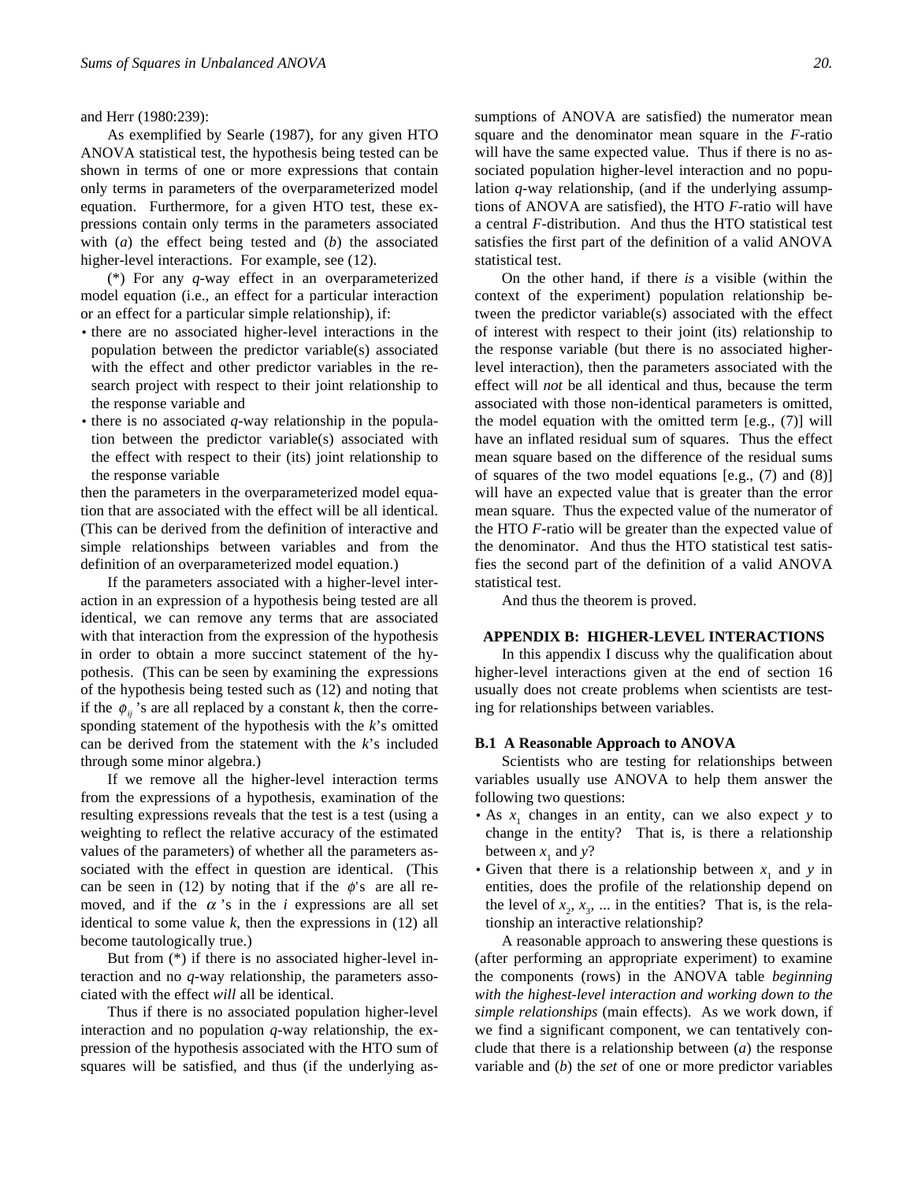and Herr (1980:239):

As exemplified by Searle (1987), for any given HTO ANOVA statistical test, the hypothesis being tested can be shown in terms of one or more expressions that contain only terms in parameters of the overparameterized model equation. Furthermore, for a given HTO test, these expressions contain only terms in the parameters associated with (*a*) the effect being tested and (*b*) the associated higher-level interactions. For example, see (12).

(*) For any *q*-way effect in an overparameterized model equation (i.e., an effect for a particular interaction or an effect for a particular simple relationship), if:

- there are no associated higher-level interactions in the population between the predictor variable(s) associated with the effect and other predictor variables in the research project with respect to their joint relationship to the response variable and
- there is no associated *q*-way relationship in the population between the predictor variable(s) associated with the effect with respect to their (its) joint relationship to the response variable

then the parameters in the overparameterized model equation that are associated with the effect will be all identical. (This can be derived from the definition of interactive and simple relationships between variables and from the definition of an overparameterized model equation.)

If the parameters associated with a higher-level interaction in an expression of a hypothesis being tested are all identical, we can remove any terms that are associated with that interaction from the expression of the hypothesis in order to obtain a more succinct statement of the hypothesis. (This can be seen by examining the expressions of the hypothesis being tested such as (12) and noting that if the $\phi_{ij}$'s are all replaced by a constant *k*, then the corresponding statement of the hypothesis with the *k*'s omitted can be derived from the statement with the *k*'s included through some minor algebra.)

If we remove all the higher-level interaction terms from the expressions of a hypothesis, examination of the resulting expressions reveals that the test is a test (using a weighting to reflect the relative accuracy of the estimated values of the parameters) of whether all the parameters associated with the effect in question are identical. (This can be seen in (12) by noting that if the $\phi$'s are all removed, and if the $\alpha$'s in the *i* expressions are all set identical to some value *k*, then the expressions in (12) all become tautologically true.)

But from (*) if there is no associated higher-level interaction and no *q*-way relationship, the parameters associated with the effect *will* all be identical.

Thus if there is no associated population higher-level interaction and no population *q*-way relationship, the expression of the hypothesis associated with the HTO sum of squares will be satisfied, and thus (if the underlying assumptions of ANOVA are satisfied) the numerator mean square and the denominator mean square in the *F*-ratio will have the same expected value. Thus if there is no associated population higher-level interaction and no population *q*-way relationship, (and if the underlying assumptions of ANOVA are satisfied), the HTO *F*-ratio will have a central *F*-distribution. And thus the HTO statistical test satisfies the first part of the definition of a valid ANOVA statistical test.

On the other hand, if there *is* a visible (within the context of the experiment) population relationship between the predictor variable(s) associated with the effect of interest with respect to their joint (its) relationship to the response variable (but there is no associated higher-level interaction), then the parameters associated with the effect will *not* be all identical and thus, because the term associated with those non-identical parameters is omitted, the model equation with the omitted term [e.g., (7)] will have an inflated residual sum of squares. Thus the effect mean square based on the difference of the residual sums of squares of the two model equations [e.g., (7) and (8)] will have an expected value that is greater than the error mean square. Thus the expected value of the numerator of the HTO *F*-ratio will be greater than the expected value of the denominator. And thus the HTO statistical test satisfies the second part of the definition of a valid ANOVA statistical test.

And thus the theorem is proved.

## APPENDIX B: HIGHER-LEVEL INTERACTIONS

In this appendix I discuss why the qualification about higher-level interactions given at the end of section 16 usually does not create problems when scientists are testing for relationships between variables.

### B.1 A Reasonable Approach to ANOVA

Scientists who are testing for relationships between variables usually use ANOVA to help them answer the following two questions:

- As $x_1$ changes in an entity, can we also expect $y$ to change in the entity? That is, is there a relationship between $x_1$ and $y$?
- Given that there is a relationship between $x_1$ and $y$ in entities, does the profile of the relationship depend on the level of $x_2$, $x_3$, ... in the entities? That is, is the relationship an interactive relationship?

A reasonable approach to answering these questions is (after performing an appropriate experiment) to examine the components (rows) in the ANOVA table *beginning with the highest-level interaction and working down to the simple relationships* (main effects). As we work down, if we find a significant component, we can tentatively conclude that there is a relationship between (*a*) the response variable and (*b*) the *set* of one or more predictor variables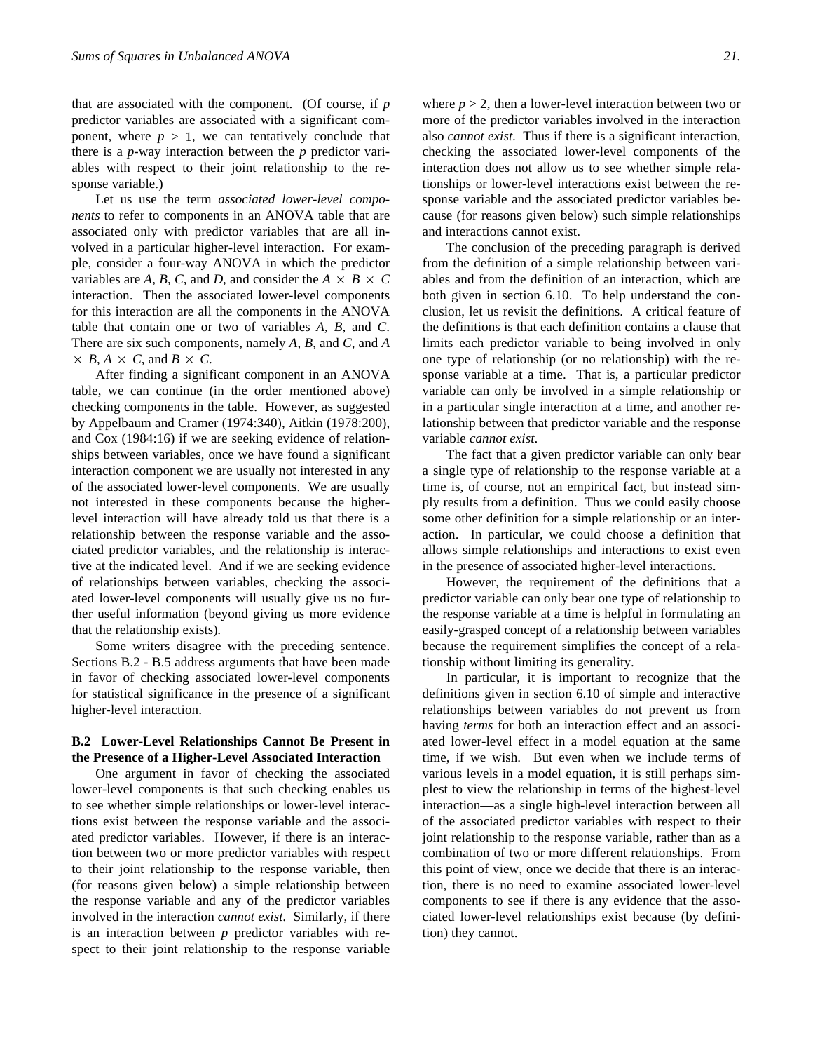that are associated with the component. (Of course, if $p$ predictor variables are associated with a significant component, where $p > 1$, we can tentatively conclude that there is a $p$-way interaction between the $p$ predictor variables with respect to their joint relationship to the response variable.)

Let us use the term *associated lower-level components* to refer to components in an ANOVA table that are associated only with predictor variables that are all involved in a particular higher-level interaction. For example, consider a four-way ANOVA in which the predictor variables are $A$, $B$, $C$, and $D$, and consider the $A \times B \times C$ interaction. Then the associated lower-level components for this interaction are all the components in the ANOVA table that contain one or two of variables $A$, $B$, and $C$. There are six such components, namely $A$, $B$, and $C$, and $A \times B$, $A \times C$, and $B \times C$.

After finding a significant component in an ANOVA table, we can continue (in the order mentioned above) checking components in the table. However, as suggested by Appelbaum and Cramer (1974:340), Aitkin (1978:200), and Cox (1984:16) if we are seeking evidence of relationships between variables, once we have found a significant interaction component we are usually not interested in any of the associated lower-level components. We are usually not interested in these components because the higher-level interaction will have already told us that there is a relationship between the response variable and the associated predictor variables, and the relationship is interactive at the indicated level. And if we are seeking evidence of relationships between variables, checking the associated lower-level components will usually give us no further useful information (beyond giving us more evidence that the relationship exists).

Some writers disagree with the preceding sentence. Sections B.2 - B.5 address arguments that have been made in favor of checking associated lower-level components for statistical significance in the presence of a significant higher-level interaction.

### B.2 Lower-Level Relationships Cannot Be Present in the Presence of a Higher-Level Associated Interaction

One argument in favor of checking the associated lower-level components is that such checking enables us to see whether simple relationships or lower-level interactions exist between the response variable and the associated predictor variables. However, if there is an interaction between two or more predictor variables with respect to their joint relationship to the response variable, then (for reasons given below) a simple relationship between the response variable and any of the predictor variables involved in the interaction *cannot exist*. Similarly, if there is an interaction between $p$ predictor variables with respect to their joint relationship to the response variable where $p > 2$, then a lower-level interaction between two or more of the predictor variables involved in the interaction also *cannot exist*. Thus if there is a significant interaction, checking the associated lower-level components of the interaction does not allow us to see whether simple relationships or lower-level interactions exist between the response variable and the associated predictor variables because (for reasons given below) such simple relationships and interactions cannot exist.

The conclusion of the preceding paragraph is derived from the definition of a simple relationship between variables and from the definition of an interaction, which are both given in section 6.10. To help understand the conclusion, let us revisit the definitions. A critical feature of the definitions is that each definition contains a clause that limits each predictor variable to being involved in only one type of relationship (or no relationship) with the response variable at a time. That is, a particular predictor variable can only be involved in a simple relationship or in a particular single interaction at a time, and another relationship between that predictor variable and the response variable *cannot exist*.

The fact that a given predictor variable can only bear a single type of relationship to the response variable at a time is, of course, not an empirical fact, but instead simply results from a definition. Thus we could easily choose some other definition for a simple relationship or an interaction. In particular, we could choose a definition that allows simple relationships and interactions to exist even in the presence of associated higher-level interactions.

However, the requirement of the definitions that a predictor variable can only bear one type of relationship to the response variable at a time is helpful in formulating an easily-grasped concept of a relationship between variables because the requirement simplifies the concept of a relationship without limiting its generality.

In particular, it is important to recognize that the definitions given in section 6.10 of simple and interactive relationships between variables do not prevent us from having *terms* for both an interaction effect and an associated lower-level effect in a model equation at the same time, if we wish. But even when we include terms of various levels in a model equation, it is still perhaps simplest to view the relationship in terms of the highest-level interaction—as a single high-level interaction between all of the associated predictor variables with respect to their joint relationship to the response variable, rather than as a combination of two or more different relationships. From this point of view, once we decide that there is an interaction, there is no need to examine associated lower-level components to see if there is any evidence that the associated lower-level relationships exist because (by definition) they cannot.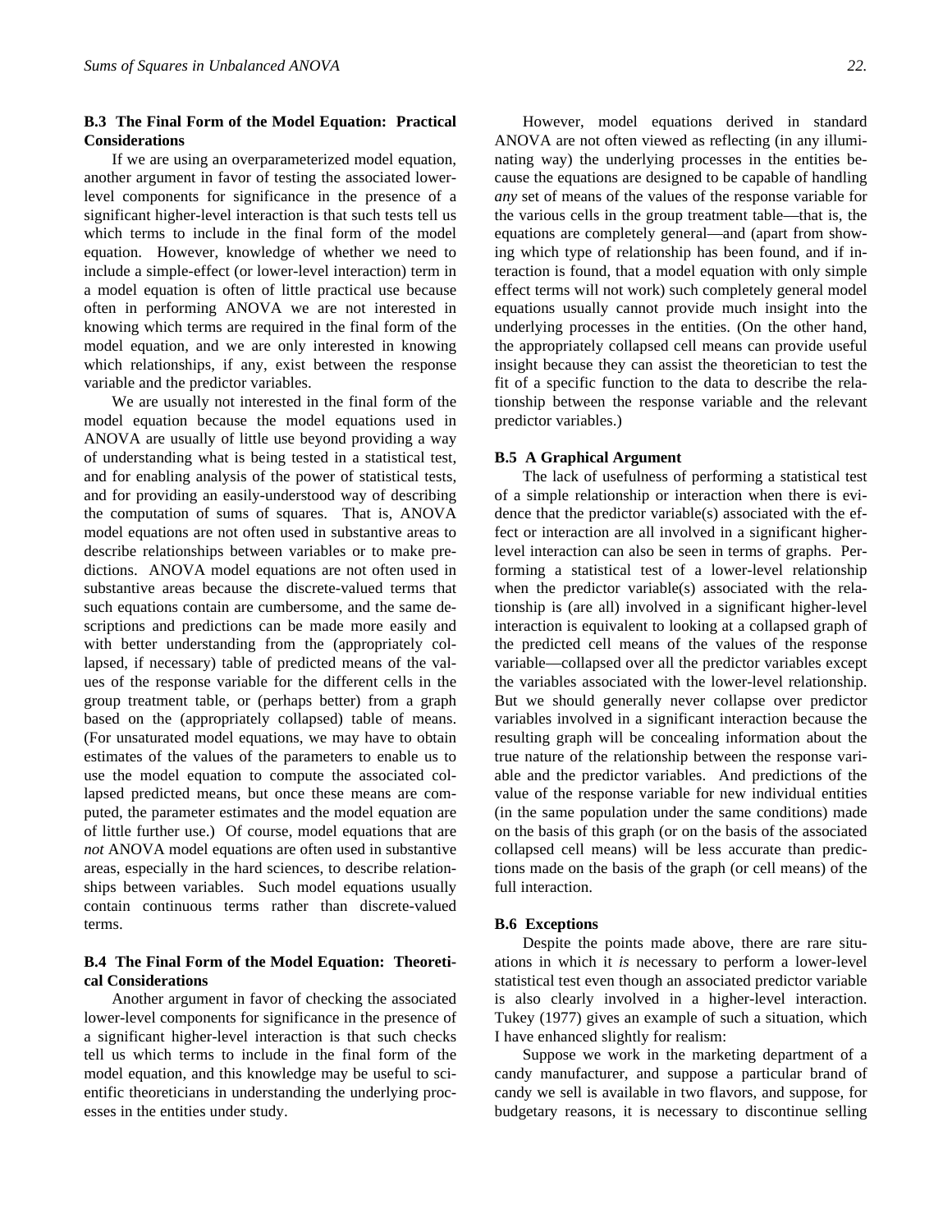### B.3 The Final Form of the Model Equation: Practical Considerations

If we are using an overparameterized model equation, another argument in favor of testing the associated lower-level components for significance in the presence of a significant higher-level interaction is that such tests tell us which terms to include in the final form of the model equation. However, knowledge of whether we need to include a simple-effect (or lower-level interaction) term in a model equation is often of little practical use because often in performing ANOVA we are not interested in knowing which terms are required in the final form of the model equation, and we are only interested in knowing which relationships, if any, exist between the response variable and the predictor variables.

We are usually not interested in the final form of the model equation because the model equations used in ANOVA are usually of little use beyond providing a way of understanding what is being tested in a statistical test, and for enabling analysis of the power of statistical tests, and for providing an easily-understood way of describing the computation of sums of squares. That is, ANOVA model equations are not often used in substantive areas to describe relationships between variables or to make predictions. ANOVA model equations are not often used in substantive areas because the discrete-valued terms that such equations contain are cumbersome, and the same descriptions and predictions can be made more easily and with better understanding from the (appropriately collapsed, if necessary) table of predicted means of the values of the response variable for the different cells in the group treatment table, or (perhaps better) from a graph based on the (appropriately collapsed) table of means. (For unsaturated model equations, we may have to obtain estimates of the values of the parameters to enable us to use the model equation to compute the associated collapsed predicted means, but once these means are computed, the parameter estimates and the model equation are of little further use.) Of course, model equations that are *not* ANOVA model equations are often used in substantive areas, especially in the hard sciences, to describe relationships between variables. Such model equations usually contain continuous terms rather than discrete-valued terms.

### B.4 The Final Form of the Model Equation: Theoretical Considerations

Another argument in favor of checking the associated lower-level components for significance in the presence of a significant higher-level interaction is that such checks tell us which terms to include in the final form of the model equation, and this knowledge may be useful to scientific theoreticians in understanding the underlying processes in the entities under study.

However, model equations derived in standard ANOVA are not often viewed as reflecting (in any illuminating way) the underlying processes in the entities because the equations are designed to be capable of handling *any* set of means of the values of the response variable for the various cells in the group treatment table—that is, the equations are completely general—and (apart from showing which type of relationship has been found, and if interaction is found, that a model equation with only simple effect terms will not work) such completely general model equations usually cannot provide much insight into the underlying processes in the entities. (On the other hand, the appropriately collapsed cell means can provide useful insight because they can assist the theoretician to test the fit of a specific function to the data to describe the relationship between the response variable and the relevant predictor variables.)

### B.5 A Graphical Argument

The lack of usefulness of performing a statistical test of a simple relationship or interaction when there is evidence that the predictor variable(s) associated with the effect or interaction are all involved in a significant higher-level interaction can also be seen in terms of graphs. Performing a statistical test of a lower-level relationship when the predictor variable(s) associated with the relationship is (are all) involved in a significant higher-level interaction is equivalent to looking at a collapsed graph of the predicted cell means of the values of the response variable—collapsed over all the predictor variables except the variables associated with the lower-level relationship. But we should generally never collapse over predictor variables involved in a significant interaction because the resulting graph will be concealing information about the true nature of the relationship between the response variable and the predictor variables. And predictions of the value of the response variable for new individual entities (in the same population under the same conditions) made on the basis of this graph (or on the basis of the associated collapsed cell means) will be less accurate than predictions made on the basis of the graph (or cell means) of the full interaction.

### B.6 Exceptions

Despite the points made above, there are rare situations in which it *is* necessary to perform a lower-level statistical test even though an associated predictor variable is also clearly involved in a higher-level interaction. Tukey (1977) gives an example of such a situation, which I have enhanced slightly for realism:

Suppose we work in the marketing department of a candy manufacturer, and suppose a particular brand of candy we sell is available in two flavors, and suppose, for budgetary reasons, it is necessary to discontinue selling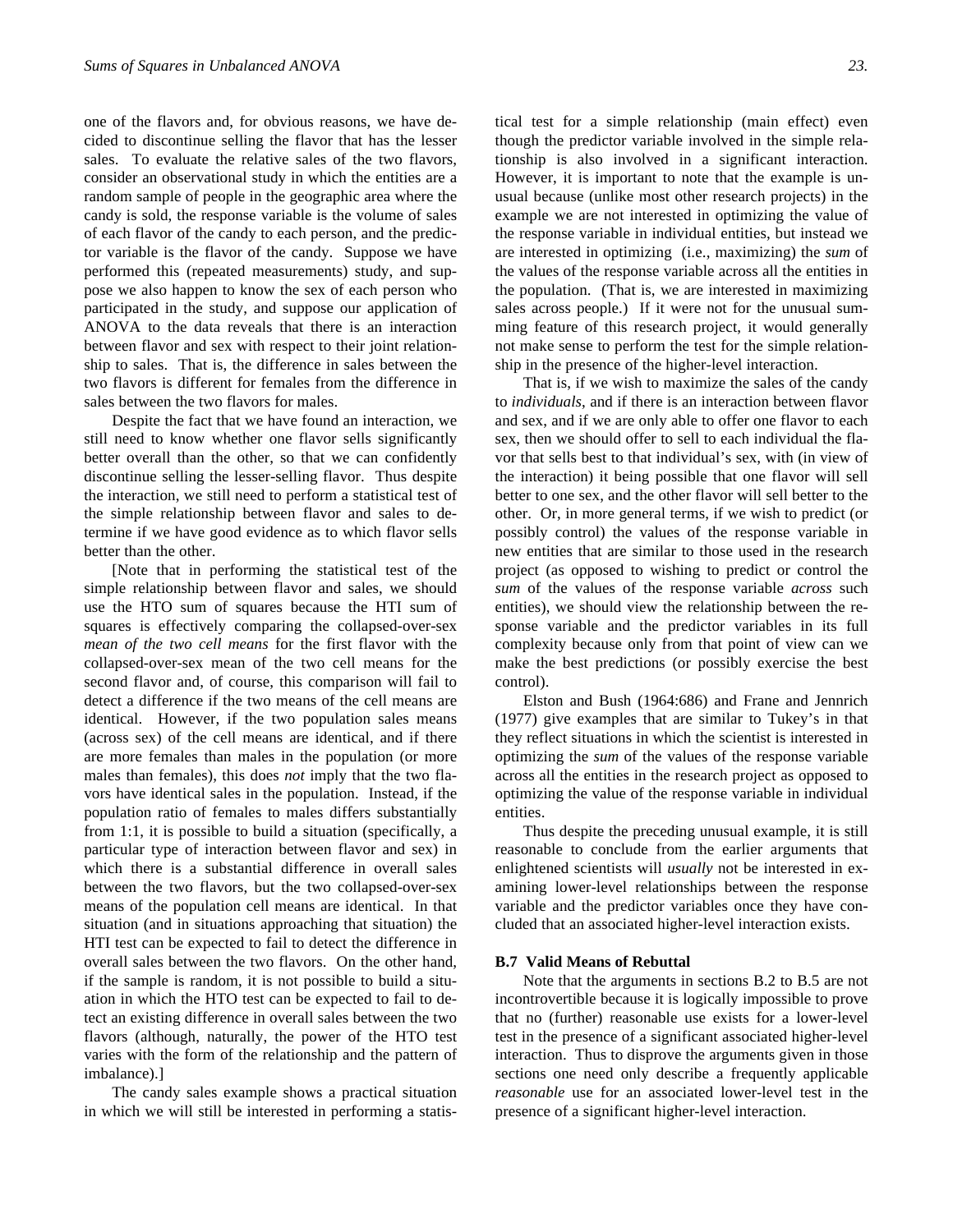one of the flavors and, for obvious reasons, we have decided to discontinue selling the flavor that has the lesser sales. To evaluate the relative sales of the two flavors, consider an observational study in which the entities are a random sample of people in the geographic area where the candy is sold, the response variable is the volume of sales of each flavor of the candy to each person, and the predictor variable is the flavor of the candy. Suppose we have performed this (repeated measurements) study, and suppose we also happen to know the sex of each person who participated in the study, and suppose our application of ANOVA to the data reveals that there is an interaction between flavor and sex with respect to their joint relationship to sales. That is, the difference in sales between the two flavors is different for females from the difference in sales between the two flavors for males.

Despite the fact that we have found an interaction, we still need to know whether one flavor sells significantly better overall than the other, so that we can confidently discontinue selling the lesser-selling flavor. Thus despite the interaction, we still need to perform a statistical test of the simple relationship between flavor and sales to determine if we have good evidence as to which flavor sells better than the other.

[Note that in performing the statistical test of the simple relationship between flavor and sales, we should use the HTO sum of squares because the HTI sum of squares is effectively comparing the collapsed-over-sex *mean of the two cell means* for the first flavor with the collapsed-over-sex mean of the two cell means for the second flavor and, of course, this comparison will fail to detect a difference if the two means of the cell means are identical. However, if the two population sales means (across sex) of the cell means are identical, and if there are more females than males in the population (or more males than females), this does *not* imply that the two flavors have identical sales in the population. Instead, if the population ratio of females to males differs substantially from 1:1, it is possible to build a situation (specifically, a particular type of interaction between flavor and sex) in which there is a substantial difference in overall sales between the two flavors, but the two collapsed-over-sex means of the population cell means are identical. In that situation (and in situations approaching that situation) the HTI test can be expected to fail to detect the difference in overall sales between the two flavors. On the other hand, if the sample is random, it is not possible to build a situation in which the HTO test can be expected to fail to detect an existing difference in overall sales between the two flavors (although, naturally, the power of the HTO test varies with the form of the relationship and the pattern of imbalance).]

The candy sales example shows a practical situation in which we will still be interested in performing a statistical test for a simple relationship (main effect) even though the predictor variable involved in the simple relationship is also involved in a significant interaction. However, it is important to note that the example is unusual because (unlike most other research projects) in the example we are not interested in optimizing the value of the response variable in individual entities, but instead we are interested in optimizing (i.e., maximizing) the *sum* of the values of the response variable across all the entities in the population. (That is, we are interested in maximizing sales across people.) If it were not for the unusual summing feature of this research project, it would generally not make sense to perform the test for the simple relationship in the presence of the higher-level interaction.

That is, if we wish to maximize the sales of the candy to *individuals*, and if there is an interaction between flavor and sex, and if we are only able to offer one flavor to each sex, then we should offer to sell to each individual the flavor that sells best to that individual's sex, with (in view of the interaction) it being possible that one flavor will sell better to one sex, and the other flavor will sell better to the other. Or, in more general terms, if we wish to predict (or possibly control) the values of the response variable in new entities that are similar to those used in the research project (as opposed to wishing to predict or control the *sum* of the values of the response variable *across* such entities), we should view the relationship between the response variable and the predictor variables in its full complexity because only from that point of view can we make the best predictions (or possibly exercise the best control).

Elston and Bush (1964:686) and Frane and Jennrich (1977) give examples that are similar to Tukey's in that they reflect situations in which the scientist is interested in optimizing the *sum* of the values of the response variable across all the entities in the research project as opposed to optimizing the value of the response variable in individual entities.

Thus despite the preceding unusual example, it is still reasonable to conclude from the earlier arguments that enlightened scientists will *usually* not be interested in examining lower-level relationships between the response variable and the predictor variables once they have concluded that an associated higher-level interaction exists.

### B.7 Valid Means of Rebuttal

Note that the arguments in sections B.2 to B.5 are not incontrovertible because it is logically impossible to prove that no (further) reasonable use exists for a lower-level test in the presence of a significant associated higher-level interaction. Thus to disprove the arguments given in those sections one need only describe a frequently applicable *reasonable* use for an associated lower-level test in the presence of a significant higher-level interaction.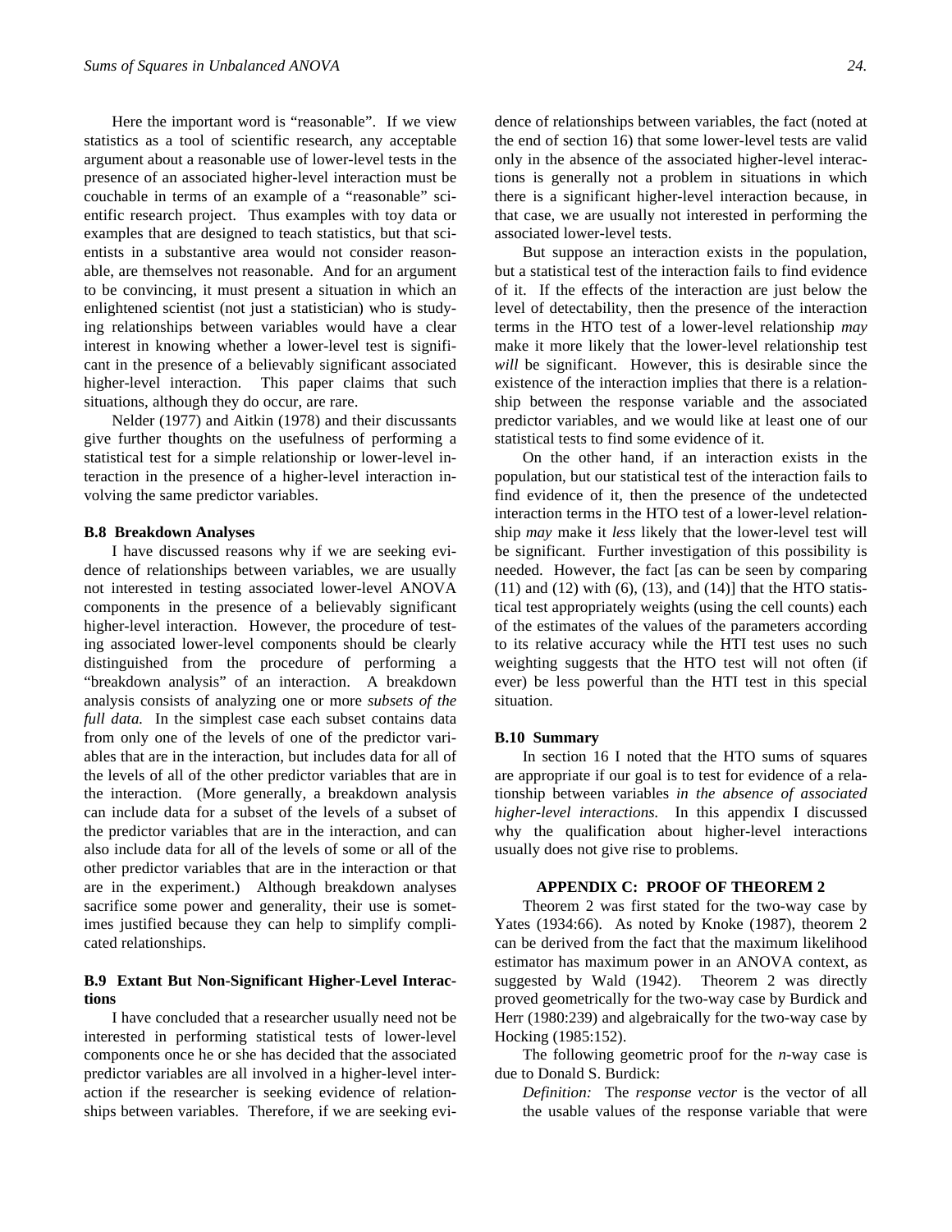Here the important word is "reasonable". If we view statistics as a tool of scientific research, any acceptable argument about a reasonable use of lower-level tests in the presence of an associated higher-level interaction must be couchable in terms of an example of a "reasonable" scientific research project. Thus examples with toy data or examples that are designed to teach statistics, but that scientists in a substantive area would not consider reasonable, are themselves not reasonable. And for an argument to be convincing, it must present a situation in which an enlightened scientist (not just a statistician) who is studying relationships between variables would have a clear interest in knowing whether a lower-level test is significant in the presence of a believably significant associated higher-level interaction. This paper claims that such situations, although they do occur, are rare.

Nelder (1977) and Aitkin (1978) and their discussants give further thoughts on the usefulness of performing a statistical test for a simple relationship or lower-level interaction in the presence of a higher-level interaction involving the same predictor variables.

### B.8 Breakdown Analyses

I have discussed reasons why if we are seeking evidence of relationships between variables, we are usually not interested in testing associated lower-level ANOVA components in the presence of a believably significant higher-level interaction. However, the procedure of testing associated lower-level components should be clearly distinguished from the procedure of performing a "breakdown analysis" of an interaction. A breakdown analysis consists of analyzing one or more *subsets of the full data.* In the simplest case each subset contains data from only one of the levels of one of the predictor variables that are in the interaction, but includes data for all of the levels of all of the other predictor variables that are in the interaction. (More generally, a breakdown analysis can include data for a subset of the levels of a subset of the predictor variables that are in the interaction, and can also include data for all of the levels of some or all of the other predictor variables that are in the interaction or that are in the experiment.) Although breakdown analyses sacrifice some power and generality, their use is sometimes justified because they can help to simplify complicated relationships.

### B.9 Extant But Non-Significant Higher-Level Interactions

I have concluded that a researcher usually need not be interested in performing statistical tests of lower-level components once he or she has decided that the associated predictor variables are all involved in a higher-level interaction if the researcher is seeking evidence of relationships between variables. Therefore, if we are seeking evidence of relationships between variables, the fact (noted at the end of section 16) that some lower-level tests are valid only in the absence of the associated higher-level interactions is generally not a problem in situations in which there is a significant higher-level interaction because, in that case, we are usually not interested in performing the associated lower-level tests.

But suppose an interaction exists in the population, but a statistical test of the interaction fails to find evidence of it. If the effects of the interaction are just below the level of detectability, then the presence of the interaction terms in the HTO test of a lower-level relationship *may* make it more likely that the lower-level relationship test *will* be significant. However, this is desirable since the existence of the interaction implies that there is a relationship between the response variable and the associated predictor variables, and we would like at least one of our statistical tests to find some evidence of it.

On the other hand, if an interaction exists in the population, but our statistical test of the interaction fails to find evidence of it, then the presence of the undetected interaction terms in the HTO test of a lower-level relationship *may* make it *less* likely that the lower-level test will be significant. Further investigation of this possibility is needed. However, the fact [as can be seen by comparing (11) and (12) with (6), (13), and (14)] that the HTO statistical test appropriately weights (using the cell counts) each of the estimates of the values of the parameters according to its relative accuracy while the HTI test uses no such weighting suggests that the HTO test will not often (if ever) be less powerful than the HTI test in this special situation.

### B.10 Summary

In section 16 I noted that the HTO sums of squares are appropriate if our goal is to test for evidence of a relationship between variables *in the absence of associated higher-level interactions.* In this appendix I discussed why the qualification about higher-level interactions usually does not give rise to problems.

## APPENDIX C: PROOF OF THEOREM 2

Theorem 2 was first stated for the two-way case by Yates (1934:66). As noted by Knoke (1987), theorem 2 can be derived from the fact that the maximum likelihood estimator has maximum power in an ANOVA context, as suggested by Wald (1942). Theorem 2 was directly proved geometrically for the two-way case by Burdick and Herr (1980:239) and algebraically for the two-way case by Hocking (1985:152).

The following geometric proof for the *n*-way case is due to Donald S. Burdick:

*Definition:* The *response vector* is the vector of all the usable values of the response variable that were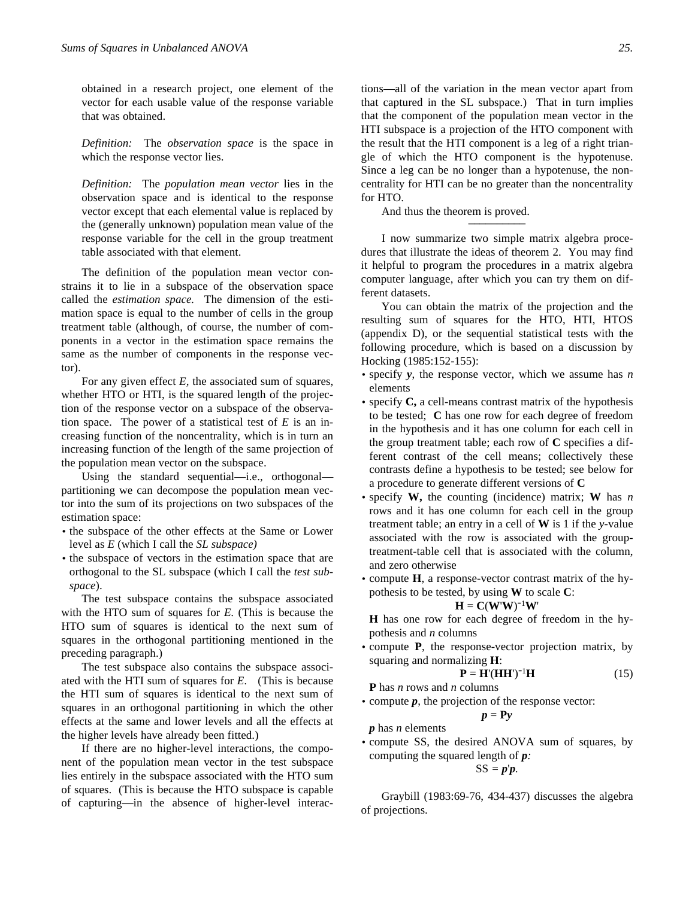obtained in a research project, one element of the vector for each usable value of the response variable that was obtained.

*Definition:* The *observation space* is the space in which the response vector lies.

*Definition:* The *population mean vector* lies in the observation space and is identical to the response vector except that each elemental value is replaced by the (generally unknown) population mean value of the response variable for the cell in the group treatment table associated with that element.

The definition of the population mean vector constrains it to lie in a subspace of the observation space called the *estimation space.* The dimension of the estimation space is equal to the number of cells in the group treatment table (although, of course, the number of components in a vector in the estimation space remains the same as the number of components in the response vector).

For any given effect *E*, the associated sum of squares, whether HTO or HTI, is the squared length of the projection of the response vector on a subspace of the observation space. The power of a statistical test of *E* is an increasing function of the noncentrality, which is in turn an increasing function of the length of the same projection of the population mean vector on the subspace.

Using the standard sequential—i.e., orthogonal—partitioning we can decompose the population mean vector into the sum of its projections on two subspaces of the estimation space:

- the subspace of the other effects at the Same or Lower level as *E* (which I call the *SL subspace)*
- the subspace of vectors in the estimation space that are orthogonal to the SL subspace (which I call the *test subspace*).

The test subspace contains the subspace associated with the HTO sum of squares for *E.* (This is because the HTO sum of squares is identical to the next sum of squares in the orthogonal partitioning mentioned in the preceding paragraph.)

The test subspace also contains the subspace associated with the HTI sum of squares for *E*. (This is because the HTI sum of squares is identical to the next sum of squares in an orthogonal partitioning in which the other effects at the same and lower levels and all the effects at the higher levels have already been fitted.)

If there are no higher-level interactions, the component of the population mean vector in the test subspace lies entirely in the subspace associated with the HTO sum of squares. (This is because the HTO subspace is capable of capturing—in the absence of higher-level interactions—all of the variation in the mean vector apart from that captured in the SL subspace.) That in turn implies that the component of the population mean vector in the HTI subspace is a projection of the HTO component with the result that the HTI component is a leg of a right triangle of which the HTO component is the hypotenuse. Since a leg can be no longer than a hypotenuse, the noncentrality for HTI can be no greater than the noncentrality for HTO.

And thus the theorem is proved.

---

I now summarize two simple matrix algebra procedures that illustrate the ideas of theorem 2. You may find it helpful to program the procedures in a matrix algebra computer language, after which you can try them on different datasets.

You can obtain the matrix of the projection and the resulting sum of squares for the HTO, HTI, HTOS (appendix D), or the sequential statistical tests with the following procedure, which is based on a discussion by Hocking (1985:152-155):

- specify $\boldsymbol{y}$, the response vector, which we assume has $n$ elements
- specify **C,** a cell-means contrast matrix of the hypothesis to be tested; **C** has one row for each degree of freedom in the hypothesis and it has one column for each cell in the group treatment table; each row of **C** specifies a different contrast of the cell means; collectively these contrasts define a hypothesis to be tested; see below for a procedure to generate different versions of **C**
- specify **W,** the counting (incidence) matrix; **W** has $n$ rows and it has one column for each cell in the group treatment table; an entry in a cell of **W** is 1 if the *y*-value associated with the row is associated with the group-treatment-table cell that is associated with the column, and zero otherwise
- compute **H**, a response-vector contrast matrix of the hypothesis to be tested, by using **W** to scale **C**:
  $$\mathbf{H} = \mathbf{C}(\mathbf{W}'\mathbf{W})^{-1}\mathbf{W}'$$
  **H** has one row for each degree of freedom in the hypothesis and $n$ columns
- compute **P**, the response-vector projection matrix, by squaring and normalizing **H**:
  $$\mathbf{P} = \mathbf{H}'(\mathbf{H}\mathbf{H}')^{-1}\mathbf{H} \qquad (15)$$
  **P** has $n$ rows and $n$ columns
- compute $\boldsymbol{p}$, the projection of the response vector:
  $$\boldsymbol{p} = \mathbf{P}\boldsymbol{y}$$
  $\boldsymbol{p}$ has $n$ elements
- compute SS, the desired ANOVA sum of squares, by computing the squared length of $\boldsymbol{p}$*:*
  $$\mathrm{SS} = \boldsymbol{p}'\boldsymbol{p}.$$

Graybill (1983:69-76, 434-437) discusses the algebra of projections.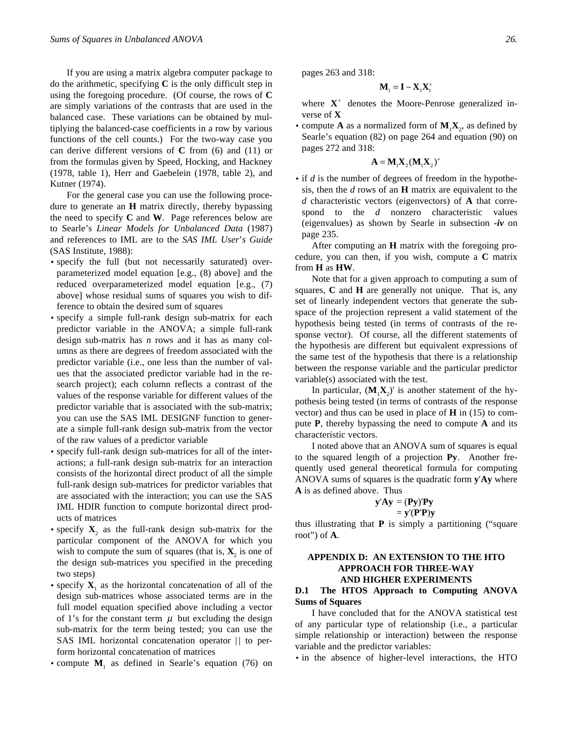If you are using a matrix algebra computer package to do the arithmetic, specifying **C** is the only difficult step in using the foregoing procedure. (Of course, the rows of **C** are simply variations of the contrasts that are used in the balanced case. These variations can be obtained by multiplying the balanced-case coefficients in a row by various functions of the cell counts.) For the two-way case you can derive different versions of **C** from (6) and (11) or from the formulas given by Speed, Hocking, and Hackney (1978, table 1), Herr and Gaebelein (1978, table 2), and Kutner (1974).

For the general case you can use the following procedure to generate an **H** matrix directly, thereby bypassing the need to specify **C** and **W**. Page references below are to Searle's *Linear Models for Unbalanced Data* (1987) and references to IML are to the *SAS IML User's Guide* (SAS Institute, 1988):

- specify the full (but not necessarily saturated) overparameterized model equation [e.g., (8) above] and the reduced overparameterized model equation [e.g., (7) above] whose residual sums of squares you wish to difference to obtain the desired sum of squares
- specify a simple full-rank design sub-matrix for each predictor variable in the ANOVA; a simple full-rank design sub-matrix has *n* rows and it has as many columns as there are degrees of freedom associated with the predictor variable (i.e., one less than the number of values that the associated predictor variable had in the research project); each column reflects a contrast of the values of the response variable for different values of the predictor variable that is associated with the sub-matrix; you can use the SAS IML DESIGNF function to generate a simple full-rank design sub-matrix from the vector of the raw values of a predictor variable
- specify full-rank design sub-matrices for all of the interactions; a full-rank design sub-matrix for an interaction consists of the horizontal direct product of all the simple full-rank design sub-matrices for predictor variables that are associated with the interaction; you can use the SAS IML HDIR function to compute horizontal direct products of matrices
- specify $\mathbf{X}_2$ as the full-rank design sub-matrix for the particular component of the ANOVA for which you wish to compute the sum of squares (that is, $\mathbf{X}_2$ is one of the design sub-matrices you specified in the preceding two steps)
- specify $\mathbf{X}_1$ as the horizontal concatenation of all of the design sub-matrices whose associated terms are in the full model equation specified above including a vector of 1's for the constant term $\mu$ but excluding the design sub-matrix for the term being tested; you can use the SAS IML horizontal concatenation operator || to perform horizontal concatenation of matrices
- compute $\mathbf{M}_1$ as defined in Searle's equation (76) on pages 263 and 318:

$$\mathbf{M}_1 = \mathbf{I} - \mathbf{X}_1\mathbf{X}_1^+$$

  where $\mathbf{X}^+$ denotes the Moore-Penrose generalized inverse of **X**
- compute **A** as a normalized form of $\mathbf{M}_1\mathbf{X}_2$, as defined by Searle's equation (82) on page 264 and equation (90) on pages 272 and 318:

$$\mathbf{A} = \mathbf{M}_1\mathbf{X}_2(\mathbf{M}_1\mathbf{X}_2)^+$$

- if *d* is the number of degrees of freedom in the hypothesis, then the *d* rows of an **H** matrix are equivalent to the *d* characteristic vectors (eigenvectors) of **A** that correspond to the *d* nonzero characteristic values (eigenvalues) as shown by Searle in subsection ***-iv*** on page 235.

After computing an **H** matrix with the foregoing procedure, you can then, if you wish, compute a **C** matrix from **H** as **HW**.

Note that for a given approach to computing a sum of squares, **C** and **H** are generally not unique. That is, any set of linearly independent vectors that generate the subspace of the projection represent a valid statement of the hypothesis being tested (in terms of contrasts of the response vector). Of course, all the different statements of the hypothesis are different but equivalent expressions of the same test of the hypothesis that there is a relationship between the response variable and the particular predictor variable(s) associated with the test.

In particular, $(\mathbf{M}_1\mathbf{X}_2)'$ is another statement of the hypothesis being tested (in terms of contrasts of the response vector) and thus can be used in place of **H** in (15) to compute **P**, thereby bypassing the need to compute **A** and its characteristic vectors.

I noted above that an ANOVA sum of squares is equal to the squared length of a projection **Py**. Another frequently used general theoretical formula for computing ANOVA sums of squares is the quadratic form $\mathbf{y}'\mathbf{A}\mathbf{y}$ where **A** is as defined above. Thus

$$\begin{aligned}\mathbf{y}'\mathbf{A}\mathbf{y} &= (\mathbf{P}\mathbf{y})'\mathbf{P}\mathbf{y} \\ &= \mathbf{y}'(\mathbf{P}'\mathbf{P})\mathbf{y}\end{aligned}$$

thus illustrating that **P** is simply a partitioning ("square root") of **A**.

## APPENDIX D: AN EXTENSION TO THE HTO APPROACH FOR THREE-WAY AND HIGHER EXPERIMENTS

### D.1 The HTOS Approach to Computing ANOVA Sums of Squares

I have concluded that for the ANOVA statistical test of any particular type of relationship (i.e., a particular simple relationship or interaction) between the response variable and the predictor variables:

- in the absence of higher-level interactions, the HTO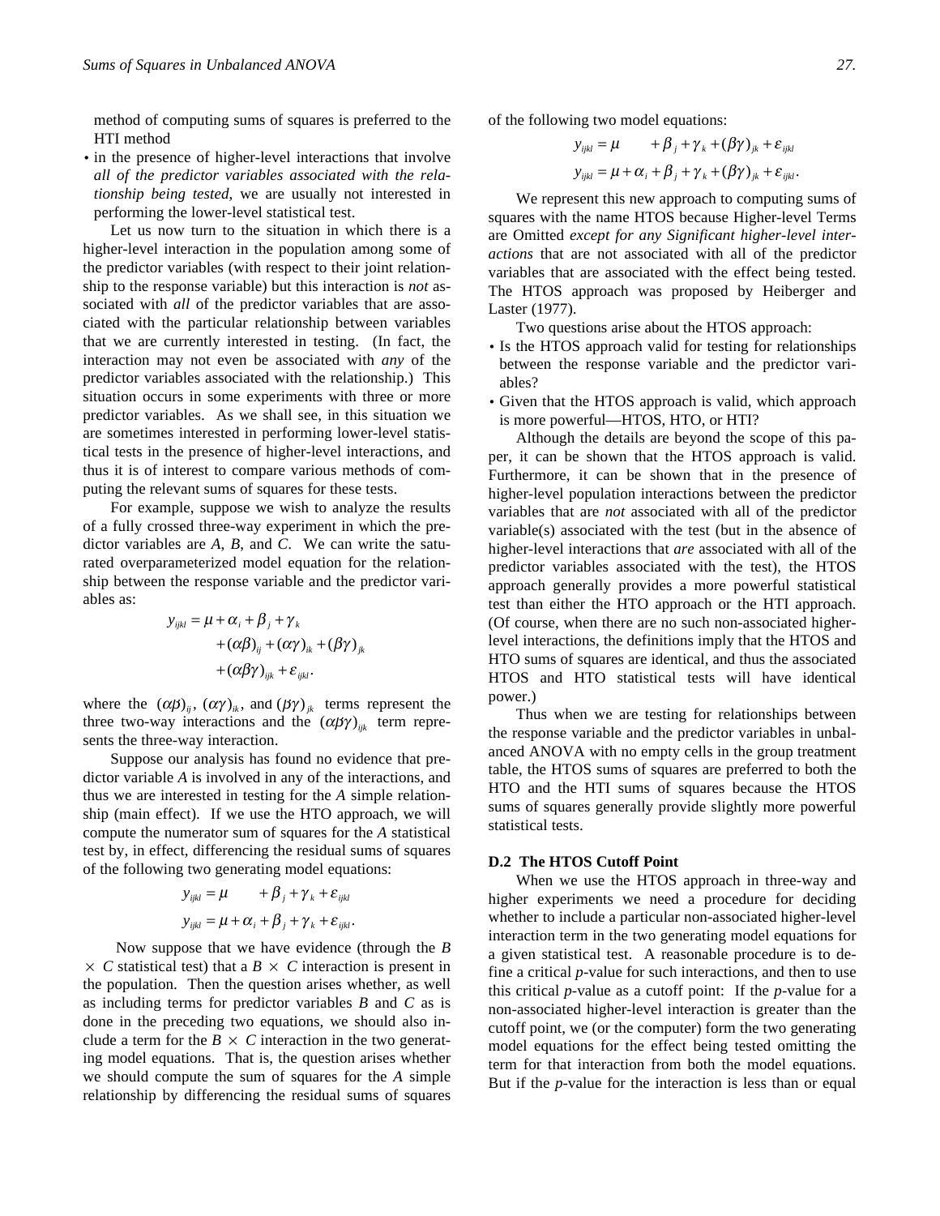method of computing sums of squares is preferred to the HTI method

- in the presence of higher-level interactions that involve *all of the predictor variables associated with the relationship being tested*, we are usually not interested in performing the lower-level statistical test.

Let us now turn to the situation in which there is a higher-level interaction in the population among some of the predictor variables (with respect to their joint relationship to the response variable) but this interaction is *not* associated with *all* of the predictor variables that are associated with the particular relationship between variables that we are currently interested in testing. (In fact, the interaction may not even be associated with *any* of the predictor variables associated with the relationship.) This situation occurs in some experiments with three or more predictor variables. As we shall see, in this situation we are sometimes interested in performing lower-level statistical tests in the presence of higher-level interactions, and thus it is of interest to compare various methods of computing the relevant sums of squares for these tests.

For example, suppose we wish to analyze the results of a fully crossed three-way experiment in which the predictor variables are *A*, *B*, and *C*. We can write the saturated overparameterized model equation for the relationship between the response variable and the predictor variables as:

$$\begin{aligned} y_{ijkl} = \mu &+ \alpha_i + \beta_j + \gamma_k \\ &+ (\alpha\beta)_{ij} + (\alpha\gamma)_{ik} + (\beta\gamma)_{jk} \\ &+ (\alpha\beta\gamma)_{ijk} + \varepsilon_{ijkl}. \end{aligned}$$

where the $(\alpha\beta)_{ij}$, $(\alpha\gamma)_{ik}$, and $(\beta\gamma)_{jk}$ terms represent the three two-way interactions and the $(\alpha\beta\gamma)_{ijk}$ term represents the three-way interaction.

Suppose our analysis has found no evidence that predictor variable *A* is involved in any of the interactions, and thus we are interested in testing for the *A* simple relationship (main effect). If we use the HTO approach, we will compute the numerator sum of squares for the *A* statistical test by, in effect, differencing the residual sums of squares of the following two generating model equations:

$$y_{ijkl} = \mu \qquad + \beta_j + \gamma_k + \varepsilon_{ijkl}$$
$$y_{ijkl} = \mu + \alpha_i + \beta_j + \gamma_k + \varepsilon_{ijkl}.$$

Now suppose that we have evidence (through the $B \times C$ statistical test) that a $B \times C$ interaction is present in the population. Then the question arises whether, as well as including terms for predictor variables *B* and *C* as is done in the preceding two equations, we should also include a term for the $B \times C$ interaction in the two generating model equations. That is, the question arises whether we should compute the sum of squares for the *A* simple relationship by differencing the residual sums of squares of the following two model equations:

$$y_{ijkl} = \mu \qquad + \beta_j + \gamma_k + (\beta\gamma)_{jk} + \varepsilon_{ijkl}$$
$$y_{ijkl} = \mu + \alpha_i + \beta_j + \gamma_k + (\beta\gamma)_{jk} + \varepsilon_{ijkl}.$$

We represent this new approach to computing sums of squares with the name HTOS because Higher-level Terms are Omitted *except for any Significant higher-level interactions* that are not associated with all of the predictor variables that are associated with the effect being tested. The HTOS approach was proposed by Heiberger and Laster (1977).

Two questions arise about the HTOS approach:

- Is the HTOS approach valid for testing for relationships between the response variable and the predictor variables?
- Given that the HTOS approach is valid, which approach is more powerful—HTOS, HTO, or HTI?

Although the details are beyond the scope of this paper, it can be shown that the HTOS approach is valid. Furthermore, it can be shown that in the presence of higher-level population interactions between the predictor variables that are *not* associated with all of the predictor variable(s) associated with the test (but in the absence of higher-level interactions that *are* associated with all of the predictor variables associated with the test), the HTOS approach generally provides a more powerful statistical test than either the HTO approach or the HTI approach. (Of course, when there are no such non-associated higher-level interactions, the definitions imply that the HTOS and HTO sums of squares are identical, and thus the associated HTOS and HTO statistical tests will have identical power.)

Thus when we are testing for relationships between the response variable and the predictor variables in unbalanced ANOVA with no empty cells in the group treatment table, the HTOS sums of squares are preferred to both the HTO and the HTI sums of squares because the HTOS sums of squares generally provide slightly more powerful statistical tests.

**D.2 The HTOS Cutoff Point**

When we use the HTOS approach in three-way and higher experiments we need a procedure for deciding whether to include a particular non-associated higher-level interaction term in the two generating model equations for a given statistical test. A reasonable procedure is to define a critical *p*-value for such interactions, and then to use this critical *p*-value as a cutoff point: If the *p*-value for a non-associated higher-level interaction is greater than the cutoff point, we (or the computer) form the two generating model equations for the effect being tested omitting the term for that interaction from both the model equations. But if the *p*-value for the interaction is less than or equal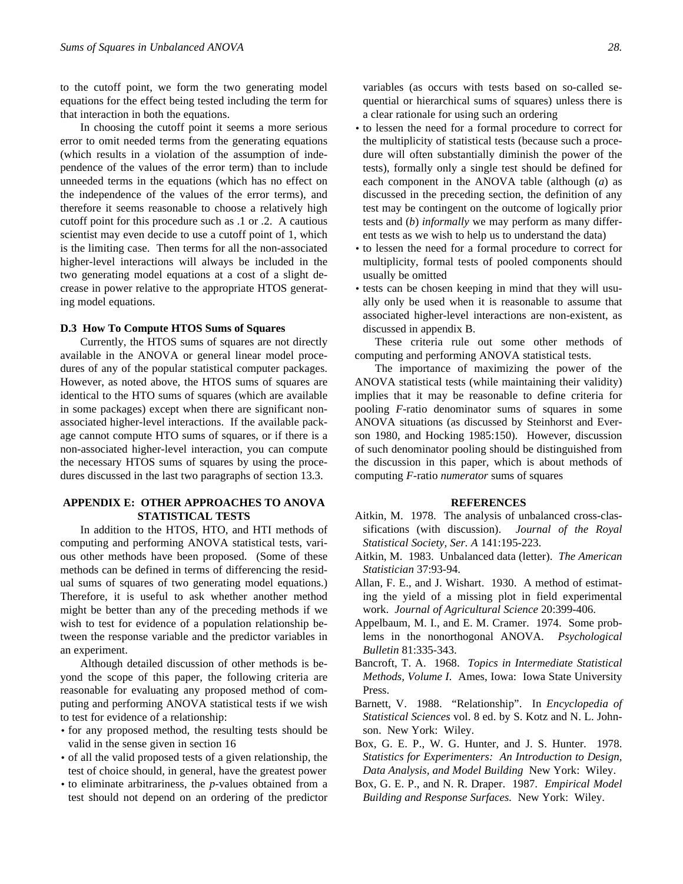to the cutoff point, we form the two generating model equations for the effect being tested including the term for that interaction in both the equations.

In choosing the cutoff point it seems a more serious error to omit needed terms from the generating equations (which results in a violation of the assumption of independence of the values of the error term) than to include unneeded terms in the equations (which has no effect on the independence of the values of the error terms), and therefore it seems reasonable to choose a relatively high cutoff point for this procedure such as .1 or .2. A cautious scientist may even decide to use a cutoff point of 1, which is the limiting case. Then terms for all the non-associated higher-level interactions will always be included in the two generating model equations at a cost of a slight decrease in power relative to the appropriate HTOS generating model equations.

### D.3 How To Compute HTOS Sums of Squares

Currently, the HTOS sums of squares are not directly available in the ANOVA or general linear model procedures of any of the popular statistical computer packages. However, as noted above, the HTOS sums of squares are identical to the HTO sums of squares (which are available in some packages) except when there are significant non-associated higher-level interactions. If the available package cannot compute HTO sums of squares, or if there is a non-associated higher-level interaction, you can compute the necessary HTOS sums of squares by using the procedures discussed in the last two paragraphs of section 13.3.

## APPENDIX E: OTHER APPROACHES TO ANOVA STATISTICAL TESTS

In addition to the HTOS, HTO, and HTI methods of computing and performing ANOVA statistical tests, various other methods have been proposed. (Some of these methods can be defined in terms of differencing the residual sums of squares of two generating model equations.) Therefore, it is useful to ask whether another method might be better than any of the preceding methods if we wish to test for evidence of a population relationship between the response variable and the predictor variables in an experiment.

Although detailed discussion of other methods is beyond the scope of this paper, the following criteria are reasonable for evaluating any proposed method of computing and performing ANOVA statistical tests if we wish to test for evidence of a relationship:

- for any proposed method, the resulting tests should be valid in the sense given in section 16
- of all the valid proposed tests of a given relationship, the test of choice should, in general, have the greatest power
- to eliminate arbitrariness, the *p*-values obtained from a test should not depend on an ordering of the predictor variables (as occurs with tests based on so-called sequential or hierarchical sums of squares) unless there is a clear rationale for using such an ordering
- to lessen the need for a formal procedure to correct for the multiplicity of statistical tests (because such a procedure will often substantially diminish the power of the tests), formally only a single test should be defined for each component in the ANOVA table (although (*a*) as discussed in the preceding section, the definition of any test may be contingent on the outcome of logically prior tests and (*b*) *informally* we may perform as many different tests as we wish to help us to understand the data)
- to lessen the need for a formal procedure to correct for multiplicity, formal tests of pooled components should usually be omitted
- tests can be chosen keeping in mind that they will usually only be used when it is reasonable to assume that associated higher-level interactions are non-existent, as discussed in appendix B.

These criteria rule out some other methods of computing and performing ANOVA statistical tests.

The importance of maximizing the power of the ANOVA statistical tests (while maintaining their validity) implies that it may be reasonable to define criteria for pooling *F*-ratio denominator sums of squares in some ANOVA situations (as discussed by Steinhorst and Everson 1980, and Hocking 1985:150). However, discussion of such denominator pooling should be distinguished from the discussion in this paper, which is about methods of computing *F*-ratio *numerator* sums of squares

## REFERENCES

Aitkin, M. 1978. The analysis of unbalanced cross-classifications (with discussion). *Journal of the Royal Statistical Society, Ser. A* 141:195-223.

Aitkin, M. 1983. Unbalanced data (letter). *The American Statistician* 37:93-94.

Allan, F. E., and J. Wishart. 1930. A method of estimating the yield of a missing plot in field experimental work. *Journal of Agricultural Science* 20:399-406.

Appelbaum, M. I., and E. M. Cramer. 1974. Some problems in the nonorthogonal ANOVA. *Psychological Bulletin* 81:335-343.

Bancroft, T. A. 1968. *Topics in Intermediate Statistical Methods, Volume I*. Ames, Iowa: Iowa State University Press.

Barnett, V. 1988. "Relationship". In *Encyclopedia of Statistical Sciences* vol. 8 ed. by S. Kotz and N. L. Johnson. New York: Wiley.

Box, G. E. P., W. G. Hunter, and J. S. Hunter. 1978. *Statistics for Experimenters: An Introduction to Design, Data Analysis, and Model Building* New York: Wiley.

Box, G. E. P., and N. R. Draper. 1987. *Empirical Model Building and Response Surfaces.* New York: Wiley.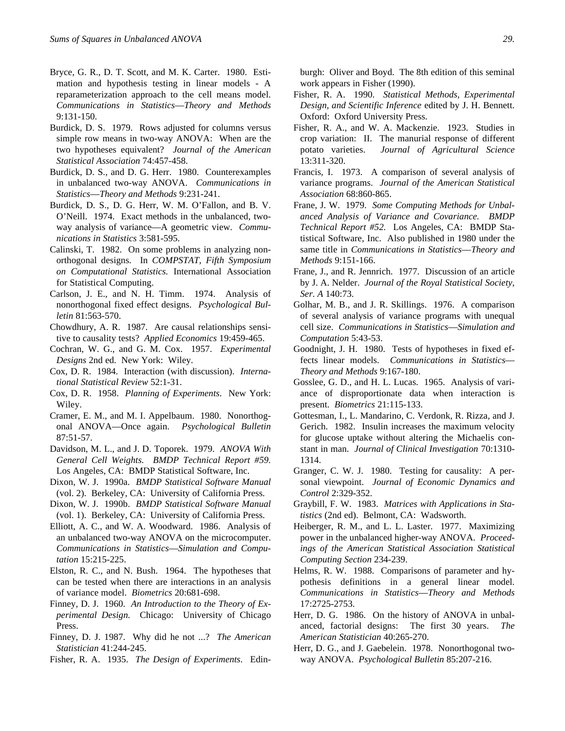Bryce, G. R., D. T. Scott, and M. K. Carter. 1980. Estimation and hypothesis testing in linear models - A reparameterization approach to the cell means model. *Communications in Statistics—Theory and Methods* 9:131-150.

Burdick, D. S. 1979. Rows adjusted for columns versus simple row means in two-way ANOVA: When are the two hypotheses equivalent? *Journal of the American Statistical Association* 74:457-458.

Burdick, D. S., and D. G. Herr. 1980. Counterexamples in unbalanced two-way ANOVA. *Communications in Statistics—Theory and Methods* 9:231-241.

Burdick, D. S., D. G. Herr, W. M. O'Fallon, and B. V. O'Neill. 1974. Exact methods in the unbalanced, two-way analysis of variance—A geometric view. *Communications in Statistics* 3:581-595.

Calinski, T. 1982. On some problems in analyzing non-orthogonal designs. In *COMPSTAT, Fifth Symposium on Computational Statistics.* International Association for Statistical Computing.

Carlson, J. E., and N. H. Timm. 1974. Analysis of nonorthogonal fixed effect designs. *Psychological Bulletin* 81:563-570.

Chowdhury, A. R. 1987. Are causal relationships sensitive to causality tests? *Applied Economics* 19:459-465.

Cochran, W. G., and G. M. Cox. 1957. *Experimental Designs* 2nd ed. New York: Wiley.

Cox, D. R. 1984. Interaction (with discussion). *International Statistical Review* 52:1-31.

Cox, D. R. 1958. *Planning of Experiments*. New York: Wiley.

Cramer, E. M., and M. I. Appelbaum. 1980. Nonorthogonal ANOVA—Once again. *Psychological Bulletin* 87:51-57.

Davidson, M. L., and J. D. Toporek. 1979. *ANOVA With General Cell Weights. BMDP Technical Report #59.* Los Angeles, CA: BMDP Statistical Software, Inc.

Dixon, W. J. 1990a. *BMDP Statistical Software Manual* (vol. 2). Berkeley, CA: University of California Press.

Dixon, W. J. 1990b. *BMDP Statistical Software Manual* (vol. 1). Berkeley, CA: University of California Press.

Elliott, A. C., and W. A. Woodward. 1986. Analysis of an unbalanced two-way ANOVA on the microcomputer. *Communications in Statistics—Simulation and Computation* 15:215-225.

Elston, R. C., and N. Bush. 1964. The hypotheses that can be tested when there are interactions in an analysis of variance model. *Biometrics* 20:681-698.

Finney, D. J. 1960. *An Introduction to the Theory of Experimental Design.* Chicago: University of Chicago Press.

Finney, D. J. 1987. Why did he not ...? *The American Statistician* 41:244-245.

Fisher, R. A. 1935. *The Design of Experiments*. Edinburgh: Oliver and Boyd. The 8th edition of this seminal work appears in Fisher (1990).

Fisher, R. A. 1990. *Statistical Methods, Experimental Design, and Scientific Inference* edited by J. H. Bennett. Oxford: Oxford University Press.

Fisher, R. A., and W. A. Mackenzie. 1923. Studies in crop variation: II. The manurial response of different potato varieties. *Journal of Agricultural Science* 13:311-320.

Francis, I. 1973. A comparison of several analysis of variance programs. *Journal of the American Statistical Association* 68:860-865.

Frane, J. W. 1979. *Some Computing Methods for Unbalanced Analysis of Variance and Covariance. BMDP Technical Report #52.* Los Angeles, CA: BMDP Statistical Software, Inc. Also published in 1980 under the same title in *Communications in Statistics—Theory and Methods* 9:151-166.

Frane, J., and R. Jennrich. 1977. Discussion of an article by J. A. Nelder. *Journal of the Royal Statistical Society, Ser. A* 140:73.

Golhar, M. B., and J. R. Skillings. 1976. A comparison of several analysis of variance programs with unequal cell size. *Communications in Statistics—Simulation and Computation* 5:43-53.

Goodnight, J. H. 1980. Tests of hypotheses in fixed effects linear models. *Communications in Statistics—Theory and Methods* 9:167-180.

Gosslee, G. D., and H. L. Lucas. 1965. Analysis of variance of disproportionate data when interaction is present. *Biometrics* 21:115-133.

Gottesman, I., L. Mandarino, C. Verdonk, R. Rizza, and J. Gerich. 1982. Insulin increases the maximum velocity for glucose uptake without altering the Michaelis constant in man. *Journal of Clinical Investigation* 70:1310-1314.

Granger, C. W. J. 1980. Testing for causality: A personal viewpoint. *Journal of Economic Dynamics and Control* 2:329-352.

Graybill, F. W. 1983. *Matrices with Applications in Statistics* (2nd ed). Belmont, CA: Wadsworth.

Heiberger, R. M., and L. L. Laster. 1977. Maximizing power in the unbalanced higher-way ANOVA. *Proceedings of the American Statistical Association Statistical Computing Section* 234-239.

Helms, R. W. 1988. Comparisons of parameter and hypothesis definitions in a general linear model. *Communications in Statistics—Theory and Methods* 17:2725-2753.

Herr, D. G. 1986. On the history of ANOVA in unbalanced, factorial designs: The first 30 years. *The American Statistician* 40:265-270.

Herr, D. G., and J. Gaebelein. 1978. Nonorthogonal two-way ANOVA. *Psychological Bulletin* 85:207-216.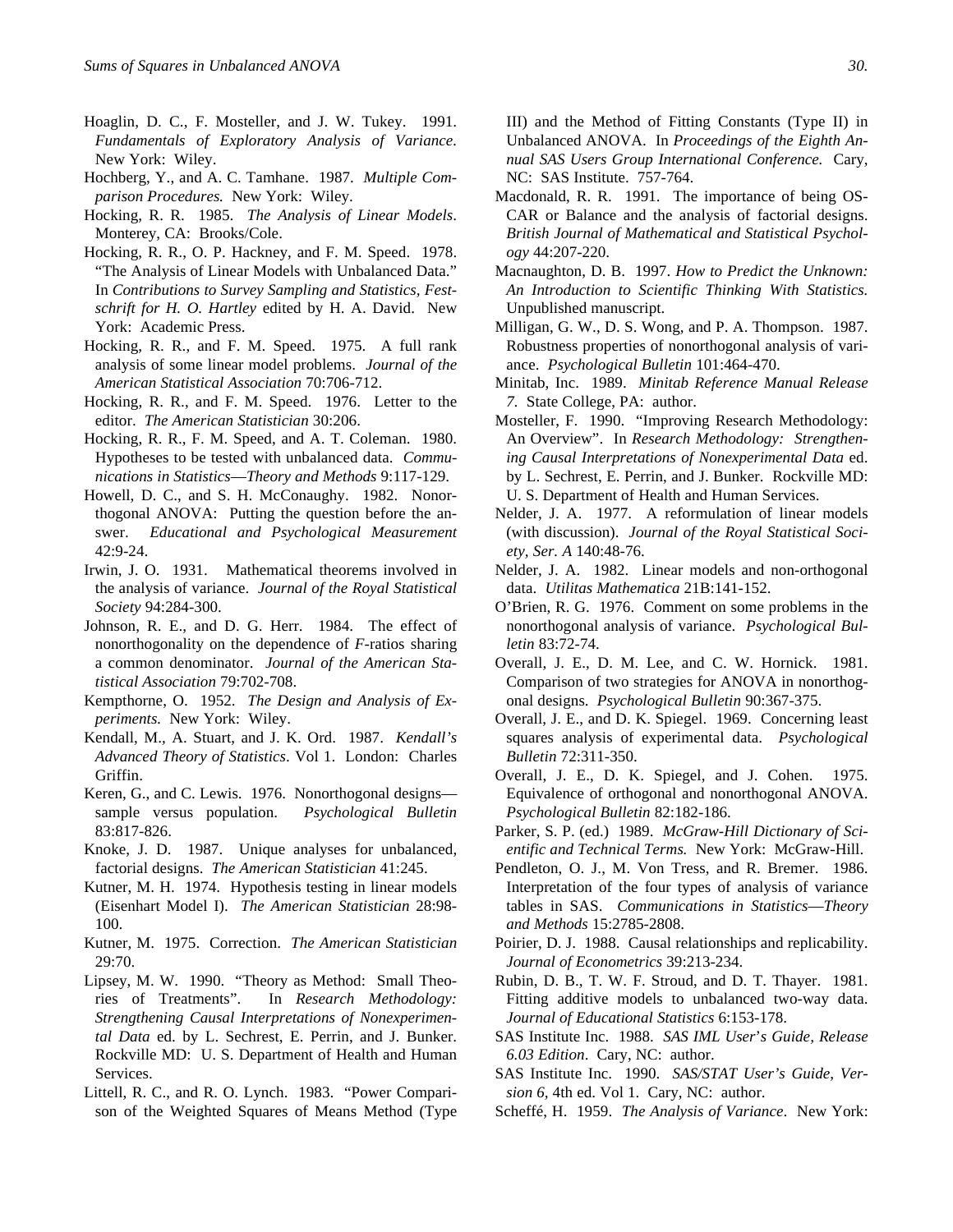Hoaglin, D. C., F. Mosteller, and J. W. Tukey. 1991. *Fundamentals of Exploratory Analysis of Variance*. New York: Wiley.

Hochberg, Y., and A. C. Tamhane. 1987. *Multiple Comparison Procedures.* New York: Wiley.

Hocking, R. R. 1985. *The Analysis of Linear Models*. Monterey, CA: Brooks/Cole.

Hocking, R. R., O. P. Hackney, and F. M. Speed. 1978. "The Analysis of Linear Models with Unbalanced Data." In *Contributions to Survey Sampling and Statistics, Festschrift for H. O. Hartley* edited by H. A. David. New York: Academic Press.

Hocking, R. R., and F. M. Speed. 1975. A full rank analysis of some linear model problems. *Journal of the American Statistical Association* 70:706-712.

Hocking, R. R., and F. M. Speed. 1976. Letter to the editor. *The American Statistician* 30:206.

Hocking, R. R., F. M. Speed, and A. T. Coleman. 1980. Hypotheses to be tested with unbalanced data. *Communications in Statistics—Theory and Methods* 9:117-129.

Howell, D. C., and S. H. McConaughy. 1982. Nonorthogonal ANOVA: Putting the question before the answer. *Educational and Psychological Measurement* 42:9-24.

Irwin, J. O. 1931. Mathematical theorems involved in the analysis of variance. *Journal of the Royal Statistical Society* 94:284-300.

Johnson, R. E., and D. G. Herr. 1984. The effect of nonorthogonality on the dependence of *F*-ratios sharing a common denominator. *Journal of the American Statistical Association* 79:702-708.

Kempthorne, O. 1952. *The Design and Analysis of Experiments.* New York: Wiley.

Kendall, M., A. Stuart, and J. K. Ord. 1987. *Kendall's Advanced Theory of Statistics*. Vol 1. London: Charles Griffin.

Keren, G., and C. Lewis. 1976. Nonorthogonal designs—sample versus population. *Psychological Bulletin* 83:817-826.

Knoke, J. D. 1987. Unique analyses for unbalanced, factorial designs. *The American Statistician* 41:245.

Kutner, M. H. 1974. Hypothesis testing in linear models (Eisenhart Model I). *The American Statistician* 28:98-100.

Kutner, M. 1975. Correction. *The American Statistician* 29:70.

Lipsey, M. W. 1990. "Theory as Method: Small Theories of Treatments". In *Research Methodology: Strengthening Causal Interpretations of Nonexperimental Data* ed. by L. Sechrest, E. Perrin, and J. Bunker. Rockville MD: U. S. Department of Health and Human Services.

Littell, R. C., and R. O. Lynch. 1983. "Power Comparison of the Weighted Squares of Means Method (Type III) and the Method of Fitting Constants (Type II) in Unbalanced ANOVA. In *Proceedings of the Eighth Annual SAS Users Group International Conference.* Cary, NC: SAS Institute. 757-764.

Macdonald, R. R. 1991. The importance of being OSCAR or Balance and the analysis of factorial designs. *British Journal of Mathematical and Statistical Psychology* 44:207-220.

Macnaughton, D. B. 1997. *How to Predict the Unknown: An Introduction to Scientific Thinking With Statistics.* Unpublished manuscript.

Milligan, G. W., D. S. Wong, and P. A. Thompson. 1987. Robustness properties of nonorthogonal analysis of variance. *Psychological Bulletin* 101:464-470.

Minitab, Inc. 1989. *Minitab Reference Manual Release 7*. State College, PA: author.

Mosteller, F. 1990. "Improving Research Methodology: An Overview". In *Research Methodology: Strengthening Causal Interpretations of Nonexperimental Data* ed. by L. Sechrest, E. Perrin, and J. Bunker. Rockville MD: U. S. Department of Health and Human Services.

Nelder, J. A. 1977. A reformulation of linear models (with discussion). *Journal of the Royal Statistical Society, Ser. A* 140:48-76.

Nelder, J. A. 1982. Linear models and non-orthogonal data. *Utilitas Mathematica* 21B:141-152.

O'Brien, R. G. 1976. Comment on some problems in the nonorthogonal analysis of variance. *Psychological Bulletin* 83:72-74.

Overall, J. E., D. M. Lee, and C. W. Hornick. 1981. Comparison of two strategies for ANOVA in nonorthogonal designs. *Psychological Bulletin* 90:367-375.

Overall, J. E., and D. K. Spiegel. 1969. Concerning least squares analysis of experimental data. *Psychological Bulletin* 72:311-350.

Overall, J. E., D. K. Spiegel, and J. Cohen. 1975. Equivalence of orthogonal and nonorthogonal ANOVA. *Psychological Bulletin* 82:182-186.

Parker, S. P. (ed.) 1989. *McGraw-Hill Dictionary of Scientific and Technical Terms.* New York: McGraw-Hill.

Pendleton, O. J., M. Von Tress, and R. Bremer. 1986. Interpretation of the four types of analysis of variance tables in SAS. *Communications in Statistics—Theory and Methods* 15:2785-2808.

Poirier, D. J. 1988. Causal relationships and replicability. *Journal of Econometrics* 39:213-234.

Rubin, D. B., T. W. F. Stroud, and D. T. Thayer. 1981. Fitting additive models to unbalanced two-way data. *Journal of Educational Statistics* 6:153-178.

SAS Institute Inc. 1988. *SAS IML User's Guide, Release 6.03 Edition*. Cary, NC: author.

SAS Institute Inc. 1990. *SAS/STAT User's Guide, Version 6,* 4th ed. Vol 1. Cary, NC: author.

Scheffé, H. 1959. *The Analysis of Variance*. New York: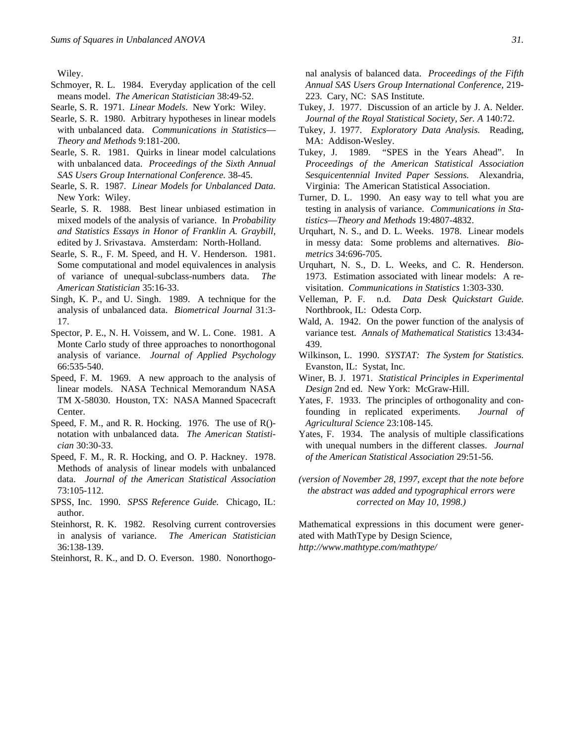Wiley.

Schmoyer, R. L. 1984. Everyday application of the cell means model. *The American Statistician* 38:49-52.

Searle, S. R. 1971. *Linear Models*. New York: Wiley.

Searle, S. R. 1980. Arbitrary hypotheses in linear models with unbalanced data. *Communications in Statistics—Theory and Methods* 9:181-200.

Searle, S. R. 1981. Quirks in linear model calculations with unbalanced data. *Proceedings of the Sixth Annual SAS Users Group International Conference.* 38-45.

Searle, S. R. 1987. *Linear Models for Unbalanced Data.* New York: Wiley.

Searle, S. R. 1988. Best linear unbiased estimation in mixed models of the analysis of variance. In *Probability and Statistics Essays in Honor of Franklin A. Graybill,* edited by J. Srivastava. Amsterdam: North-Holland.

Searle, S. R., F. M. Speed, and H. V. Henderson. 1981. Some computational and model equivalences in analysis of variance of unequal-subclass-numbers data. *The American Statistician* 35:16-33.

Singh, K. P., and U. Singh. 1989. A technique for the analysis of unbalanced data. *Biometrical Journal* 31:3-17.

Spector, P. E., N. H. Voissem, and W. L. Cone. 1981. A Monte Carlo study of three approaches to nonorthogonal analysis of variance. *Journal of Applied Psychology* 66:535-540.

Speed, F. M. 1969. A new approach to the analysis of linear models. NASA Technical Memorandum NASA TM X-58030. Houston, TX: NASA Manned Spacecraft Center.

Speed, F. M., and R. R. Hocking. 1976. The use of R()-notation with unbalanced data. *The American Statistician* 30:30-33.

Speed, F. M., R. R. Hocking, and O. P. Hackney. 1978. Methods of analysis of linear models with unbalanced data. *Journal of the American Statistical Association* 73:105-112.

SPSS, Inc. 1990. *SPSS Reference Guide.* Chicago, IL: author.

Steinhorst, R. K. 1982. Resolving current controversies in analysis of variance. *The American Statistician* 36:138-139.

Steinhorst, R. K., and D. O. Everson. 1980. Nonorthogonal analysis of balanced data. *Proceedings of the Fifth Annual SAS Users Group International Conference,* 219-223. Cary, NC: SAS Institute.

Tukey, J. 1977. Discussion of an article by J. A. Nelder. *Journal of the Royal Statistical Society, Ser. A* 140:72.

Tukey, J. 1977. *Exploratory Data Analysis.* Reading, MA: Addison-Wesley.

Tukey, J. 1989. "SPES in the Years Ahead". In *Proceedings of the American Statistical Association Sesquicentennial Invited Paper Sessions.* Alexandria, Virginia: The American Statistical Association.

Turner, D. L. 1990. An easy way to tell what you are testing in analysis of variance. *Communications in Statistics—Theory and Methods* 19:4807-4832.

Urquhart, N. S., and D. L. Weeks. 1978. Linear models in messy data: Some problems and alternatives. *Biometrics* 34:696-705.

Urquhart, N. S., D. L. Weeks, and C. R. Henderson. 1973. Estimation associated with linear models: A revisitation. *Communications in Statistics* 1:303-330.

Velleman, P. F. n.d. *Data Desk Quickstart Guide.* Northbrook, IL: Odesta Corp.

Wald, A. 1942. On the power function of the analysis of variance test. *Annals of Mathematical Statistics* 13:434-439.

Wilkinson, L. 1990. *SYSTAT: The System for Statistics.* Evanston, IL: Systat, Inc.

Winer, B. J. 1971. *Statistical Principles in Experimental Design* 2nd ed. New York: McGraw-Hill.

Yates, F. 1933. The principles of orthogonality and confounding in replicated experiments. *Journal of Agricultural Science* 23:108-145.

Yates, F. 1934. The analysis of multiple classifications with unequal numbers in the different classes. *Journal of the American Statistical Association* 29:51-56.

*(version of November 28, 1997, except that the note before the abstract was added and typographical errors were corrected on May 10, 1998.)*

Mathematical expressions in this document were generated with MathType by Design Science, *http://www.mathtype.com/mathtype/*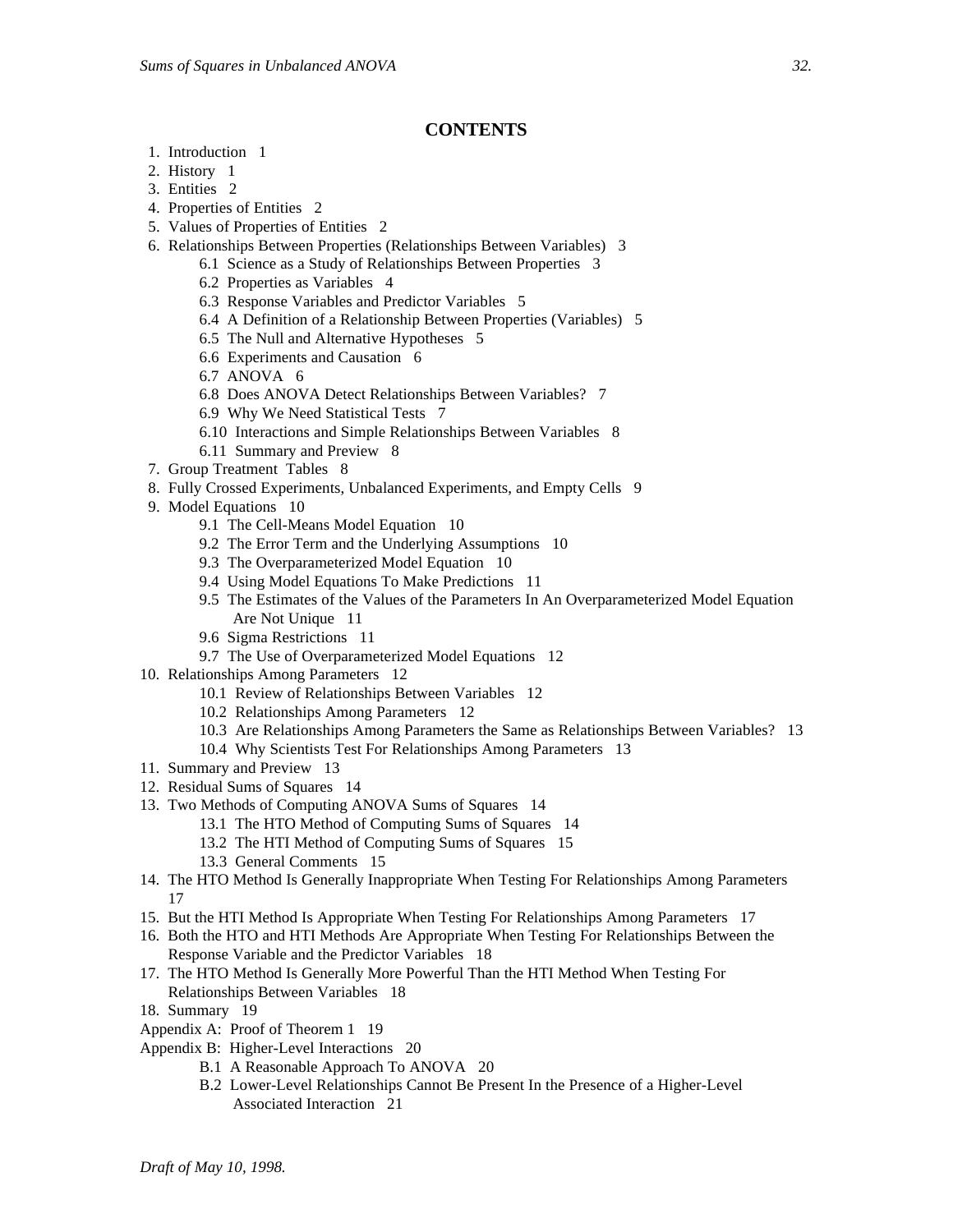## CONTENTS

1. Introduction 1
2. History 1
3. Entities 2
4. Properties of Entities 2
5. Values of Properties of Entities 2
6. Relationships Between Properties (Relationships Between Variables) 3
   - 6.1 Science as a Study of Relationships Between Properties 3
   - 6.2 Properties as Variables 4
   - 6.3 Response Variables and Predictor Variables 5
   - 6.4 A Definition of a Relationship Between Properties (Variables) 5
   - 6.5 The Null and Alternative Hypotheses 5
   - 6.6 Experiments and Causation 6
   - 6.7 ANOVA 6
   - 6.8 Does ANOVA Detect Relationships Between Variables? 7
   - 6.9 Why We Need Statistical Tests 7
   - 6.10 Interactions and Simple Relationships Between Variables 8
   - 6.11 Summary and Preview 8
7. Group Treatment Tables 8
8. Fully Crossed Experiments, Unbalanced Experiments, and Empty Cells 9
9. Model Equations 10
   - 9.1 The Cell-Means Model Equation 10
   - 9.2 The Error Term and the Underlying Assumptions 10
   - 9.3 The Overparameterized Model Equation 10
   - 9.4 Using Model Equations To Make Predictions 11
   - 9.5 The Estimates of the Values of the Parameters In An Overparameterized Model Equation Are Not Unique 11
   - 9.6 Sigma Restrictions 11
   - 9.7 The Use of Overparameterized Model Equations 12
10. Relationships Among Parameters 12
    - 10.1 Review of Relationships Between Variables 12
    - 10.2 Relationships Among Parameters 12
    - 10.3 Are Relationships Among Parameters the Same as Relationships Between Variables? 13
    - 10.4 Why Scientists Test For Relationships Among Parameters 13
11. Summary and Preview 13
12. Residual Sums of Squares 14
13. Two Methods of Computing ANOVA Sums of Squares 14
    - 13.1 The HTO Method of Computing Sums of Squares 14
    - 13.2 The HTI Method of Computing Sums of Squares 15
    - 13.3 General Comments 15
14. The HTO Method Is Generally Inappropriate When Testing For Relationships Among Parameters 17
15. But the HTI Method Is Appropriate When Testing For Relationships Among Parameters 17
16. Both the HTO and HTI Methods Are Appropriate When Testing For Relationships Between the Response Variable and the Predictor Variables 18
17. The HTO Method Is Generally More Powerful Than the HTI Method When Testing For Relationships Between Variables 18
18. Summary 19

Appendix A: Proof of Theorem 1 19

Appendix B: Higher-Level Interactions 20
- B.1 A Reasonable Approach To ANOVA 20
- B.2 Lower-Level Relationships Cannot Be Present In the Presence of a Higher-Level Associated Interaction 21

*Draft of May 10, 1998.*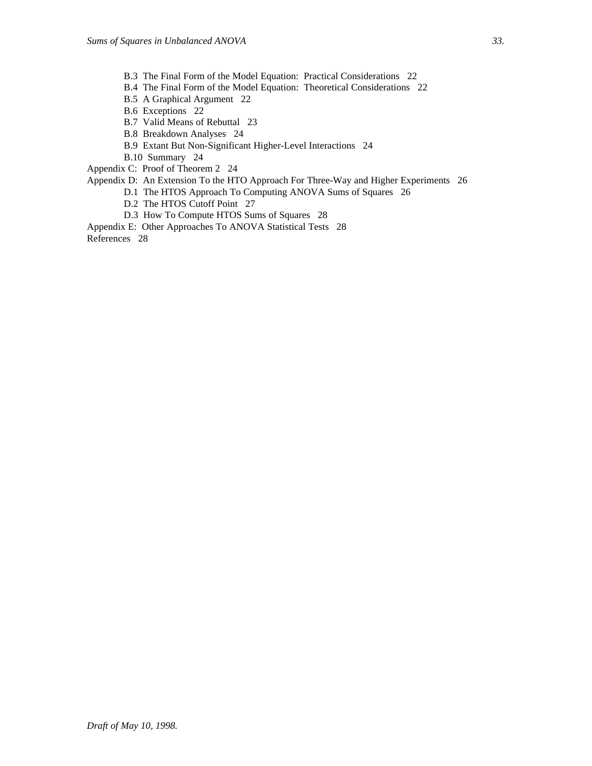B.3 The Final Form of the Model Equation: Practical Considerations 22
B.4 The Final Form of the Model Equation: Theoretical Considerations 22
B.5 A Graphical Argument 22
B.6 Exceptions 22
B.7 Valid Means of Rebuttal 23
B.8 Breakdown Analyses 24
B.9 Extant But Non-Significant Higher-Level Interactions 24
B.10 Summary 24

Appendix C: Proof of Theorem 2 24

Appendix D: An Extension To the HTO Approach For Three-Way and Higher Experiments 26

D.1 The HTOS Approach To Computing ANOVA Sums of Squares 26
D.2 The HTOS Cutoff Point 27
D.3 How To Compute HTOS Sums of Squares 28

Appendix E: Other Approaches To ANOVA Statistical Tests 28

References 28